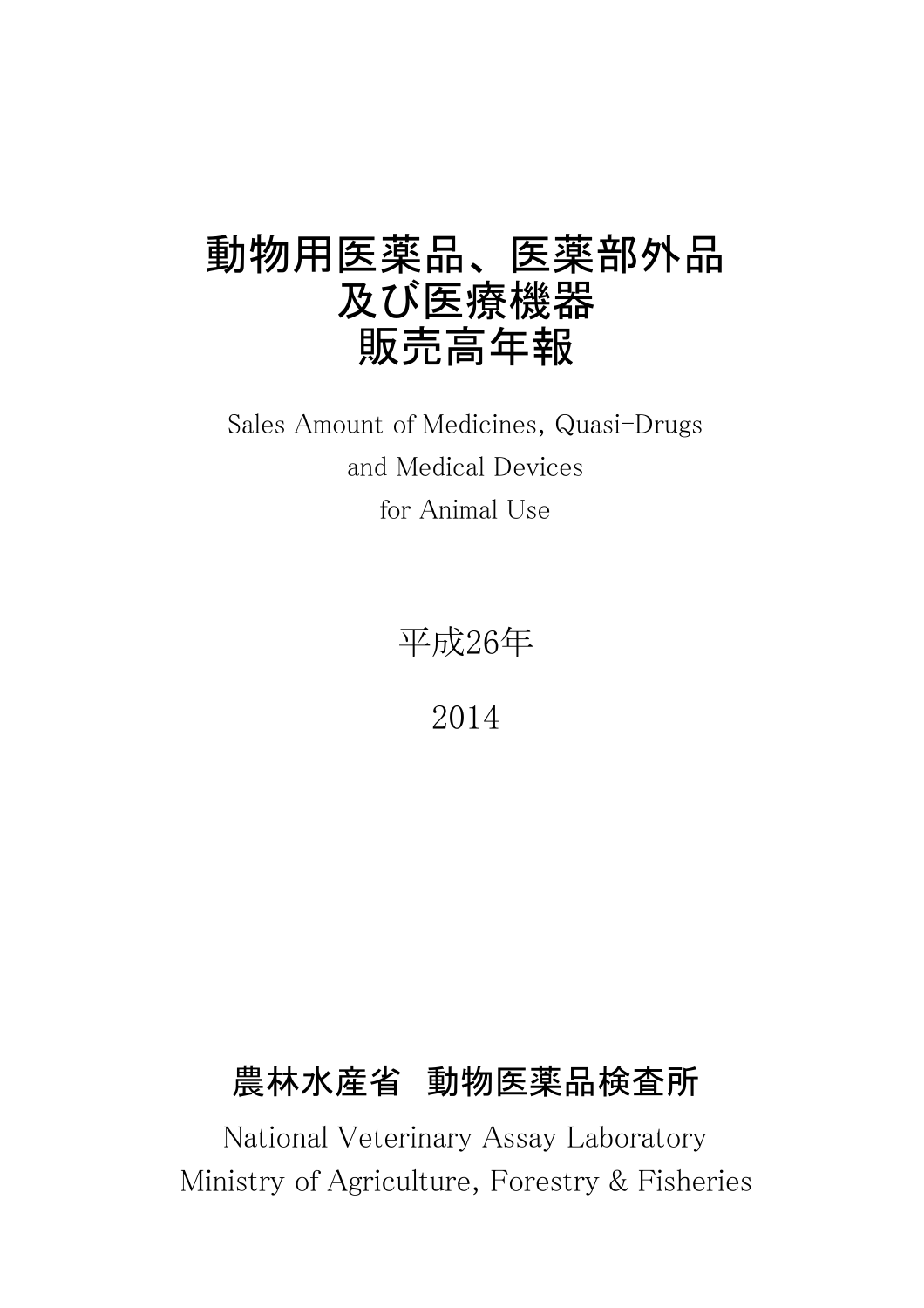# 動物用医薬品、医薬部外品
# 及び医療機器
# 販売高年報

Sales Amount of Medicines, Quasi-Drugs
and Medical Devices
for Animal Use

平成26年

2014

## 農林水産省　動物医薬品検査所

National Veterinary Assay Laboratory
Ministry of Agriculture, Forestry & Fisheries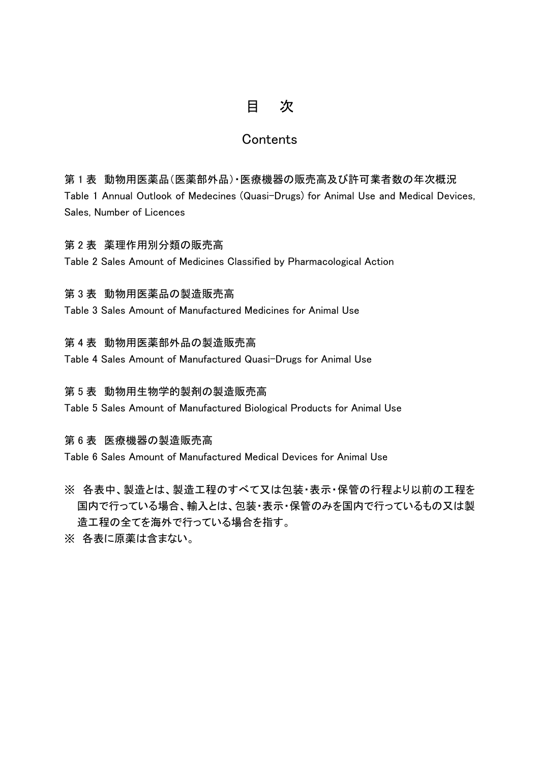# 目　次

## Contents

第 1 表　動物用医薬品(医薬部外品)・医療機器の販売高及び許可業者数の年次概況
Table 1 Annual Outlook of Medecines (Quasi-Drugs) for Animal Use and Medical Devices, Sales, Number of Licences

第 2 表　薬理作用別分類の販売高
Table 2 Sales Amount of Medicines Classified by Pharmacological Action

第 3 表　動物用医薬品の製造販売高
Table 3 Sales Amount of Manufactured Medicines for Animal Use

第 4 表　動物用医薬部外品の製造販売高
Table 4 Sales Amount of Manufactured Quasi-Drugs for Animal Use

第 5 表　動物用生物学的製剤の製造販売高
Table 5 Sales Amount of Manufactured Biological Products for Animal Use

第 6 表　医療機器の製造販売高
Table 6 Sales Amount of Manufactured Medical Devices for Animal Use

※ 各表中、製造とは、製造工程のすべて又は包装・表示・保管の行程より以前の工程を国内で行っている場合、輸入とは、包装・表示・保管のみを国内で行っているもの又は製造工程の全てを海外で行っている場合を指す。

※ 各表に原薬は含まない。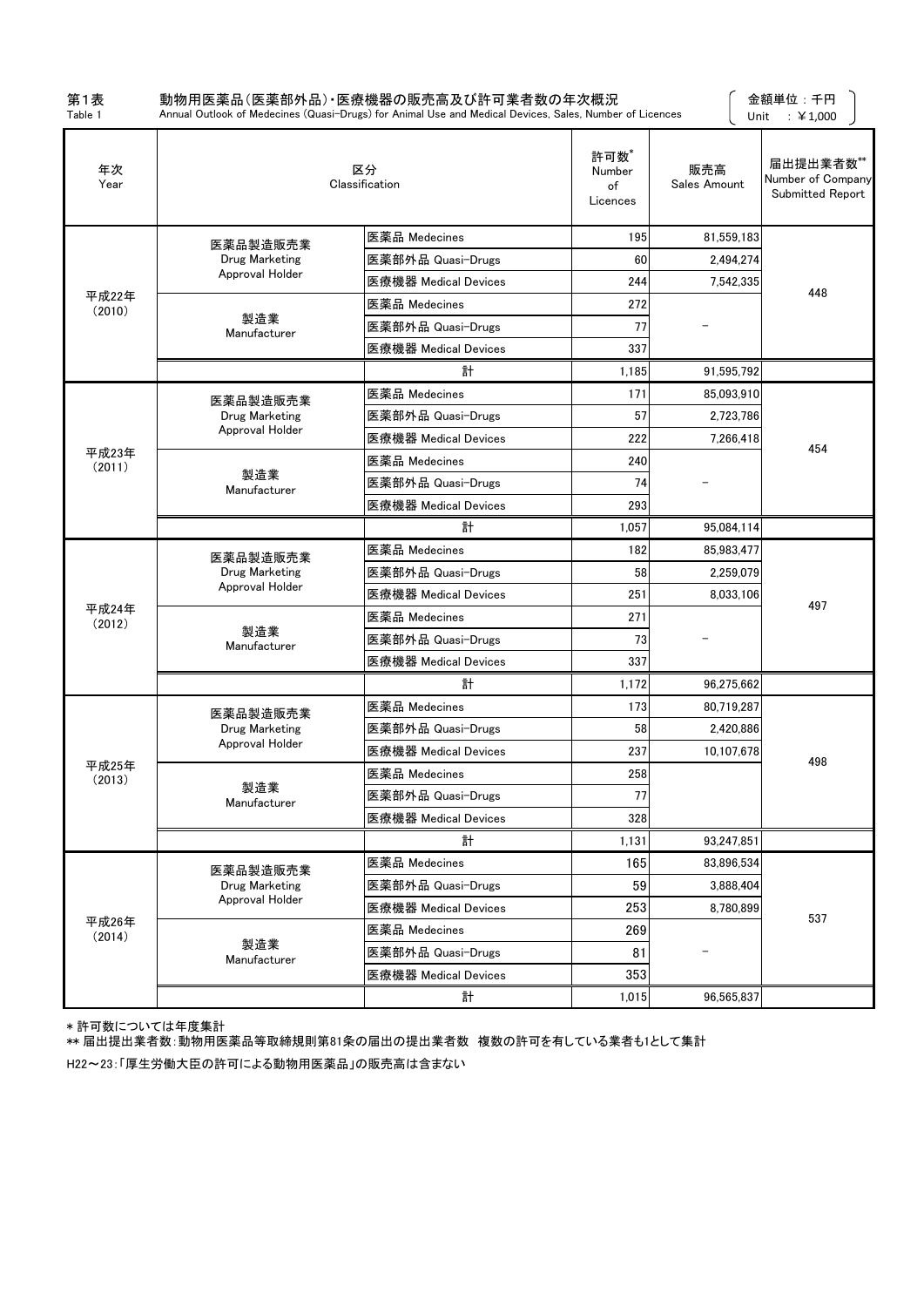# 第1表　動物用医薬品(医薬部外品)・医療機器の販売高及び許可業者数の年次概況

Table 1　Annual Outlook of Medecines (Quasi-Drugs) for Animal Use and Medical Devices, Sales, Number of Licences

金額単位：千円
Unit　：￥1,000

| 年次 Year | 区分 Classification | | 許可数* Number of Licences | 販売高 Sales Amount | 届出提出業者数** Number of Company Submitted Report |
|---|---|---|---|---|---|
| 平成22年 (2010) | 医薬品製造販売業 Drug Marketing Approval Holder | 医薬品 Medecines | 195 | 81,559,183 | 448 |
| | | 医薬部外品 Quasi-Drugs | 60 | 2,494,274 | |
| | | 医療機器 Medical Devices | 244 | 7,542,335 | |
| | 製造業 Manufacturer | 医薬品 Medecines | 272 | － | |
| | | 医薬部外品 Quasi-Drugs | 77 | | |
| | | 医療機器 Medical Devices | 337 | | |
| | | 計 | 1,185 | 91,595,792 | |
| 平成23年 (2011) | 医薬品製造販売業 Drug Marketing Approval Holder | 医薬品 Medecines | 171 | 85,093,910 | 454 |
| | | 医薬部外品 Quasi-Drugs | 57 | 2,723,786 | |
| | | 医療機器 Medical Devices | 222 | 7,266,418 | |
| | 製造業 Manufacturer | 医薬品 Medecines | 240 | － | |
| | | 医薬部外品 Quasi-Drugs | 74 | | |
| | | 医療機器 Medical Devices | 293 | | |
| | | 計 | 1,057 | 95,084,114 | |
| 平成24年 (2012) | 医薬品製造販売業 Drug Marketing Approval Holder | 医薬品 Medecines | 182 | 85,983,477 | 497 |
| | | 医薬部外品 Quasi-Drugs | 58 | 2,259,079 | |
| | | 医療機器 Medical Devices | 251 | 8,033,106 | |
| | 製造業 Manufacturer | 医薬品 Medecines | 271 | － | |
| | | 医薬部外品 Quasi-Drugs | 73 | | |
| | | 医療機器 Medical Devices | 337 | | |
| | | 計 | 1,172 | 96,275,662 | |
| 平成25年 (2013) | 医薬品製造販売業 Drug Marketing Approval Holder | 医薬品 Medecines | 173 | 80,719,287 | 498 |
| | | 医薬部外品 Quasi-Drugs | 58 | 2,420,886 | |
| | | 医療機器 Medical Devices | 237 | 10,107,678 | |
| | 製造業 Manufacturer | 医薬品 Medecines | 258 | | |
| | | 医薬部外品 Quasi-Drugs | 77 | | |
| | | 医療機器 Medical Devices | 328 | | |
| | | 計 | 1,131 | 93,247,851 | |
| 平成26年 (2014) | 医薬品製造販売業 Drug Marketing Approval Holder | 医薬品 Medecines | 165 | 83,896,534 | 537 |
| | | 医薬部外品 Quasi-Drugs | 59 | 3,888,404 | |
| | | 医療機器 Medical Devices | 253 | 8,780,899 | |
| | 製造業 Manufacturer | 医薬品 Medecines | 269 | － | |
| | | 医薬部外品 Quasi-Drugs | 81 | | |
| | | 医療機器 Medical Devices | 353 | | |
| | | 計 | 1,015 | 96,565,837 | |

* 許可数については年度集計

** 届出提出業者数：動物用医薬品等取締規則第81条の届出の提出業者数　複数の許可を有している業者も1として集計

H22～23：「厚生労働大臣の許可による動物用医薬品」の販売高は含まない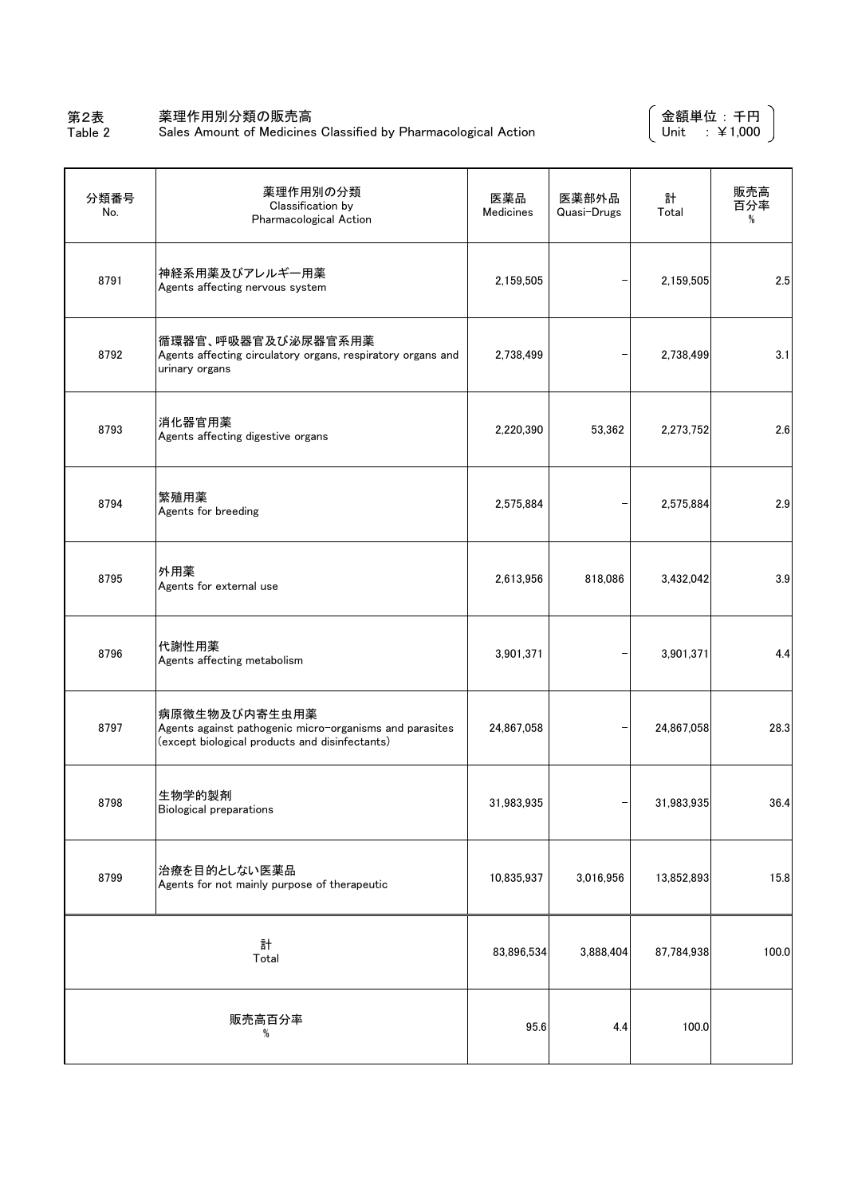第2表　　薬理作用別分類の販売高
Table 2　　Sales Amount of Medicines Classified by Pharmacological Action

（金額単位：千円 / Unit　：￥1,000）

| 分類番号 No. | 薬理作用別の分類 Classification by Pharmacological Action | 医薬品 Medicines | 医薬部外品 Quasi-Drugs | 計 Total | 販売高百分率 % |
| --- | --- | --- | --- | --- | --- |
| 8791 | 神経系用薬及びアレルギー用薬 Agents affecting nervous system | 2,159,505 | − | 2,159,505 | 2.5 |
| 8792 | 循環器官、呼吸器官及び泌尿器官系用薬 Agents affecting circulatory organs, respiratory organs and urinary organs | 2,738,499 | − | 2,738,499 | 3.1 |
| 8793 | 消化器官用薬 Agents affecting digestive organs | 2,220,390 | 53,362 | 2,273,752 | 2.6 |
| 8794 | 繁殖用薬 Agents for breeding | 2,575,884 | − | 2,575,884 | 2.9 |
| 8795 | 外用薬 Agents for external use | 2,613,956 | 818,086 | 3,432,042 | 3.9 |
| 8796 | 代謝性用薬 Agents affecting metabolism | 3,901,371 | − | 3,901,371 | 4.4 |
| 8797 | 病原微生物及び内寄生虫用薬 Agents against pathogenic micro-organisms and parasites (except biological products and disinfectants) | 24,867,058 | − | 24,867,058 | 28.3 |
| 8798 | 生物学的製剤 Biological preparations | 31,983,935 | − | 31,983,935 | 36.4 |
| 8799 | 治療を目的としない医薬品 Agents for not mainly purpose of therapeutic | 10,835,937 | 3,016,956 | 13,852,893 | 15.8 |
| 計 Total | | 83,896,534 | 3,888,404 | 87,784,938 | 100.0 |
| 販売高百分率 % | | 95.6 | 4.4 | 100.0 | |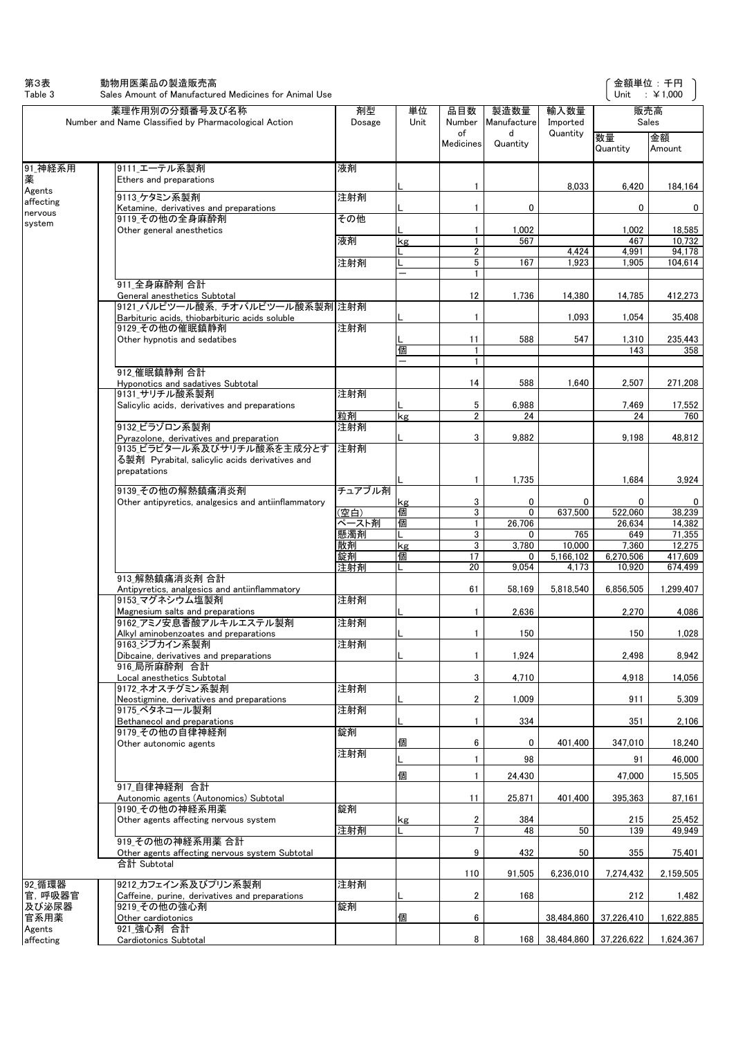第3表　　動物用医薬品の製造販売高
Table 3　　Sales Amount of Manufactured Medicines for Animal Use

（金額単位：千円　Unit　:￥1,000）

| 薬理作用別の分類番号及び名称 Number and Name Classified by Pharmacological Action | | 剤型 Dosage | 単位 Unit | 品目数 Number of Medicines | 製造数量 Manufactured Quantity | 輸入数量 Imported Quantity | 販売高 Sales 数量 Quantity | 金額 Amount |
|---|---|---|---|---|---|---|---|---|
| 91_神経系用薬 Agents affecting nervous system | 9111_エーテル系製剤 Ethers and preparations | 液剤 | L | 1 | | 8,033 | 6,420 | 184,164 |
| | 9113_ケタミン系製剤 Ketamine, derivatives and preparations | 注射剤 | L | 1 | 0 | | 0 | 0 |
| | 9119_その他の全身麻酔剤 Other general anesthetics | その他 | L | 1 | 1,002 | | 1,002 | 18,585 |
| | | 液剤 | kg | 1 | 567 | | 467 | 10,732 |
| | | | L | 2 | | 4,424 | 4,991 | 94,178 |
| | | 注射剤 | L | 5 | 167 | 1,923 | 1,905 | 104,614 |
| | | | − | 1 | | | | |
| | 911_全身麻酔剤 合計 General anesthetics Subtotal | | | 12 | 1,736 | 14,380 | 14,785 | 412,273 |
| | 9121_バルビツール酸系, チオバルビツール酸系製剤 Barbituric acids, thiobarbituric acids soluble | 注射剤 | L | 1 | | 1,093 | 1,054 | 35,408 |
| | 9129_その他の催眠鎮静剤 Other hypnotis and sedatibes | 注射剤 | L | 11 | 588 | 547 | 1,310 | 235,443 |
| | | | 個 | 1 | | | 143 | 358 |
| | | | − | 1 | | | | |
| | 912_催眠鎮静剤 合計 Hyponotics and sadatives Subtotal | | | 14 | 588 | 1,640 | 2,507 | 271,208 |
| | 9131_サリチル酸系製剤 Salicylic acids, derivatives and preparations | 注射剤 | L | 5 | 6,988 | | 7,469 | 17,552 |
| | | 粒剤 | kg | 2 | 24 | | 24 | 760 |
| | 9132_ピラゾロン系製剤 Pyrazolone, derivatives and preparation | 注射剤 | L | 3 | 9,882 | | 9,198 | 48,812 |
| | 9135_ピラビタール系及びサリチル酸系を主成分とする製剤 Pyrabital, salicylic acids derivatives and prepatations | 注射剤 | L | 1 | 1,735 | | 1,684 | 3,924 |
| | 9139_その他の解熱鎮痛消炎剤 Other antipyretics, analgesics and antiinflammatory | チュアブル剤 | kg | 3 | 0 | 0 | 0 | 0 |
| | | (空白) | 個 | 3 | 0 | 637,500 | 522,060 | 38,239 |
| | | ペースト剤 | 個 | 1 | 26,706 | | 26,634 | 14,382 |
| | | 懸濁剤 | L | 3 | 0 | 765 | 649 | 71,355 |
| | | 散剤 | kg | 3 | 3,780 | 10,000 | 7,360 | 12,275 |
| | | 錠剤 | 個 | 17 | 0 | 5,166,102 | 6,270,506 | 417,609 |
| | | 注射剤 | L | 20 | 9,054 | 4,173 | 10,920 | 674,499 |
| | 913_解熱鎮痛消炎剤 合計 Antipyretics, analgesics and antiinflammatory | | | 61 | 58,169 | 5,818,540 | 6,856,505 | 1,299,407 |
| | 9153_マグネシウム塩製剤 Magnesium salts and preparations | 注射剤 | L | 1 | 2,636 | | 2,270 | 4,086 |
| | 9162_アミノ安息香酸アルキルエステル製剤 Alkyl aminobenzoates and preparations | 注射剤 | L | 1 | 150 | | 150 | 1,028 |
| | 9163_ジブカイン系製剤 Dibcaine, derivatives and preparations | 注射剤 | L | 1 | 1,924 | | 2,498 | 8,942 |
| | 916_局所麻酔剤 合計 Local anesthetics Subtotal | | | 3 | 4,710 | | 4,918 | 14,056 |
| | 9172_ネオスチグミン系製剤 Neostigmine, derivatives and preparations | 注射剤 | L | 2 | 1,009 | | 911 | 5,309 |
| | 9175_ベタネコール製剤 Bethanecol and preparations | 注射剤 | L | 1 | 334 | | 351 | 2,106 |
| | 9179_その他の自律神経剤 Other autonomic agents | 錠剤 | 個 | 6 | 0 | 401,400 | 347,010 | 18,240 |
| | | 注射剤 | L | 1 | 98 | | 91 | 46,000 |
| | | | 個 | 1 | 24,430 | | 47,000 | 15,505 |
| | 917_自律神経剤 合計 Autonomic agents (Autonomics) Subtotal | | | 11 | 25,871 | 401,400 | 395,363 | 87,161 |
| | 9190_その他の神経系用薬 Other agents affecting nervous system | 錠剤 | kg | 2 | 384 | | 215 | 25,452 |
| | | 注射剤 | L | 7 | 48 | 50 | 139 | 49,949 |
| | 919_その他の神経系用薬 合計 Other agents affecting nervous system Subtotal | | | 9 | 432 | 50 | 355 | 75,401 |
| | 合計 Subtotal | | | 110 | 91,505 | 6,236,010 | 7,274,432 | 2,159,505 |
| 92_循環器官, 呼吸器官及び泌尿器官系用薬 Agents affecting | 9212_カフェイン系及びプリン系製剤 Caffeine, purine, derivatives and preparations | 注射剤 | L | 2 | 168 | | 212 | 1,482 |
| | 9219_その他の強心剤 Other cardiotonics | 錠剤 | 個 | 6 | | 38,484,860 | 37,226,410 | 1,622,885 |
| | 921_強心剤 合計 Cardiotonics Subtotal | | | 8 | 168 | 38,484,860 | 37,226,622 | 1,624,367 |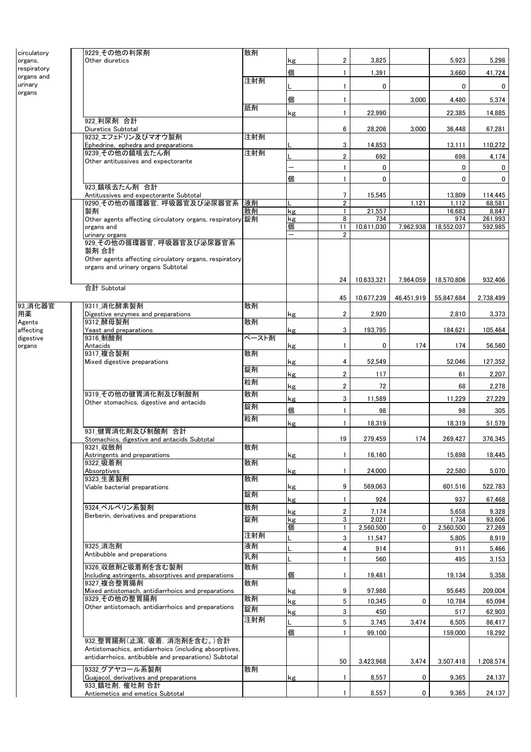| | | | | | | | | |
|---|---|---|---|---|---|---|---|---|
| circulatory organs, respiratory organs and urinary organs | 9229_その他の利尿剤 Other diuretics | 散剤 | kg | 2 | 3,825 | | 5,923 | 5,298 |
| | | | 個 | 1 | 1,391 | | 3,660 | 41,724 |
| | | 注射剤 | L | 1 | 0 | | 0 | 0 |
| | | | 個 | 1 | | 3,000 | 4,480 | 5,374 |
| | | 舐剤 | kg | 1 | 22,990 | | 22,385 | 14,885 |
| | 922_利尿剤 合計 Diuretics Subtotal | | | 6 | 28,206 | 3,000 | 36,448 | 67,281 |
| | 9232_エフェドリン及びマオウ製剤 Ephedrine, ephedra and preparations | 注射剤 | L | 3 | 14,853 | | 13,111 | 110,272 |
| | 9239_その他の鎮咳去たん剤 Other antitussives and expectorante | 注射剤 | L | 2 | 692 | | 698 | 4,174 |
| | | | ― | 1 | 0 | | 0 | 0 |
| | | | 個 | 1 | 0 | | 0 | 0 |
| | 923_鎮咳去たん剤 合計 Antitussives and expectorante Subtotal | | | 7 | 15,545 | | 13,809 | 114,445 |
| | 9290_その他の循環器官，呼吸器官及び泌尿器官系製剤 Other agents affecting circulatory organs, respiratory organs and urinary organs | 液剤 | L | 2 | | 1,121 | 1,112 | 68,581 |
| | | 散剤 | kg | 1 | 21,557 | | 16,683 | 8,847 |
| | | 錠剤 | kg | 8 | 734 | | 974 | 261,993 |
| | | | 個 | 11 | 10,611,030 | 7,962,938 | 18,552,037 | 592,985 |
| | | | ― | 2 | | | | |
| | 929_その他の循環器官，呼吸器官及び泌尿器官系製剤 合計 Other agents affecting circulatory organs, respiratory organs and urinary organs Subtotal | | | 24 | 10,633,321 | 7,964,059 | 18,570,806 | 932,406 |
| | 合計 Subtotal | | | 45 | 10,677,239 | 46,451,919 | 55,847,684 | 2,738,499 |
| 93_消化器官用薬 Agents affecting digestive organs | 9311_消化酵素製剤 Digestive enzymes and preparations | 散剤 | kg | 2 | 2,920 | | 2,810 | 3,373 |
| | 9312_酵母製剤 Yeast and preparations | 散剤 | kg | 3 | 193,795 | | 184,621 | 105,464 |
| | 9316_制酸剤 Antacids | ペースト剤 | kg | 1 | 0 | 174 | 174 | 56,560 |
| | 9317_複合製剤 Mixed digestive preparations | 散剤 | kg | 4 | 52,549 | | 52,046 | 127,352 |
| | | 錠剤 | kg | 2 | 117 | | 61 | 2,207 |
| | | 粒剤 | kg | 2 | 72 | | 68 | 2,278 |
| | 9319_その他の健胃消化剤及び制酸剤 Other stomachics, digestive and antacids | 散剤 | kg | 3 | 11,589 | | 11,229 | 27,229 |
| | | 錠剤 | 個 | 1 | 98 | | 98 | 305 |
| | | 粒剤 | kg | 1 | 18,319 | | 18,319 | 51,579 |
| | 931_健胃消化剤及び制酸剤 合計 Stomachics, digestive and antacids Subtotal | | | 19 | 279,459 | 174 | 269,427 | 376,345 |
| | 9321_収斂剤 Astringents and preparations | 散剤 | kg | 1 | 16,160 | | 15,698 | 18,445 |
| | 9322_吸着剤 Absorptives | 散剤 | kg | 1 | 24,000 | | 22,580 | 5,070 |
| | 9323_生菌製剤 Viable bacterial preparations | 散剤 | kg | 9 | 569,063 | | 601,516 | 522,783 |
| | | 錠剤 | kg | 1 | 924 | | 937 | 67,468 |
| | 9324_ベルベリン系製剤 Berberin, derivatives and preparations | 散剤 | kg | 2 | 7,174 | | 5,658 | 9,328 |
| | | 錠剤 | kg | 3 | 2,021 | | 1,734 | 93,606 |
| | | | 個 | 1 | 2,560,500 | 0 | 2,560,500 | 27,269 |
| | | 注射剤 | L | 3 | 11,547 | | 5,805 | 8,919 |
| | 9325_消泡剤 Antibubble and preparations | 液剤 | L | 4 | 914 | | 911 | 5,466 |
| | | 乳剤 | L | 1 | 560 | | 495 | 3,153 |
| | 9326_収斂剤と吸着剤を含む製剤 Including astringents, absorptives and preparations | 散剤 | 個 | 1 | 19,481 | | 19,134 | 5,358 |
| | 9327_複合整胃腸剤 Mixed antistomach, antidiarrhoics and preparations | 散剤 | kg | 9 | 97,986 | | 95,645 | 209,004 |
| | 9329_その他の整胃腸剤 Other antistomach, antidiarrhoics and preparations | 散剤 | kg | 5 | 10,345 | 0 | 10,784 | 65,094 |
| | | 錠剤 | kg | 3 | 450 | | 517 | 62,903 |
| | | 注射剤 | L | 5 | 3,745 | 3,474 | 6,505 | 86,417 |
| | | | 個 | 1 | 99,100 | | 159,000 | 18,292 |
| | 932_整胃腸剤(止瀉，吸着，消泡剤を含む。)合計 Antistomachics, antidiarrhoics (including absorptives, antidiarrhoics, antibubble and preparations) Subtotal | | | 50 | 3,423,968 | 3,474 | 3,507,418 | 1,208,574 |
| | 9332_グアヤコール系製剤 Guajacol, derivatives and preparations | 散剤 | kg | 1 | 8,557 | 0 | 9,365 | 24,137 |
| | 933_鎮吐剤，催吐剤 合計 Antiemetics and emetics Subtotal | | | 1 | 8,557 | 0 | 9,365 | 24,137 |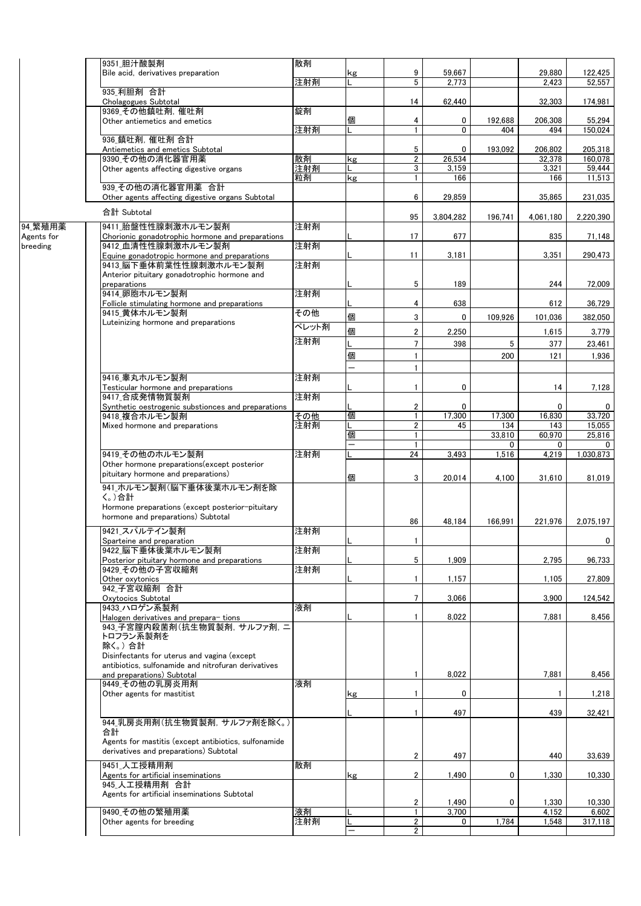| | 品目 | 剤型 | 単位 | | | | | |
|---|---|---|---|---|---|---|---|---|
| | 9351_胆汁酸製剤<br>Bile acid, derivatives preparation | 散剤 | kg | 9 | 59,667 | | 29,880 | 122,425 |
| | | 注射剤 | L | 5 | 2,773 | | 2,423 | 52,557 |
| | 935_利胆剤 合計<br>Cholagogues Subtotal | | | 14 | 62,440 | | 32,303 | 174,981 |
| | 9369_その他鎮吐剤, 催吐剤<br>Other antiemetics and emetics | 錠剤 | 個 | 4 | 0 | 192,688 | 206,308 | 55,294 |
| | | 注射剤 | L | 1 | 0 | 404 | 494 | 150,024 |
| | 936_鎮吐剤, 催吐剤 合計<br>Antiemetics and emetics Subtotal | | | 5 | 0 | 193,092 | 206,802 | 205,318 |
| | 9390_その他の消化器官用薬<br>Other agents affecting digestive organs | 散剤 | kg | 2 | 26,534 | | 32,378 | 160,078 |
| | | 注射剤 | L | 3 | 3,159 | | 3,321 | 59,444 |
| | | 粒剤 | kg | 1 | 166 | | 166 | 11,513 |
| | 939_その他の消化器官用薬 合計<br>Other agents affecting digestive organs Subtotal | | | 6 | 29,859 | | 35,865 | 231,035 |
| | 合計 Subtotal | | | 95 | 3,804,282 | 196,741 | 4,061,180 | 2,220,390 |
| 94_繁殖用薬<br>Agents for breeding | 9411_胎盤性性腺刺激ホルモン製剤<br>Chorionic gonadotrophic hormone and preparations | 注射剤 | L | 17 | 677 | | 835 | 71,148 |
| | 9412_血清性性腺刺激ホルモン製剤<br>Equine gonadotropic hormone and preparations | 注射剤 | L | 11 | 3,181 | | 3,351 | 290,473 |
| | 9413_脳下垂体前葉性性腺刺激ホルモン製剤<br>Anterior pituitary gonadotrophic hormone and preparations | 注射剤 | L | 5 | 189 | | 244 | 72,009 |
| | 9414_卵胞ホルモン製剤<br>Follicle stimulating hormone and preparations | 注射剤 | L | 4 | 638 | | 612 | 36,729 |
| | 9415_黄体ホルモン製剤<br>Luteinizing hormone and preparations | その他 | 個 | 3 | 0 | 109,926 | 101,036 | 382,050 |
| | | ペレット剤 | 個 | 2 | 2,250 | | 1,615 | 3,779 |
| | | 注射剤 | L | 7 | 398 | 5 | 377 | 23,461 |
| | | | 個 | 1 | | 200 | 121 | 1,936 |
| | | | － | 1 | | | | |
| | 9416_睾丸ホルモン製剤<br>Testicular hormone and preparations | 注射剤 | L | 1 | 0 | | 14 | 7,128 |
| | 9417_合成発情物質製剤<br>Synthetic oestrogenic substionces and preparations | 注射剤 | L | 2 | 0 | | 0 | 0 |
| | 9418_複合ホルモン製剤<br>Mixed hormone and preparations | その他 | 個 | 1 | 17,300 | 17,300 | 16,830 | 33,720 |
| | | 注射剤 | L | 2 | 45 | 134 | 143 | 15,055 |
| | | | 個 | 1 | | 33,810 | 60,970 | 25,816 |
| | | | － | 1 | | 0 | 0 | 0 |
| | 9419_その他のホルモン製剤<br>Other hormone preparations(except posterior pituitary hormone and preparations) | 注射剤 | L | 24 | 3,493 | 1,516 | 4,219 | 1,030,873 |
| | | | 個 | 3 | 20,014 | 4,100 | 31,610 | 81,019 |
| | 941_ホルモン製剤(脳下垂体後葉ホルモン剤を除く。)合計<br>Hormone preparations (except posterior-pituitary hormone and preparations) Subtotal | | | 86 | 48,184 | 166,991 | 221,976 | 2,075,197 |
| | 9421_スパルテイン製剤<br>Sparteine and preparation | 注射剤 | L | 1 | | | | 0 |
| | 9422_脳下垂体後葉ホルモン製剤<br>Posterior pituitary hormone and preparations | 注射剤 | L | 5 | 1,909 | | 2,795 | 96,733 |
| | 9429_その他の子宮収縮剤<br>Other oxytonics | 注射剤 | L | 1 | 1,157 | | 1,105 | 27,809 |
| | 942_子宮収縮剤 合計<br>Oxytocics Subtotal | | | 7 | 3,066 | | 3,900 | 124,542 |
| | 9433_ハロゲン系製剤<br>Halogen derivatives and prepara- tions | 液剤 | L | 1 | 8,022 | | 7,881 | 8,456 |
| | 943_子宮膣内殺菌剤(抗生物質製剤, サルファ剤, ニトロフラン系製剤を除く。) 合計<br>Disinfectants for uterus and vagina (except antibiotics, sulfonamide and nitrofuran derivatives and preparations) Subtotal | | | 1 | 8,022 | | 7,881 | 8,456 |
| | 9449_その他の乳房炎用剤<br>Other agents for mastitist | 液剤 | kg | 1 | 0 | | 1 | 1,218 |
| | | | L | 1 | 497 | | 439 | 32,421 |
| | 944_乳房炎用剤(抗生物質製剤, サルファ剤を除く。) 合計<br>Agents for mastitis (except antibiotics, sulfonamide derivatives and preparations) Subtotal | | | 2 | 497 | | 440 | 33,639 |
| | 9451_人工授精用剤<br>Agents for artificial inseminations | 散剤 | kg | 2 | 1,490 | 0 | 1,330 | 10,330 |
| | 945_人工授精用剤 合計<br>Agents for artificial inseminations Subtotal | | | 2 | 1,490 | 0 | 1,330 | 10,330 |
| | 9490_その他の繁殖用薬<br>Other agents for breeding | 液剤 | L | 1 | 3,700 | | 4,152 | 6,602 |
| | | 注射剤 | L | 2 | 0 | 1,784 | 1,548 | 317,118 |
| | | | － | 2 | | | | |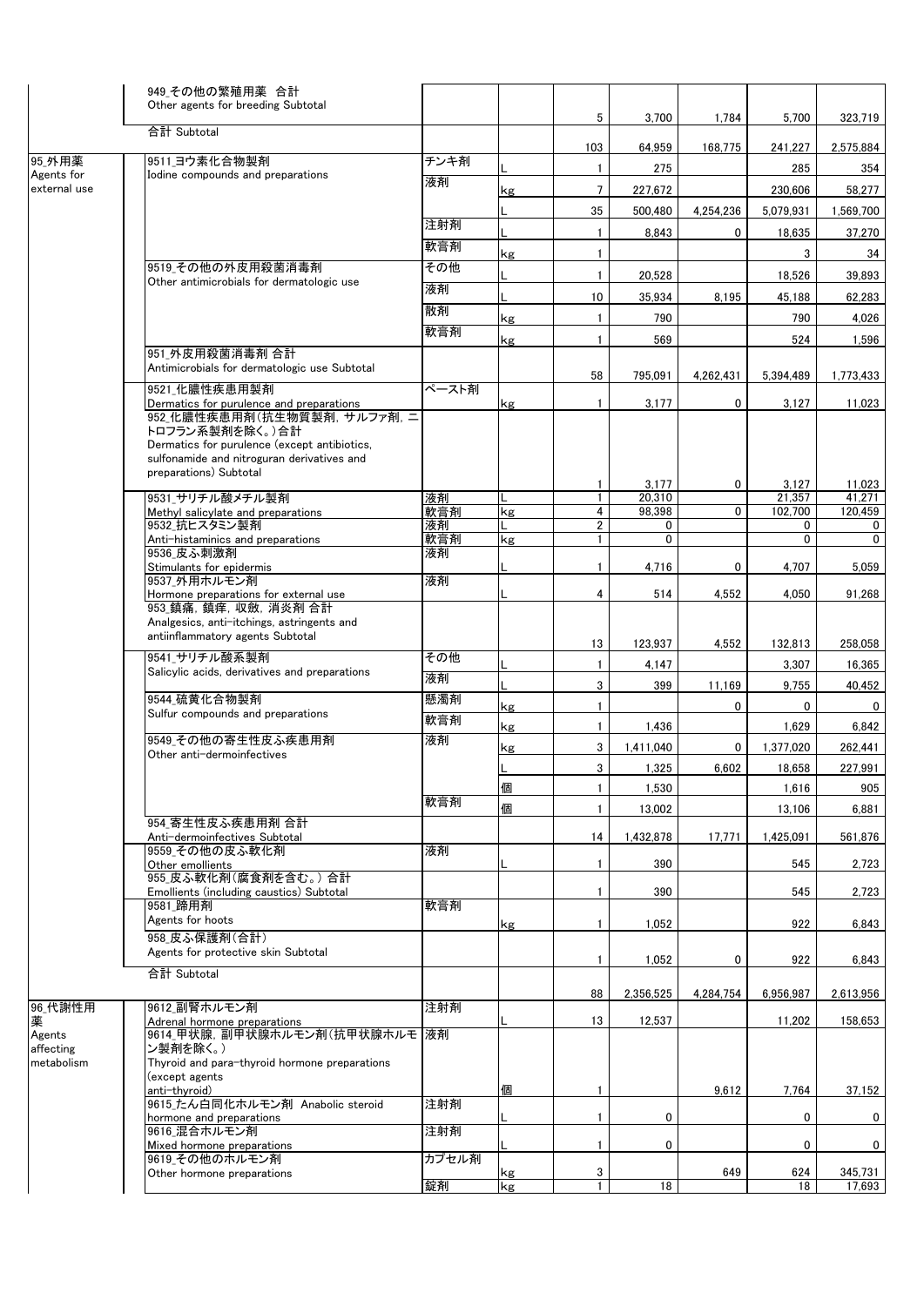| | | | | | | | | |
|---|---|---|---|---|---|---|---|---|
| | 949_その他の繁殖用薬 合計 Other agents for breeding Subtotal | | | 5 | 3,700 | 1,784 | 5,700 | 323,719 |
| | 合計 Subtotal | | | 103 | 64,959 | 168,775 | 241,227 | 2,575,884 |
| 95_外用薬 Agents for external use | 9511_ヨウ素化合物製剤 Iodine compounds and preparations | チンキ剤 | L | 1 | 275 | | 285 | 354 |
| | | 液剤 | kg | 7 | 227,672 | | 230,606 | 58,277 |
| | | | L | 35 | 500,480 | 4,254,236 | 5,079,931 | 1,569,700 |
| | | 注射剤 | L | 1 | 8,843 | 0 | 18,635 | 37,270 |
| | | 軟膏剤 | kg | 1 | | | 3 | 34 |
| | 9519_その他の外皮用殺菌消毒剤 Other antimicrobials for dermatologic use | その他 | L | 1 | 20,528 | | 18,526 | 39,893 |
| | | 液剤 | L | 10 | 35,934 | 8,195 | 45,188 | 62,283 |
| | | 散剤 | kg | 1 | 790 | | 790 | 4,026 |
| | | 軟膏剤 | kg | 1 | 569 | | 524 | 1,596 |
| | 951_外皮用殺菌消毒剤 合計 Antimicrobials for dermatologic use Subtotal | | | 58 | 795,091 | 4,262,431 | 5,394,489 | 1,773,433 |
| | 9521_化膿性疾患用製剤 Dermatics for purulence and preparations | ペースト剤 | kg | 1 | 3,177 | 0 | 3,127 | 11,023 |
| | 952_化膿性疾患用剤(抗生物質製剤, サルファ剤, ニトロフラン系製剤を除く。)合計 Dermatics for purulence (except antibiotics, sulfonamide and nitroguran derivatives and preparations) Subtotal | | | 1 | 3,177 | 0 | 3,127 | 11,023 |
| | 9531_サリチル酸メチル製剤 Methyl salicylate and preparations | 液剤 | L | 1 | 20,310 | | 21,357 | 41,271 |
| | | 軟膏剤 | kg | 4 | 98,398 | 0 | 102,700 | 120,459 |
| | 9532_抗ヒスタミン製剤 Anti-histaminics and preparations | 液剤 | L | 2 | 0 | | 0 | 0 |
| | | 軟膏剤 | kg | 1 | 0 | | 0 | 0 |
| | 9536_皮ふ刺激剤 Stimulants for epidermis | 液剤 | L | 1 | 4,716 | 0 | 4,707 | 5,059 |
| | 9537_外用ホルモン剤 Hormone preparations for external use | 液剤 | L | 4 | 514 | 4,552 | 4,050 | 91,268 |
| | 953_鎮痛, 鎮痒, 収斂, 消炎剤 合計 Analgesics, anti-itchings, astringents and antiinflammatory agents Subtotal | | | 13 | 123,937 | 4,552 | 132,813 | 258,058 |
| | 9541_サリチル酸系製剤 Salicylic acids, derivatives and preparations | その他 | L | 1 | 4,147 | | 3,307 | 16,365 |
| | | 液剤 | L | 3 | 399 | 11,169 | 9,755 | 40,452 |
| | 9544_硫黄化合物製剤 Sulfur compounds and preparations | 懸濁剤 | kg | 1 | | 0 | 0 | 0 |
| | | 軟膏剤 | kg | 1 | 1,436 | | 1,629 | 6,842 |
| | 9549_その他の寄生性皮ふ疾患用剤 Other anti-dermoinfectives | 液剤 | kg | 3 | 1,411,040 | 0 | 1,377,020 | 262,441 |
| | | | L | 3 | 1,325 | 6,602 | 18,658 | 227,991 |
| | | | 個 | 1 | 1,530 | | 1,616 | 905 |
| | | 軟膏剤 | 個 | 1 | 13,002 | | 13,106 | 6,881 |
| | 954_寄生性皮ふ疾患用剤 合計 Anti-dermoinfectives Subtotal | | | 14 | 1,432,878 | 17,771 | 1,425,091 | 561,876 |
| | 9559_その他の皮ふ軟化剤 Other emollients | 液剤 | L | 1 | 390 | | 545 | 2,723 |
| | 955_皮ふ軟化剤(腐食剤を含む。) 合計 Emollients (including caustics) Subtotal | | | 1 | 390 | | 545 | 2,723 |
| | 9581_蹄用剤 Agents for hoots | 軟膏剤 | kg | 1 | 1,052 | | 922 | 6,843 |
| | 958_皮ふ保護剤(合計) Agents for protective skin Subtotal | | | 1 | 1,052 | 0 | 922 | 6,843 |
| | 合計 Subtotal | | | 88 | 2,356,525 | 4,284,754 | 6,956,987 | 2,613,956 |
| 96_代謝性用薬 Agents affecting metabolism | 9612_副腎ホルモン剤 Adrenal hormone preparations | 注射剤 | L | 13 | 12,537 | | 11,202 | 158,653 |
| | 9614_甲状腺, 副甲状腺ホルモン剤(抗甲状腺ホルモン製剤を除く。) Thyroid and para-thyroid hormone preparations (except agents anti-thyroid) | 液剤 | 個 | 1 | | 9,612 | 7,764 | 37,152 |
| | 9615_たん白同化ホルモン剤 Anabolic steroid hormone and preparations | 注射剤 | L | 1 | 0 | | 0 | 0 |
| | 9616_混合ホルモン剤 Mixed hormone preparations | 注射剤 | L | 1 | 0 | | 0 | 0 |
| | 9619_その他のホルモン剤 Other hormone preparations | カプセル剤 | kg | 3 | | 649 | 624 | 345,731 |
| | | 錠剤 | kg | 1 | 18 | | 18 | 17,693 |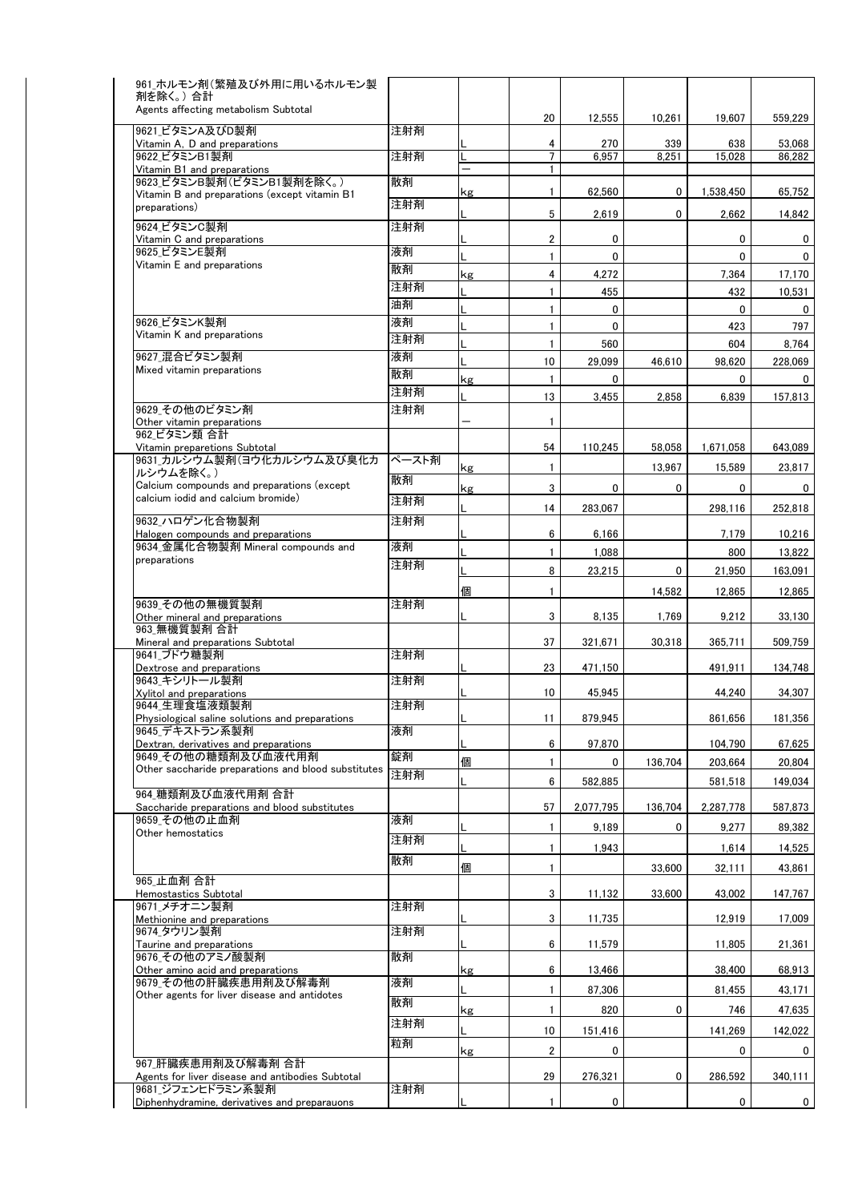| | | | | | | | |
|---|---|---|---|---|---|---|---|
| 961_ホルモン剤(繁殖及び外用に用いるホルモン製剤を除く。) 合計<br>Agents affecting metabolism Subtotal | | | 20 | 12,555 | 10,261 | 19,607 | 559,229 |
| 9621_ビタミンA及びD製剤<br>Vitamin A, D and preparations | 注射剤 | L | 4 | 270 | 339 | 638 | 53,068 |
| 9622_ビタミンB1製剤<br>Vitamin B1 and preparations | 注射剤 | L | 7 | 6,957 | 8,251 | 15,028 | 86,282 |
| | | — | 1 | | | | |
| 9623_ビタミンB製剤(ビタミンB1製剤を除く。)<br>Vitamin B and preparations (except vitamin B1 preparations) | 散剤 | kg | 1 | 62,560 | 0 | 1,538,450 | 65,752 |
| | 注射剤 | L | 5 | 2,619 | 0 | 2,662 | 14,842 |
| 9624_ビタミンC製剤<br>Vitamin C and preparations | 注射剤 | L | 2 | 0 | | 0 | 0 |
| 9625_ビタミンE製剤<br>Vitamin E and preparations | 液剤 | L | 1 | 0 | | 0 | 0 |
| | 散剤 | kg | 4 | 4,272 | | 7,364 | 17,170 |
| | 注射剤 | L | 1 | 455 | | 432 | 10,531 |
| | 油剤 | L | 1 | 0 | | 0 | 0 |
| 9626_ビタミンK製剤<br>Vitamin K and preparations | 液剤 | L | 1 | 0 | | 423 | 797 |
| | 注射剤 | L | 1 | 560 | | 604 | 8,764 |
| 9627_混合ビタミン製剤<br>Mixed vitamin preparations | 液剤 | L | 10 | 29,099 | 46,610 | 98,620 | 228,069 |
| | 散剤 | kg | 1 | 0 | | 0 | 0 |
| | 注射剤 | L | 13 | 3,455 | 2,858 | 6,839 | 157,813 |
| 9629_その他のビタミン剤<br>Other vitamin preparations | 注射剤 | — | 1 | | | | |
| 962_ビタミン類 合計<br>Vitamin preparetions Subtotal | | | 54 | 110,245 | 58,058 | 1,671,058 | 643,089 |
| 9631_カルシウム製剤(ヨウ化カルシウム及び臭化カルシウムを除く。)<br>Calcium compounds and preparations (except calcium iodid and calcium bromide) | ペースト剤 | kg | 1 | | 13,967 | 15,589 | 23,817 |
| | 散剤 | kg | 3 | 0 | 0 | 0 | 0 |
| | 注射剤 | L | 14 | 283,067 | | 298,116 | 252,818 |
| 9632_ハロゲン化合物製剤<br>Halogen compounds and preparations | 注射剤 | L | 6 | 6,166 | | 7,179 | 10,216 |
| 9634_金属化合物製剤 Mineral compounds and preparations | 液剤 | L | 1 | 1,088 | | 800 | 13,822 |
| | 注射剤 | L | 8 | 23,215 | 0 | 21,950 | 163,091 |
| | | 個 | 1 | | 14,582 | 12,865 | 12,865 |
| 9639_その他の無機質製剤<br>Other mineral and preparations | 注射剤 | L | 3 | 8,135 | 1,769 | 9,212 | 33,130 |
| 963_無機質製剤 合計<br>Mineral and preparations Subtotal | | | 37 | 321,671 | 30,318 | 365,711 | 509,759 |
| 9641_ブドウ糖製剤<br>Dextrose and preparations | 注射剤 | L | 23 | 471,150 | | 491,911 | 134,748 |
| 9643_キシリトール製剤<br>Xylitol and preparations | 注射剤 | L | 10 | 45,945 | | 44,240 | 34,307 |
| 9644_生理食塩液類製剤<br>Physiological saline solutions and preparations | 注射剤 | L | 11 | 879,945 | | 861,656 | 181,356 |
| 9645_デキストラン系製剤<br>Dextran, derivatives and preparations | 液剤 | L | 6 | 97,870 | | 104,790 | 67,625 |
| 9649_その他の糖類剤及び血液代用剤<br>Other saccharide preparations and blood substitutes | 錠剤 | 個 | 1 | 0 | 136,704 | 203,664 | 20,804 |
| | 注射剤 | L | 6 | 582,885 | | 581,518 | 149,034 |
| 964_糖類剤及び血液代用剤 合計<br>Saccharide preparations and blood substitutes | | | 57 | 2,077,795 | 136,704 | 2,287,778 | 587,873 |
| 9659_その他の止血剤<br>Other hemostatics | 液剤 | L | 1 | 9,189 | 0 | 9,277 | 89,382 |
| | 注射剤 | L | 1 | 1,943 | | 1,614 | 14,525 |
| | 散剤 | 個 | 1 | | 33,600 | 32,111 | 43,861 |
| 965_止血剤 合計<br>Hemostastics Subtotal | | | 3 | 11,132 | 33,600 | 43,002 | 147,767 |
| 9671_メチオニン製剤<br>Methionine and preparations | 注射剤 | L | 3 | 11,735 | | 12,919 | 17,009 |
| 9674_タウリン製剤<br>Taurine and preparations | 注射剤 | L | 6 | 11,579 | | 11,805 | 21,361 |
| 9676_その他のアミノ酸製剤<br>Other amino acid and preparations | 散剤 | kg | 6 | 13,466 | | 38,400 | 68,913 |
| 9679_その他の肝臓疾患用剤及び解毒剤<br>Other agents for liver disease and antidotes | 液剤 | L | 1 | 87,306 | | 81,455 | 43,171 |
| | 散剤 | kg | 1 | 820 | 0 | 746 | 47,635 |
| | 注射剤 | L | 10 | 151,416 | | 141,269 | 142,022 |
| | 粒剤 | kg | 2 | 0 | | 0 | 0 |
| 967_肝臓疾患用剤及び解毒剤 合計<br>Agents for liver disease and antibodies Subtotal | | | 29 | 276,321 | 0 | 286,592 | 340,111 |
| 9681_ジフェンヒドラミン系製剤<br>Diphenhydramine, derivatives and preparauons | 注射剤 | L | 1 | 0 | | 0 | 0 |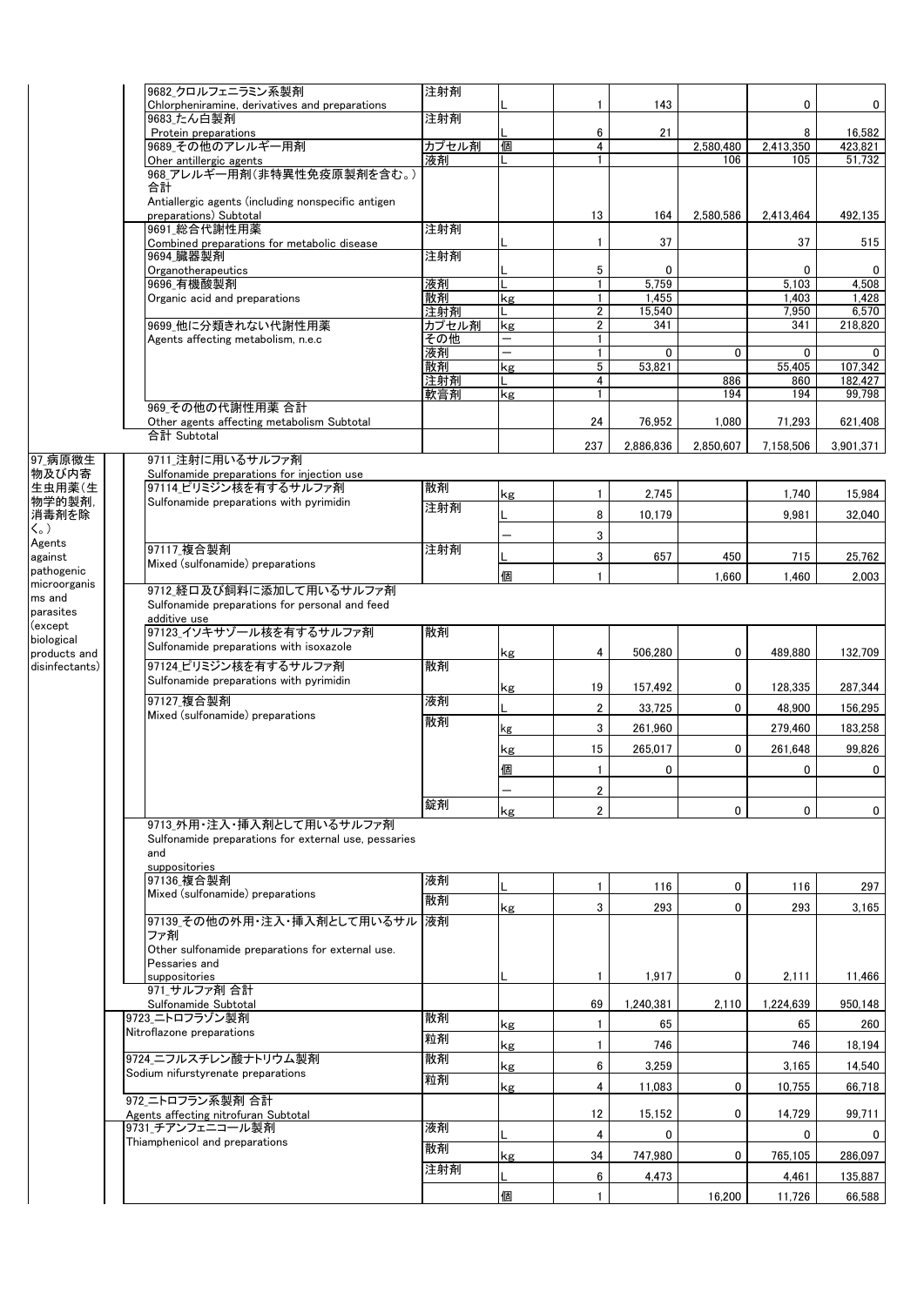| | | | | | | | | |
|---|---|---|---|---|---|---|---|---|
| | 9682_クロルフェニラミン系製剤<br>Chlorpheniramine, derivatives and preparations | 注射剤 | L | 1 | 143 | | 0 | 0 |
| | 9683_たん白製剤<br>Protein preparations | 注射剤 | | 6 | 21 | | 8 | 16,582 |
| | 9689_その他のアレルギー用剤<br>Oher antillergic agents | カプセル剤 | 個 | 4 | | 2,580,480 | 2,413,350 | 423,821 |
| | | 液剤 | L | 1 | | 106 | 105 | 51,732 |
| | 968_アレルギー用剤(非特異性免疫原製剤を含む。)合計<br>Antiallergic agents (including nonspecific antigen preparations) Subtotal | | | 13 | 164 | 2,580,586 | 2,413,464 | 492,135 |
| | 9691_総合代謝性用薬<br>Combined preparations for metabolic disease | 注射剤 | L | 1 | 37 | | 37 | 515 |
| | 9694_臓器製剤<br>Organotherapeutics | 注射剤 | L | 5 | 0 | | 0 | 0 |
| | 9696_有機酸製剤<br>Organic acid and preparations | 液剤 | L | 1 | 5,759 | | 5,103 | 4,508 |
| | | 散剤 | kg | 1 | 1,455 | | 1,403 | 1,428 |
| | | 注射剤 | L | 2 | 15,540 | | 7,950 | 6,570 |
| | 9699_他に分類されない代謝性用薬<br>Agents affecting metabolism, n.e.c | カプセル剤 | kg | 2 | 341 | | 341 | 218,820 |
| | | その他 | ― | 1 | | | | |
| | | 液剤 | ― | 1 | 0 | 0 | 0 | 0 |
| | | 散剤 | kg | 5 | 53,821 | | 55,405 | 107,342 |
| | | 注射剤 | L | 4 | | 886 | 860 | 182,427 |
| | | 軟膏剤 | kg | 1 | | 194 | 194 | 99,798 |
| | 969_その他の代謝性用薬 合計<br>Other agents affecting metabolism Subtotal | | | 24 | 76,952 | 1,080 | 71,293 | 621,408 |
| | 合計 Subtotal | | | 237 | 2,886,836 | 2,850,607 | 7,158,506 | 3,901,371 |
| 97_病原微生物及び内寄生虫用薬(生物学的製剤,消毒剤を除く。)<br>Agents against pathogenic microorganisms and parasites (except biological products and disinfectants) | 9711_注射に用いるサルファ剤<br>Sulfonamide preparations for injection use | | | | | | | |
| | 97114_ピリミジン核を有するサルファ剤<br>Sulfonamide preparations with pyrimidin | 散剤 | kg | 1 | 2,745 | | 1,740 | 15,984 |
| | | 注射剤 | L | 8 | 10,179 | | 9,981 | 32,040 |
| | | | ― | 3 | | | | |
| | 97117_複合製剤<br>Mixed (sulfonamide) preparations | 注射剤 | L | 3 | 657 | 450 | 715 | 25,762 |
| | | | 個 | 1 | | 1,660 | 1,460 | 2,003 |
| | 9712_経口及び飼料に添加して用いるサルファ剤<br>Sulfonamide preparations for personal and feed additive use | | | | | | | |
| | 97123_イソキサゾール核を有するサルファ剤<br>Sulfonamide preparations with isoxazole | 散剤 | kg | 4 | 506,280 | 0 | 489,880 | 132,709 |
| | 97124_ピリミジン核を有するサルファ剤<br>Sulfonamide preparations with pyrimidin | 散剤 | kg | 19 | 157,492 | 0 | 128,335 | 287,344 |
| | 97127_複合製剤<br>Mixed (sulfonamide) preparations | 液剤 | L | 2 | 33,725 | 0 | 48,900 | 156,295 |
| | | 散剤 | kg | 3 | 261,960 | | 279,460 | 183,258 |
| | | | kg | 15 | 265,017 | 0 | 261,648 | 99,826 |
| | | | 個 | 1 | 0 | | 0 | 0 |
| | | | ― | 2 | | | | |
| | | 錠剤 | kg | 2 | | 0 | 0 | 0 |
| | 9713_外用・注入・挿入剤として用いるサルファ剤<br>Sulfonamide preparations for external use, pessaries and suppositories | | | | | | | |
| | 97136_複合製剤<br>Mixed (sulfonamide) preparations | 液剤 | L | 1 | 116 | 0 | 116 | 297 |
| | | 散剤 | kg | 3 | 293 | 0 | 293 | 3,165 |
| | 97139_その他の外用・注入・挿入剤として用いるサルファ剤<br>Other sulfonamide preparations for external use. Pessaries and suppositories | 液剤 | L | 1 | 1,917 | 0 | 2,111 | 11,466 |
| | 971_サルファ剤 合計<br>Sulfonamide Subtotal | | | 69 | 1,240,381 | 2,110 | 1,224,639 | 950,148 |
| | 9723_ニトロフラゾン製剤<br>Nitroflazone preparations | 散剤 | kg | 1 | 65 | | 65 | 260 |
| | | 粒剤 | kg | 1 | 746 | | 746 | 18,194 |
| | 9724_ニフルスチレン酸ナトリウム製剤<br>Sodium nifurstyrenate preparations | 散剤 | kg | 6 | 3,259 | | 3,165 | 14,540 |
| | | 粒剤 | kg | 4 | 11,083 | 0 | 10,755 | 66,718 |
| | 972_ニトロフラン系製剤 合計<br>Agents affecting nitrofuran Subtotal | | | 12 | 15,152 | 0 | 14,729 | 99,711 |
| | 9731_チアンフェニコール製剤<br>Thiamphenicol and preparations | 液剤 | L | 4 | 0 | | 0 | 0 |
| | | 散剤 | kg | 34 | 747,980 | 0 | 765,105 | 286,097 |
| | | 注射剤 | L | 6 | 4,473 | | 4,461 | 135,887 |
| | | | 個 | 1 | | 16,200 | 11,726 | 66,588 |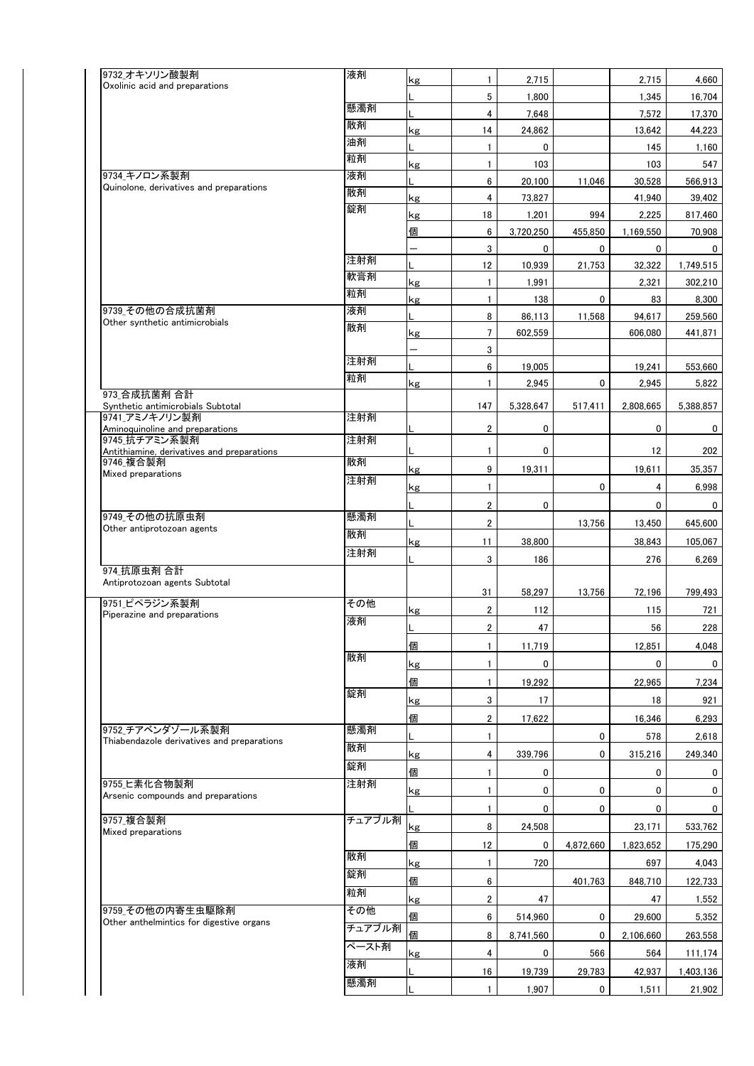| 品目 | 剤型 | 単位 | 件数 | 数量1 | 数量2 | 数量3 | 金額 |
|---|---|---|---|---|---|---|---|
| 9732_オキソリン酸製剤 Oxolinic acid and preparations | 液剤 | kg | 1 | 2,715 | | 2,715 | 4,660 |
| | | L | 5 | 1,800 | | 1,345 | 16,704 |
| | 懸濁剤 | L | 4 | 7,648 | | 7,572 | 17,370 |
| | 散剤 | kg | 14 | 24,862 | | 13,642 | 44,223 |
| | 油剤 | L | 1 | 0 | | 145 | 1,160 |
| | 粒剤 | kg | 1 | 103 | | 103 | 547 |
| 9734_キノロン系製剤 Quinolone, derivatives and preparations | 液剤 | L | 6 | 20,100 | 11,046 | 30,528 | 566,913 |
| | 散剤 | kg | 4 | 73,827 | | 41,940 | 39,402 |
| | 錠剤 | kg | 18 | 1,201 | 994 | 2,225 | 817,460 |
| | | 個 | 6 | 3,720,250 | 455,850 | 1,169,550 | 70,908 |
| | | － | 3 | 0 | 0 | 0 | 0 |
| | 注射剤 | L | 12 | 10,939 | 21,753 | 32,322 | 1,749,515 |
| | 軟膏剤 | kg | 1 | 1,991 | | 2,321 | 302,210 |
| | 粒剤 | kg | 1 | 138 | 0 | 83 | 8,300 |
| 9739_その他の合成抗菌剤 Other synthetic antimicrobials | 液剤 | L | 8 | 86,113 | 11,568 | 94,617 | 259,560 |
| | 散剤 | kg | 7 | 602,559 | | 606,080 | 441,871 |
| | | － | 3 | | | | |
| | 注射剤 | L | 6 | 19,005 | | 19,241 | 553,660 |
| | 粒剤 | kg | 1 | 2,945 | 0 | 2,945 | 5,822 |
| 973_合成抗菌剤 合計 Synthetic antimicrobials Subtotal | | | 147 | 5,328,647 | 517,411 | 2,808,665 | 5,388,857 |
| 9741_アミノキノリン製剤 Aminoquinoline and preparations | 注射剤 | L | 2 | 0 | | 0 | 0 |
| 9745_抗チアミン系製剤 Antithiamine, derivatives and preparations | 注射剤 | L | 1 | 0 | | 12 | 202 |
| 9746_複合製剤 Mixed preparations | 散剤 | kg | 9 | 19,311 | | 19,611 | 35,357 |
| | 注射剤 | kg | 1 | | 0 | 4 | 6,998 |
| | | L | 2 | 0 | | 0 | 0 |
| 9749_その他の抗原虫剤 Other antiprotozoan agents | 懸濁剤 | L | 2 | | 13,756 | 13,450 | 645,600 |
| | 散剤 | kg | 11 | 38,800 | | 38,843 | 105,067 |
| | 注射剤 | L | 3 | 186 | | 276 | 6,269 |
| 974_抗原虫剤 合計 Antiprotozoan agents Subtotal | | | 31 | 58,297 | 13,756 | 72,196 | 799,493 |
| 9751_ピペラジン系製剤 Piperazine and preparations | その他 | kg | 2 | 112 | | 115 | 721 |
| | 液剤 | L | 2 | 47 | | 56 | 228 |
| | | 個 | 1 | 11,719 | | 12,851 | 4,048 |
| | 散剤 | kg | 1 | 0 | | 0 | 0 |
| | | 個 | 1 | 19,292 | | 22,965 | 7,234 |
| | 錠剤 | kg | 3 | 17 | | 18 | 921 |
| | | 個 | 2 | 17,622 | | 16,346 | 6,293 |
| 9752_チアベンダゾール系製剤 Thiabendazole derivatives and preparations | 懸濁剤 | L | 1 | | 0 | 578 | 2,618 |
| | 散剤 | kg | 4 | 339,796 | 0 | 315,216 | 249,340 |
| | 錠剤 | 個 | 1 | 0 | | 0 | 0 |
| 9755_ヒ素化合物製剤 Arsenic compounds and preparations | 注射剤 | kg | 1 | 0 | 0 | 0 | 0 |
| | | L | 1 | 0 | 0 | 0 | 0 |
| 9757_複合製剤 Mixed preparations | チュアブル剤 | kg | 8 | 24,508 | | 23,171 | 533,762 |
| | | 個 | 12 | 0 | 4,872,660 | 1,823,652 | 175,290 |
| | 散剤 | kg | 1 | 720 | | 697 | 4,043 |
| | 錠剤 | 個 | 6 | | 401,763 | 848,710 | 122,733 |
| | 粒剤 | kg | 2 | 47 | | 47 | 1,552 |
| 9759_その他の内寄生虫駆除剤 Other anthelmintics for digestive organs | その他 | 個 | 6 | 514,960 | 0 | 29,600 | 5,352 |
| | チュアブル剤 | 個 | 8 | 8,741,560 | 0 | 2,106,660 | 263,558 |
| | ペースト剤 | kg | 4 | 0 | 566 | 564 | 111,174 |
| | 液剤 | L | 16 | 19,739 | 29,783 | 42,937 | 1,403,136 |
| | 懸濁剤 | L | 1 | 1,907 | 0 | 1,511 | 21,902 |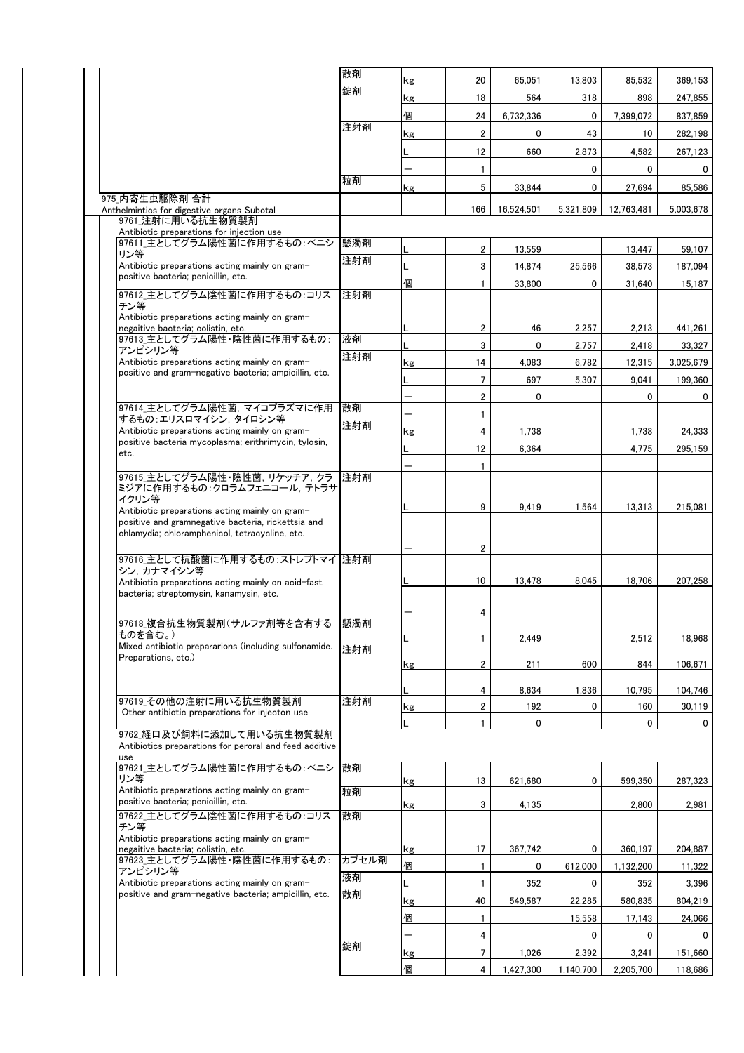| 区分 | 剤型 | 単位 | 件数 | | | | |
|---|---|---|---|---|---|---|---|
| | 散剤 | kg | 20 | 65,051 | 13,803 | 85,532 | 369,153 |
| | 錠剤 | kg | 18 | 564 | 318 | 898 | 247,855 |
| | | 個 | 24 | 6,732,336 | 0 | 7,399,072 | 837,859 |
| | 注射剤 | kg | 2 | 0 | 43 | 10 | 282,198 |
| | | L | 12 | 660 | 2,873 | 4,582 | 267,123 |
| | | ― | 1 | | 0 | 0 | 0 |
| | 粒剤 | kg | 5 | 33,844 | 0 | 27,694 | 85,586 |
| 975_内寄生虫駆除剤 合計<br>Anthelmintics for digestive organs Subotal | | | 166 | 16,524,501 | 5,321,809 | 12,763,481 | 5,003,678 |
| 9761_注射に用いる抗生物質製剤<br>Antibiotic preparations for injection use | | | | | | | |
| 97611_主としてグラム陽性菌に作用するもの：ペニシリン等<br>Antibiotic preparations acting mainly on gram-positive bacteria; penicillin, etc. | 懸濁剤 | L | 2 | 13,559 | | 13,447 | 59,107 |
| | 注射剤 | L | 3 | 14,874 | 25,566 | 38,573 | 187,094 |
| | | 個 | 1 | 33,800 | 0 | 31,640 | 15,187 |
| 97612_主としてグラム陰性菌に作用するもの：コリスチン等<br>Antibiotic preparations acting mainly on gram-negative bacteria; colistin, etc. | 注射剤 | L | 2 | 46 | 2,257 | 2,213 | 441,261 |
| 97613_主としてグラム陽性・陰性菌に作用するもの：アンピシリン等<br>Antibiotic preparations acting mainly on gram-positive and gram-negative bacteria; ampicillin, etc. | 液剤 | L | 3 | 0 | 2,757 | 2,418 | 33,327 |
| | 注射剤 | kg | 14 | 4,083 | 6,782 | 12,315 | 3,025,679 |
| | | L | 7 | 697 | 5,307 | 9,041 | 199,360 |
| | | ― | 2 | 0 | | 0 | 0 |
| 97614_主としてグラム陽性菌，マイコプラズマに作用するもの：エリスロマイシン，タイロシン等<br>Antibiotic preparations acting mainly on gram-positive bacteria mycoplasma; erithrimycin, tylosin, etc. | 散剤 | ― | 1 | | | | |
| | 注射剤 | kg | 4 | 1,738 | | 1,738 | 24,333 |
| | | L | 12 | 6,364 | | 4,775 | 295,159 |
| | | ― | 1 | | | | |
| 97615_主としてグラム陽性・陰性菌，リケッチア，クラミジアに作用するもの：クロラムフェニコール，テトラサイクリン等<br>Antibiotic preparations acting mainly on gram-positive and gramnegative bacteria, rickettsia and chlamydia; chloramphenicol, tetracycline, etc. | 注射剤 | L | 9 | 9,419 | 1,564 | 13,313 | 215,081 |
| | | ― | 2 | | | | |
| 97616_主として抗酸菌に作用するもの：ストレプトマイシン，カナマイシン等<br>Antibiotic preparations acting mainly on acid-fast bacteria; streptomysin, kanamysin, etc. | 注射剤 | L | 10 | 13,478 | 8,045 | 18,706 | 207,258 |
| | | ― | 4 | | | | |
| 97618_複合抗生物質製剤（サルファ剤等を含有するものを含む。）<br>Mixed antibiotic prepararions (including sulfonamide. Preparations, etc.) | 懸濁剤 | L | 1 | 2,449 | | 2,512 | 18,968 |
| | 注射剤 | kg | 2 | 211 | 600 | 844 | 106,671 |
| | | L | 4 | 8,634 | 1,836 | 10,795 | 104,746 |
| 97619_その他の注射に用いる抗生物質製剤<br>Other antibiotic preparations for injecton use | 注射剤 | kg | 2 | 192 | 0 | 160 | 30,119 |
| | | L | 1 | 0 | | 0 | 0 |
| 9762_経口及び飼料に添加して用いる抗生物質製剤<br>Antibiotics preparations for peroral and feed additive use | | | | | | | |
| 97621_主としてグラム陽性菌に作用するもの：ペニシリン等<br>Antibiotic preparations acting mainly on gram-positive bacteria; penicillin, etc. | 散剤 | kg | 13 | 621,680 | 0 | 599,350 | 287,323 |
| | 粒剤 | kg | 3 | 4,135 | | 2,800 | 2,981 |
| 97622_主としてグラム陰性菌に作用するもの：コリスチン等<br>Antibiotic preparations acting mainly on gram-negative bacteria; colistin, etc. | 散剤 | kg | 17 | 367,742 | 0 | 360,197 | 204,887 |
| 97623_主としてグラム陽性・陰性菌に作用するもの：アンピシリン等<br>Antibiotic preparations acting mainly on gram-positive and gram-negative bacteria; ampicillin, etc. | カプセル剤 | 個 | 1 | 0 | 612,000 | 1,132,200 | 11,322 |
| | 液剤 | L | 1 | 352 | 0 | 352 | 3,396 |
| | 散剤 | kg | 40 | 549,587 | 22,285 | 580,835 | 804,219 |
| | | 個 | 1 | | 15,558 | 17,143 | 24,066 |
| | | ― | 4 | | 0 | 0 | 0 |
| | 錠剤 | kg | 7 | 1,026 | 2,392 | 3,241 | 151,660 |
| | | 個 | 4 | 1,427,300 | 1,140,700 | 2,205,700 | 118,686 |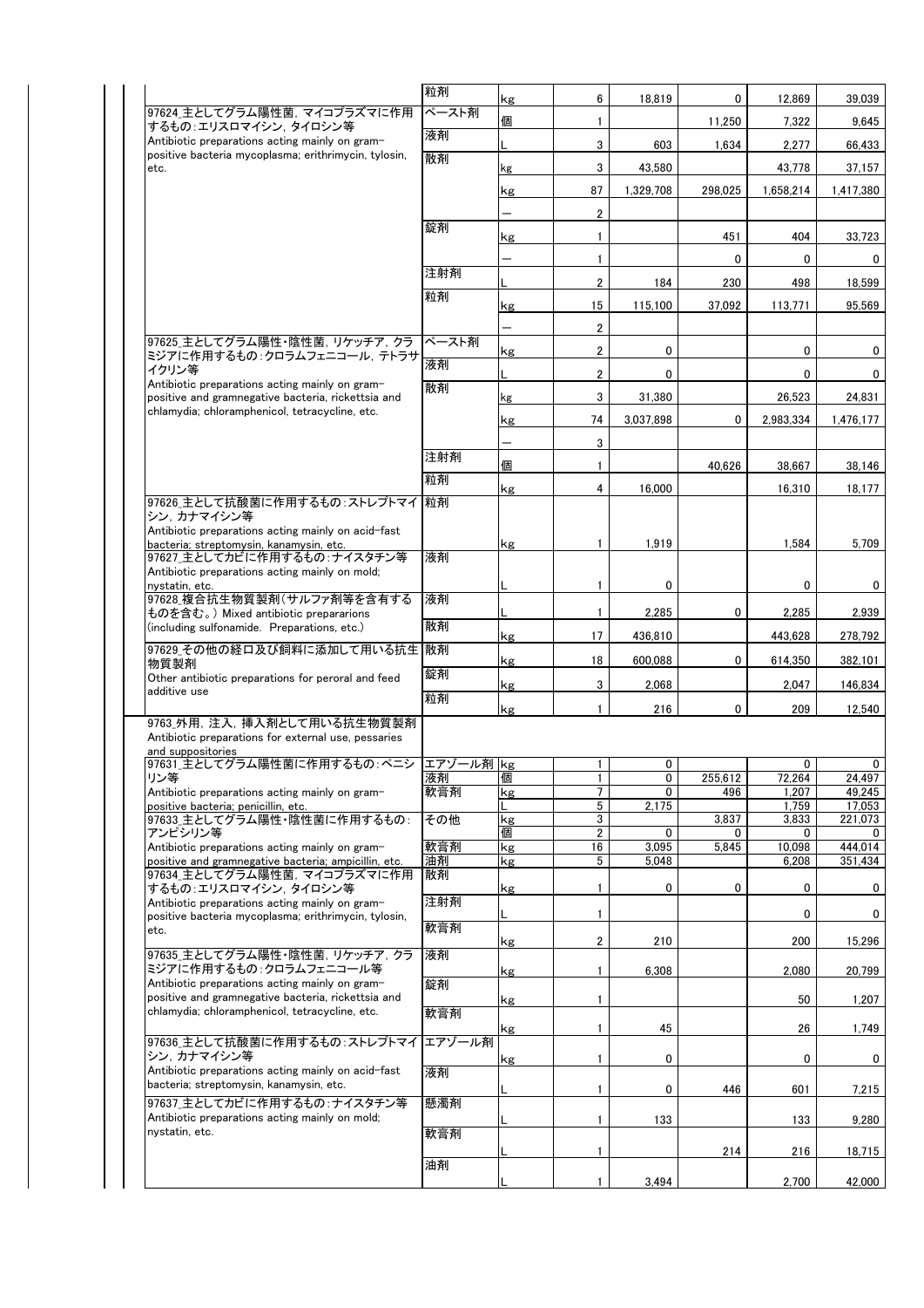| 品目 | 剤形 | 単位 | 件数 | 列1 | 列2 | 列3 | 列4 |
|---|---|---|---|---|---|---|---|
| | 粒剤 | kg | 6 | 18,819 | 0 | 12,869 | 39,039 |
| 97624_主としてグラム陽性菌，マイコプラズマに作用するもの：エリスロマイシン，タイロシン等 Antibiotic preparations acting mainly on gram-positive bacteria mycoplasma; erithrimycin, tylosin, etc. | ペースト剤 | 個 | 1 | | 11,250 | 7,322 | 9,645 |
| | 液剤 | L | 3 | 603 | 1,634 | 2,277 | 66,433 |
| | 散剤 | kg | 3 | 43,580 | | 43,778 | 37,157 |
| | | kg | 87 | 1,329,708 | 298,025 | 1,658,214 | 1,417,380 |
| | | — | 2 | | | | |
| | 錠剤 | kg | 1 | | 451 | 404 | 33,723 |
| | | — | 1 | | 0 | 0 | 0 |
| | 注射剤 | L | 2 | 184 | 230 | 498 | 18,599 |
| | 粒剤 | kg | 15 | 115,100 | 37,092 | 113,771 | 95,569 |
| | | — | 2 | | | | |
| 97625_主としてグラム陽性・陰性菌，リケッチア，クラミジアに作用するもの：クロラムフェニコール，テトラサイクリン等 Antibiotic preparations acting mainly on gram-positive and gramnegative bacteria, rickettsia and chlamydia; chloramphenicol, tetracycline, etc. | ペースト剤 | kg | 2 | 0 | | 0 | 0 |
| | 液剤 | L | 2 | 0 | | 0 | 0 |
| | 散剤 | kg | 3 | 31,380 | | 26,523 | 24,831 |
| | | kg | 74 | 3,037,898 | 0 | 2,983,334 | 1,476,177 |
| | | — | 3 | | | | |
| | 注射剤 | 個 | 1 | | 40,626 | 38,667 | 38,146 |
| | 粒剤 | kg | 4 | 16,000 | | 16,310 | 18,177 |
| 97626_主として抗酸菌に作用するもの：ストレプトマイシン，カナマイシン等 Antibiotic preparations acting mainly on acid-fast bacteria; streptomysin, kanamysin, etc. | 粒剤 | kg | 1 | 1,919 | | 1,584 | 5,709 |
| 97627_主としてカビに作用するもの：ナイスタチン等 Antibiotic preparations acting mainly on mold; nystatin, etc. | 液剤 | L | 1 | 0 | | 0 | 0 |
| 97628_複合抗生物質製剤（サルファ剤等を含有するものを含む。） Mixed antibiotic preparations (including sulfonamide. Preparations, etc.) | 液剤 | L | 1 | 2,285 | 0 | 2,285 | 2,939 |
| | 散剤 | kg | 17 | 436,810 | | 443,628 | 278,792 |
| 97629_その他の経口及び飼料に添加して用いる抗生物質製剤 Other antibiotic preparations for peroral and feed additive use | 散剤 | kg | 18 | 600,088 | 0 | 614,350 | 382,101 |
| | 錠剤 | kg | 3 | 2,068 | | 2,047 | 146,834 |
| | 粒剤 | kg | 1 | 216 | 0 | 209 | 12,540 |
| 9763_外用，注入，挿入剤として用いる抗生物質製剤 Antibiotic preparations for external use, pessaries and suppositories | | | | | | | |
| 97631_主としてグラム陽性菌に作用するもの：ペニシリン等 Antibiotic preparations acting mainly on gram-positive bacteria; penicillin, etc. | エアゾール剤 | kg | 1 | 0 | | 0 | 0 |
| | 液剤 | 個 | 1 | 0 | 255,612 | 72,264 | 24,497 |
| | 軟膏剤 | kg | 7 | 0 | 496 | 1,207 | 49,245 |
| | | L | 5 | 2,175 | | 1,759 | 17,053 |
| 97633_主としてグラム陽性・陰性菌に作用するもの：アンピシリン等 Antibiotic preparations acting mainly on gram-positive and gramnegative bacteria; ampicillin, etc. | その他 | kg | 3 | | 3,837 | 3,833 | 221,073 |
| | | 個 | 2 | 0 | 0 | 0 | 0 |
| | 軟膏剤 | kg | 16 | 3,095 | 5,845 | 10,098 | 444,014 |
| | 油剤 | kg | 5 | 5,048 | | 6,208 | 351,434 |
| 97634_主としてグラム陽性菌，マイコプラズマに作用するもの：エリスロマイシン，タイロシン等 Antibiotic preparations acting mainly on gram-positive bacteria mycoplasma; erithrimycin, tylosin, etc. | 散剤 | kg | 1 | 0 | 0 | 0 | 0 |
| | 注射剤 | L | 1 | | | 0 | 0 |
| | 軟膏剤 | kg | 2 | 210 | | 200 | 15,296 |
| 97635_主としてグラム陽性・陰性菌，リケッチア，クラミジアに作用するもの：クロラムフェニコール等 Antibiotic preparations acting mainly on gram-positive and gramnegative bacteria, rickettsia and chlamydia; chloramphenicol, tetracycline, etc. | 液剤 | kg | 1 | 6,308 | | 2,080 | 20,799 |
| | 錠剤 | kg | 1 | | | 50 | 1,207 |
| | 軟膏剤 | kg | 1 | 45 | | 26 | 1,749 |
| 97636_主として抗酸菌に作用するもの：ストレプトマイシン，カナマイシン等 Antibiotic preparations acting mainly on acid-fast bacteria; streptomysin, kanamysin, etc. | エアゾール剤 | kg | 1 | 0 | | 0 | 0 |
| | 液剤 | L | 1 | 0 | 446 | 601 | 7,215 |
| 97637_主としてカビに作用するもの：ナイスタチン等 Antibiotic preparations acting mainly on mold; nystatin, etc. | 懸濁剤 | L | 1 | 133 | | 133 | 9,280 |
| | 軟膏剤 | L | 1 | | 214 | 216 | 18,715 |
| | 油剤 | L | 1 | 3,494 | | 2,700 | 42,000 |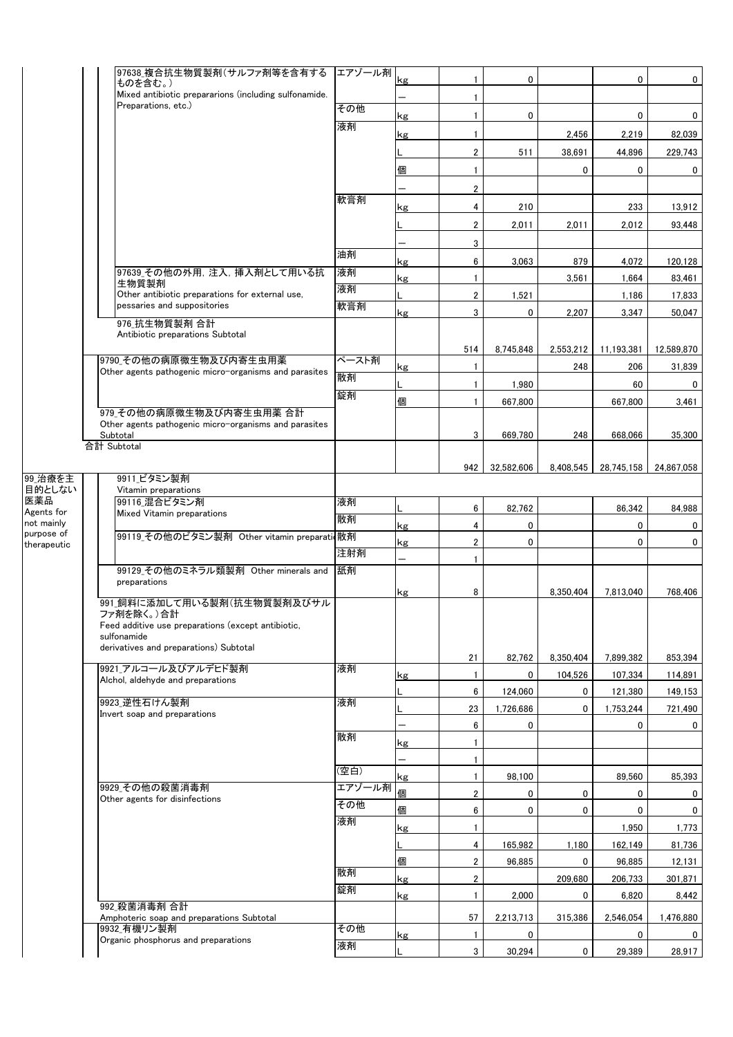| 大分類 | 中分類 | 品目 | 剤型 | 単位 | 件数 | 列1 | 列2 | 列3 | 列4 |
|---|---|---|---|---|---|---|---|---|---|
| | | 97638_複合抗生物質製剤(サルファ剤等を含有するものを含む。) Mixed antibiotic preparations (including sulfonamide. Preparations, etc.) | エアゾール剤 | kg | 1 | 0 | | 0 | 0 |
| | | | | — | 1 | | | | |
| | | | その他 | kg | 1 | 0 | | 0 | 0 |
| | | | 液剤 | kg | 1 | | 2,456 | 2,219 | 82,039 |
| | | | | L | 2 | 511 | 38,691 | 44,896 | 229,743 |
| | | | | 個 | 1 | | 0 | 0 | 0 |
| | | | | — | 2 | | | | |
| | | | 軟膏剤 | kg | 4 | 210 | | 233 | 13,912 |
| | | | | L | 2 | 2,011 | 2,011 | 2,012 | 93,448 |
| | | | | — | 3 | | | | |
| | | | 油剤 | kg | 6 | 3,063 | 879 | 4,072 | 120,128 |
| | | 97639_その他の外用，注入，挿入剤として用いる抗生物質製剤 Other antibiotic preparations for external use, pessaries and suppositories | 液剤 | kg | 1 | | 3,561 | 1,664 | 83,461 |
| | | | 液剤 | L | 2 | 1,521 | | 1,186 | 17,833 |
| | | | 軟膏剤 | kg | 3 | 0 | 2,207 | 3,347 | 50,047 |
| | | 976_抗生物質製剤 合計 Antibiotic preparations Subtotal | | | 514 | 8,745,848 | 2,553,212 | 11,193,381 | 12,589,870 |
| | 9790_その他の病原微生物及び内寄生虫用薬 Other agents pathogenic micro-organisms and parasites | | ペースト剤 | kg | 1 | | 248 | 206 | 31,839 |
| | | | 散剤 | L | 1 | 1,980 | | 60 | 0 |
| | | | 錠剤 | 個 | 1 | 667,800 | | 667,800 | 3,461 |
| | 979_その他の病原微生物及び内寄生虫用薬 合計 Other agents pathogenic micro-organisms and parasites Subtotal | | | | 3 | 669,780 | 248 | 668,066 | 35,300 |
| 合計 Subtotal | | | | | 942 | 32,582,606 | 8,408,545 | 28,745,158 | 24,867,058 |
| 99_治療を主目的としない医薬品 Agents for not mainly purpose of therapeutic | | 9911_ビタミン製剤 Vitamin preparations | | | | | | | |
| | | 99116_混合ビタミン剤 Mixed Vitamin preparations | 液剤 | L | 6 | 82,762 | | 86,342 | 84,988 |
| | | | 散剤 | kg | 4 | 0 | | 0 | 0 |
| | | 99119_その他のビタミン製剤 Other vitamin preparations | 散剤 | kg | 2 | 0 | | 0 | 0 |
| | | | 注射剤 | — | 1 | | | | |
| | | 99129_その他のミネラル類製剤 Other minerals and preparations | 舐剤 | kg | 8 | | 8,350,404 | 7,813,040 | 768,406 |
| | | 991_飼料に添加して用いる製剤(抗生物質製剤及びサルファ剤を除く。)合計 Feed additive use preparations (except antibiotic, sulfonamide derivatives and preparations) Subtotal | | | 21 | 82,762 | 8,350,404 | 7,899,382 | 853,394 |
| | 9921_アルコール及びアルデヒド製剤 Alchol, aldehyde and preparations | | 液剤 | kg | 1 | 0 | 104,526 | 107,334 | 114,891 |
| | | | | L | 6 | 124,060 | 0 | 121,380 | 149,153 |
| | 9923_逆性石けん製剤 Invert soap and preparations | | 液剤 | L | 23 | 1,726,686 | 0 | 1,753,244 | 721,490 |
| | | | | — | 6 | 0 | | 0 | 0 |
| | | | 散剤 | kg | 1 | | | | |
| | | | | — | 1 | | | | |
| | | | (空白) | kg | 1 | 98,100 | | 89,560 | 85,393 |
| | 9929_その他の殺菌消毒剤 Other agents for disinfections | | エアゾール剤 | 個 | 2 | 0 | 0 | 0 | 0 |
| | | | その他 | 個 | 6 | 0 | 0 | 0 | 0 |
| | | | 液剤 | kg | 1 | | | 1,950 | 1,773 |
| | | | | L | 4 | 165,982 | 1,180 | 162,149 | 81,736 |
| | | | | 個 | 2 | 96,885 | 0 | 96,885 | 12,131 |
| | | | 散剤 | kg | 2 | | 209,680 | 206,733 | 301,871 |
| | | | 錠剤 | kg | 1 | 2,000 | 0 | 6,820 | 8,442 |
| | 992_殺菌消毒剤 合計 Amphoteric soap and preparations Subtotal | | | | 57 | 2,213,713 | 315,386 | 2,546,054 | 1,476,880 |
| | 9932_有機リン製剤 Organic phosphorus and preparations | | その他 | kg | 1 | 0 | | 0 | 0 |
| | | | 液剤 | L | 3 | 30,294 | 0 | 29,389 | 28,917 |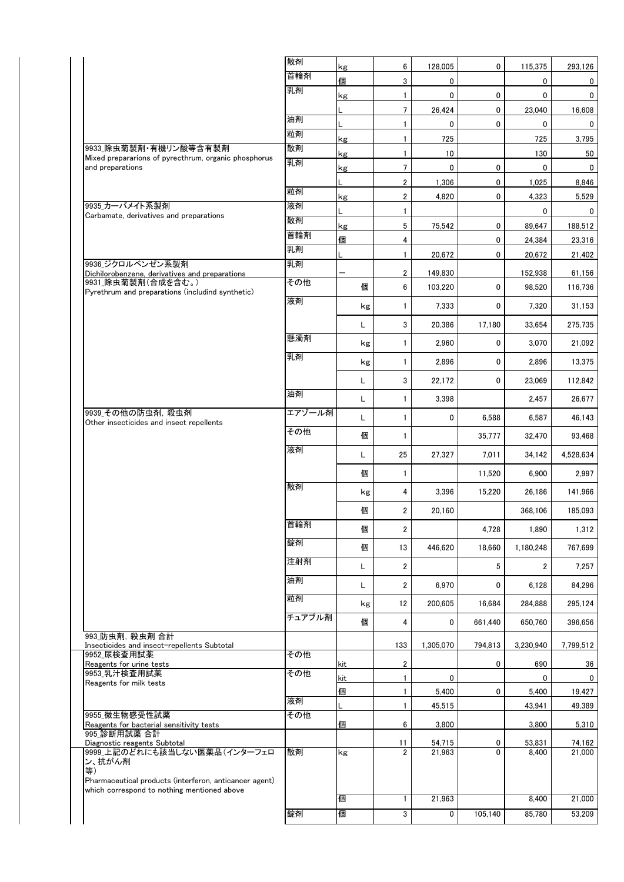| | | | | | | | |
|---|---|---|---|---|---|---|---|
| | 散剤 | kg | 6 | 128,005 | 0 | 115,375 | 293,126 |
| | 首輪剤 | 個 | 3 | 0 | | 0 | 0 |
| | 乳剤 | kg | 1 | 0 | 0 | 0 | 0 |
| | | L | 7 | 26,424 | 0 | 23,040 | 16,608 |
| | 油剤 | L | 1 | 0 | 0 | 0 | 0 |
| | 粒剤 | kg | 1 | 725 | | 725 | 3,795 |
| 9933_除虫菊製剤・有機リン酸等含有製剤 Mixed prepararions of pyrecthrum, organic phosphorus and preparations | 散剤 | kg | 1 | 10 | | 130 | 50 |
| | 乳剤 | kg | 7 | 0 | 0 | 0 | 0 |
| | | L | 2 | 1,306 | 0 | 1,025 | 8,846 |
| | 粒剤 | kg | 2 | 4,820 | 0 | 4,323 | 5,529 |
| 9935_カーバメイト系製剤 Carbamate, derivatives and preparations | 液剤 | L | 1 | | | 0 | 0 |
| | 散剤 | kg | 5 | 75,542 | 0 | 89,647 | 188,512 |
| | 首輪剤 | 個 | 4 | | 0 | 24,384 | 23,316 |
| | 乳剤 | L | 1 | 20,672 | 0 | 20,672 | 21,402 |
| 9936_ジクロルベンゼン系製剤 Dichilorobenzene, derivatives and preparations | 乳剤 | ― | 2 | 149,830 | | 152,938 | 61,156 |
| 9931_除虫菊製剤(合成を含む。) Pyrethrum and preparations (includind synthetic) | その他 | 個 | 6 | 103,220 | 0 | 98,520 | 116,736 |
| | 液剤 | kg | 1 | 7,333 | 0 | 7,320 | 31,153 |
| | | L | 3 | 20,386 | 17,180 | 33,654 | 275,735 |
| | 懸濁剤 | kg | 1 | 2,960 | 0 | 3,070 | 21,092 |
| | 乳剤 | kg | 1 | 2,896 | 0 | 2,896 | 13,375 |
| | | L | 3 | 22,172 | 0 | 23,069 | 112,842 |
| | 油剤 | L | 1 | 3,398 | | 2,457 | 26,677 |
| 9939_その他の防虫剤, 殺虫剤 Other insecticides and insect repellents | エアゾール剤 | L | 1 | 0 | 6,588 | 6,587 | 46,143 |
| | その他 | 個 | 1 | | 35,777 | 32,470 | 93,468 |
| | 液剤 | L | 25 | 27,327 | 7,011 | 34,142 | 4,528,634 |
| | | 個 | 1 | | 11,520 | 6,900 | 2,997 |
| | 散剤 | kg | 4 | 3,396 | 15,220 | 26,186 | 141,966 |
| | | 個 | 2 | 20,160 | | 368,106 | 185,093 |
| | 首輪剤 | 個 | 2 | | 4,728 | 1,890 | 1,312 |
| | 錠剤 | 個 | 13 | 446,620 | 18,660 | 1,180,248 | 767,699 |
| | 注射剤 | L | 2 | | 5 | 2 | 7,257 |
| | 油剤 | L | 2 | 6,970 | 0 | 6,128 | 84,296 |
| | 粒剤 | kg | 12 | 200,605 | 16,684 | 284,888 | 295,124 |
| | チュアブル剤 | 個 | 4 | 0 | 661,440 | 650,760 | 396,656 |
| 993_防虫剤, 殺虫剤 合計 Insecticides and insect-repellents Subtotal | | | 133 | 1,305,070 | 794,813 | 3,230,940 | 7,799,512 |
| 9952_尿検査用試薬 Reagents for urine tests | その他 | kit | 2 | | 0 | 690 | 36 |
| 9953_乳汁検査用試薬 Reagents for milk tests | その他 | kit | 1 | 0 | | 0 | 0 |
| | | 個 | 1 | 5,400 | 0 | 5,400 | 19,427 |
| | 液剤 | L | 1 | 45,515 | | 43,941 | 49,389 |
| 9955_微生物感受性試薬 Reagents for bacterial sensitivity tests | その他 | 個 | 6 | 3,800 | | 3,800 | 5,310 |
| 995_診断用試薬 合計 Diagnostic reagents Subtotal | | | 11 | 54,715 | 0 | 53,831 | 74,162 |
| 9999_上記のどれにも該当しない医薬品(インターフェロン、抗がん剤等) Pharmaceutical products (interferon, anticancer agent) which correspond to nothing mentioned above | 散剤 | kg | 2 | 21,963 | 0 | 8,400 | 21,000 |
| | | 個 | 1 | 21,963 | | 8,400 | 21,000 |
| | 錠剤 | 個 | 3 | 0 | 105,140 | 85,780 | 53,209 |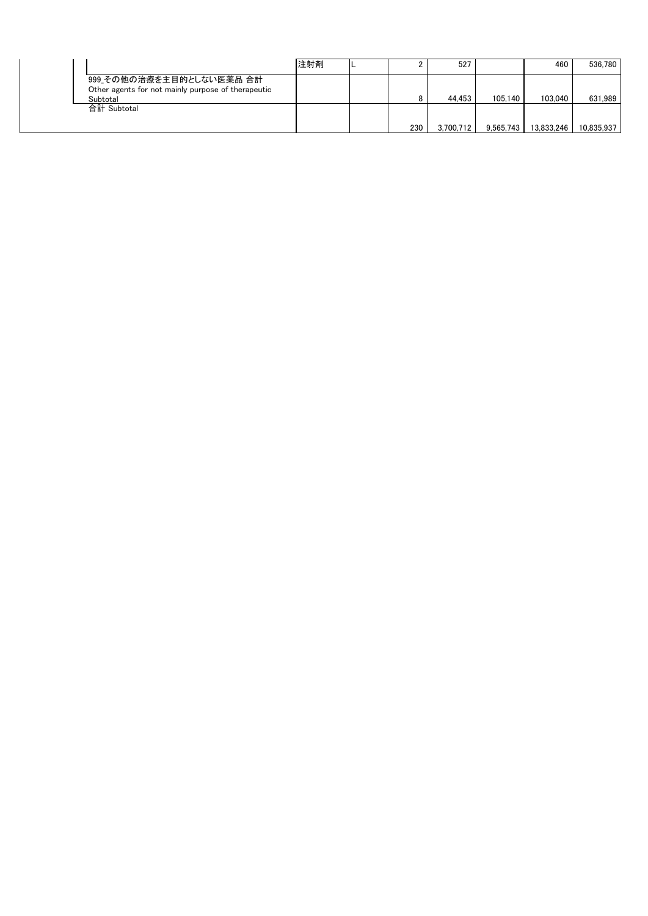| | | | | | | | |
|---|---|---|---|---|---|---|---|
| | 注射剤 | L | 2 | 527 | | 460 | 536,780 |
| 999_その他の治療を主目的としない医薬品 合計 Other agents for not mainly purpose of therapeutic Subtotal | | | 8 | 44,453 | 105,140 | 103,040 | 631,989 |
| 合計 Subtotal | | | 230 | 3,700,712 | 9,565,743 | 13,833,246 | 10,835,937 |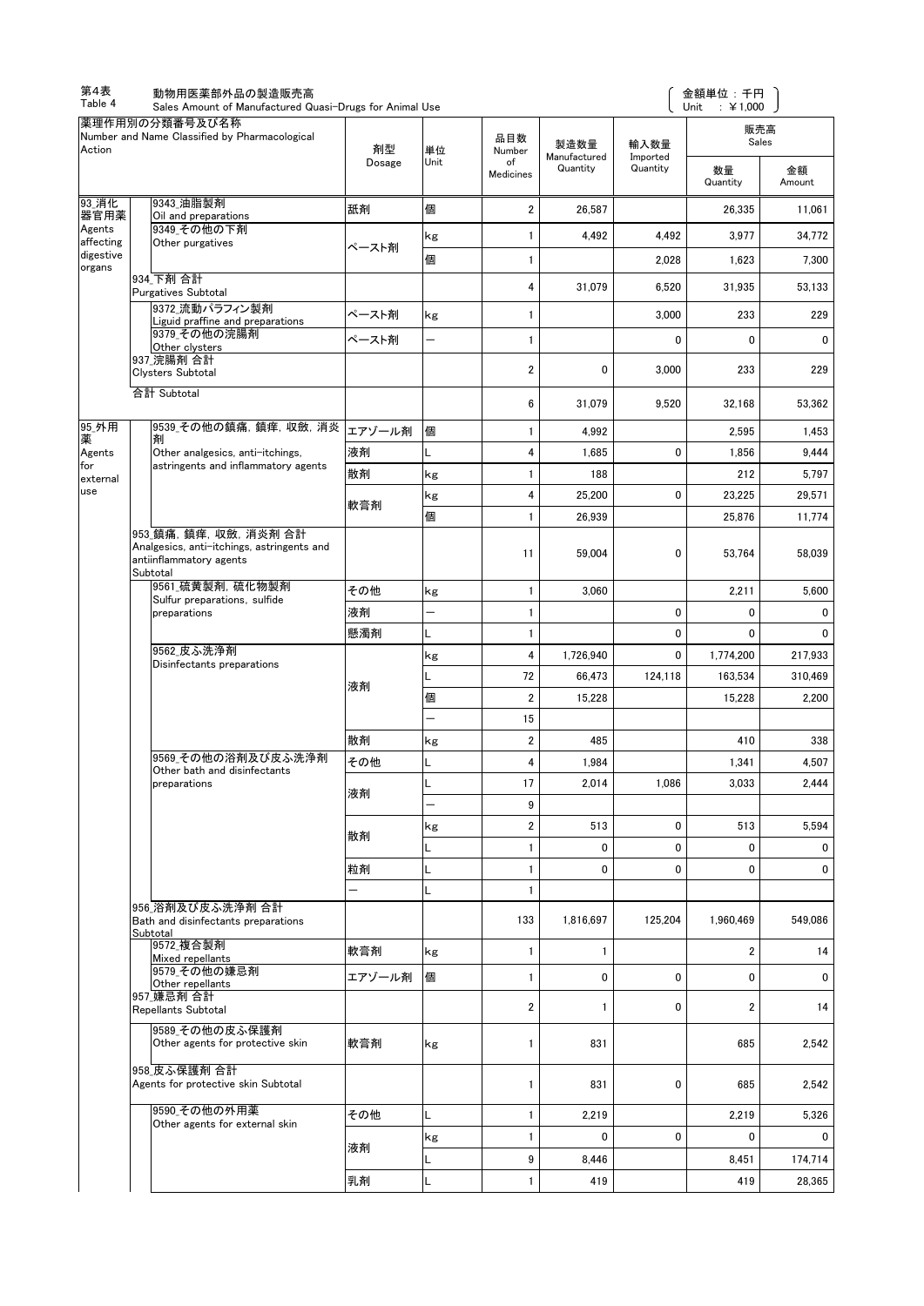第4表 動物用医薬部外品の製造販売高
Table 4 Sales Amount of Manufactured Quasi-Drugs for Animal Use

（金額単位：千円 Unit ：￥1,000）

| 薬理作用別の分類番号及び名称 Number and Name Classified by Pharmacological Action | | 剤型 Dosage | 単位 Unit | 品目数 Number of Medicines | 製造数量 Manufactured Quantity | 輸入数量 Imported Quantity | 販売高 Sales 数量 Quantity | 販売高 Sales 金額 Amount |
|---|---|---|---|---|---|---|---|---|
| 93_消化器官用薬 Agents affecting digestive organs | 9343_油脂製剤 Oil and preparations | 舐剤 | 個 | 2 | 26,587 | | 26,335 | 11,061 |
| | 9349_その他の下剤 Other purgatives | ペースト剤 | kg | 1 | 4,492 | 4,492 | 3,977 | 34,772 |
| | | | 個 | 1 | | 2,028 | 1,623 | 7,300 |
| | 934_下剤 合計 Purgatives Subtotal | | | 4 | 31,079 | 6,520 | 31,935 | 53,133 |
| | 9372_流動パラフィン製剤 Liguid praffine and preparations | ペースト剤 | kg | 1 | | 3,000 | 233 | 229 |
| | 9379_その他の浣腸剤 Other clysters | ペースト剤 | ― | 1 | | 0 | 0 | 0 |
| | 937_浣腸剤 合計 Clysters Subtotal | | | 2 | 0 | 3,000 | 233 | 229 |
| | 合計 Subtotal | | | 6 | 31,079 | 9,520 | 32,168 | 53,362 |
| 95_外用薬 Agents for external use | 9539_その他の鎮痛, 鎮痒, 収斂, 消炎剤 Other analgesics, anti-itchings, astringents and inflammatory agents | エアゾール剤 | 個 | 1 | 4,992 | | 2,595 | 1,453 |
| | | 液剤 | L | 4 | 1,685 | 0 | 1,856 | 9,444 |
| | | 散剤 | kg | 1 | 188 | | 212 | 5,797 |
| | | 軟膏剤 | kg | 4 | 25,200 | 0 | 23,225 | 29,571 |
| | | | 個 | 1 | 26,939 | | 25,876 | 11,774 |
| | 953_鎮痛, 鎮痒, 収斂, 消炎剤 合計 Analgesics, anti-itchings, astringents and antiinflammatory agents Subtotal | | | 11 | 59,004 | 0 | 53,764 | 58,039 |
| | 9561_硫黄製剤, 硫化物製剤 Sulfur preparations, sulfide preparations | その他 | kg | 1 | 3,060 | | 2,211 | 5,600 |
| | | 液剤 | ― | 1 | | 0 | 0 | 0 |
| | | 懸濁剤 | L | 1 | | 0 | 0 | 0 |
| | 9562_皮ふ洗浄剤 Disinfectants preparations | 液剤 | kg | 4 | 1,726,940 | 0 | 1,774,200 | 217,933 |
| | | | L | 72 | 66,473 | 124,118 | 163,534 | 310,469 |
| | | | 個 | 2 | 15,228 | | 15,228 | 2,200 |
| | | | ― | 15 | | | | |
| | | 散剤 | kg | 2 | 485 | | 410 | 338 |
| | 9569_その他の浴剤及び皮ふ洗浄剤 Other bath and disinfectants preparations | その他 | L | 4 | 1,984 | | 1,341 | 4,507 |
| | | 液剤 | L | 17 | 2,014 | 1,086 | 3,033 | 2,444 |
| | | | ― | 9 | | | | |
| | | 散剤 | kg | 2 | 513 | 0 | 513 | 5,594 |
| | | | L | 1 | 0 | 0 | 0 | 0 |
| | | 粒剤 | L | 1 | 0 | 0 | 0 | 0 |
| | | ― | L | 1 | | | | |
| | 956_浴剤及び皮ふ洗浄剤 合計 Bath and disinfectants preparations Subtotal | | | 133 | 1,816,697 | 125,204 | 1,960,469 | 549,086 |
| | 9572_複合製剤 Mixed repellants | 軟膏剤 | kg | 1 | 1 | | 2 | 14 |
| | 9579_その他の嫌忌剤 Other repellants | エアゾール剤 | 個 | 1 | 0 | 0 | 0 | 0 |
| | 957_嫌忌剤 合計 Repellants Subtotal | | | 2 | 1 | 0 | 2 | 14 |
| | 9589_その他の皮ふ保護剤 Other agents for protective skin | 軟膏剤 | kg | 1 | 831 | | 685 | 2,542 |
| | 958_皮ふ保護剤 合計 Agents for protective skin Subtotal | | | 1 | 831 | 0 | 685 | 2,542 |
| | 9590_その他の外用薬 Other agents for external skin | その他 | L | 1 | 2,219 | | 2,219 | 5,326 |
| | | 液剤 | kg | 1 | 0 | 0 | 0 | 0 |
| | | | L | 9 | 8,446 | | 8,451 | 174,714 |
| | | 乳剤 | L | 1 | 419 | | 419 | 28,365 |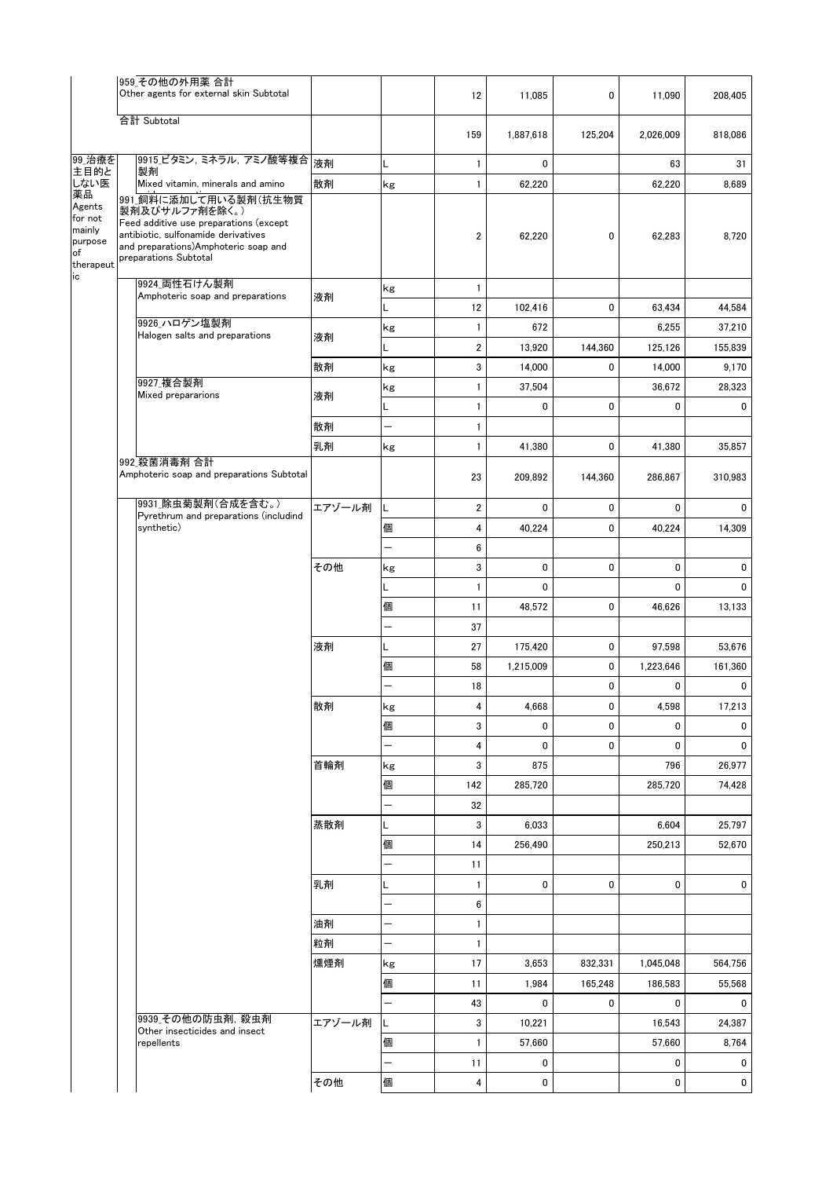| | | | | | | | | |
|---|---|---|---|---|---|---|---|---|
| | 959_その他の外用薬 合計 Other agents for external skin Subtotal | | | 12 | 11,085 | 0 | 11,090 | 208,405 |
| | 合計 Subtotal | | | 159 | 1,887,618 | 125,204 | 2,026,009 | 818,086 |
| 99_治療を主目的としない医薬品 Agents for not mainly purpose of therapeutic | 9915_ビタミン, ミネラル, アミノ酸等複合製剤 Mixed vitamin, minerals and amino | 液剤 | L | 1 | 0 | | 63 | 31 |
| | | 散剤 | kg | 1 | 62,220 | | 62,220 | 8,689 |
| | 991_飼料に添加して用いる製剤(抗生物質製剤及びサルファ剤を除く。) Feed additive use preparations (except antibiotic, sulfonamide derivatives and preparations)Amphoteric soap and preparations Subtotal | | | 2 | 62,220 | 0 | 62,283 | 8,720 |
| | 9924_両性石けん製剤 Amphoteric soap and preparations | 液剤 | kg | 1 | | | | |
| | | | L | 12 | 102,416 | 0 | 63,434 | 44,584 |
| | 9926_ハロゲン塩製剤 Halogen salts and preparations | 液剤 | kg | 1 | 672 | | 6,255 | 37,210 |
| | | | L | 2 | 13,920 | 144,360 | 125,126 | 155,839 |
| | | 散剤 | kg | 3 | 14,000 | 0 | 14,000 | 9,170 |
| | 9927_複合製剤 Mixed prepararions | 液剤 | kg | 1 | 37,504 | | 36,672 | 28,323 |
| | | | L | 1 | 0 | 0 | 0 | 0 |
| | | 散剤 | ― | 1 | | | | |
| | | 乳剤 | kg | 1 | 41,380 | 0 | 41,380 | 35,857 |
| | 992_殺菌消毒剤 合計 Amphoteric soap and preparations Subtotal | | | 23 | 209,892 | 144,360 | 286,867 | 310,983 |
| | 9931_除虫菊製剤(合成を含む。) Pyrethrum and preparations (includind synthetic) | エアゾール剤 | L | 2 | 0 | 0 | 0 | 0 |
| | | | 個 | 4 | 40,224 | 0 | 40,224 | 14,309 |
| | | | ― | 6 | | | | |
| | | その他 | kg | 3 | 0 | 0 | 0 | 0 |
| | | | L | 1 | 0 | | 0 | 0 |
| | | | 個 | 11 | 48,572 | 0 | 46,626 | 13,133 |
| | | | ― | 37 | | | | |
| | | 液剤 | L | 27 | 175,420 | 0 | 97,598 | 53,676 |
| | | | 個 | 58 | 1,215,009 | 0 | 1,223,646 | 161,360 |
| | | | ― | 18 | | 0 | 0 | 0 |
| | | 散剤 | kg | 4 | 4,668 | 0 | 4,598 | 17,213 |
| | | | 個 | 3 | 0 | 0 | 0 | 0 |
| | | | ― | 4 | 0 | 0 | 0 | 0 |
| | | 首輪剤 | kg | 3 | 875 | | 796 | 26,977 |
| | | | 個 | 142 | 285,720 | | 285,720 | 74,428 |
| | | | ― | 32 | | | | |
| | | 蒸散剤 | L | 3 | 6,033 | | 6,604 | 25,797 |
| | | | 個 | 14 | 256,490 | | 250,213 | 52,670 |
| | | | ― | 11 | | | | |
| | | 乳剤 | L | 1 | 0 | 0 | 0 | 0 |
| | | | ― | 6 | | | | |
| | | 油剤 | ― | 1 | | | | |
| | | 粒剤 | ― | 1 | | | | |
| | | 燻煙剤 | kg | 17 | 3,653 | 832,331 | 1,045,048 | 564,756 |
| | | | 個 | 11 | 1,984 | 165,248 | 186,583 | 55,568 |
| | | | ― | 43 | 0 | 0 | 0 | 0 |
| | 9939_その他の防虫剤, 殺虫剤 Other insecticides and insect repellents | エアゾール剤 | L | 3 | 10,221 | | 16,543 | 24,387 |
| | | | 個 | 1 | 57,660 | | 57,660 | 8,764 |
| | | | ― | 11 | 0 | | 0 | 0 |
| | | その他 | 個 | 4 | 0 | | 0 | 0 |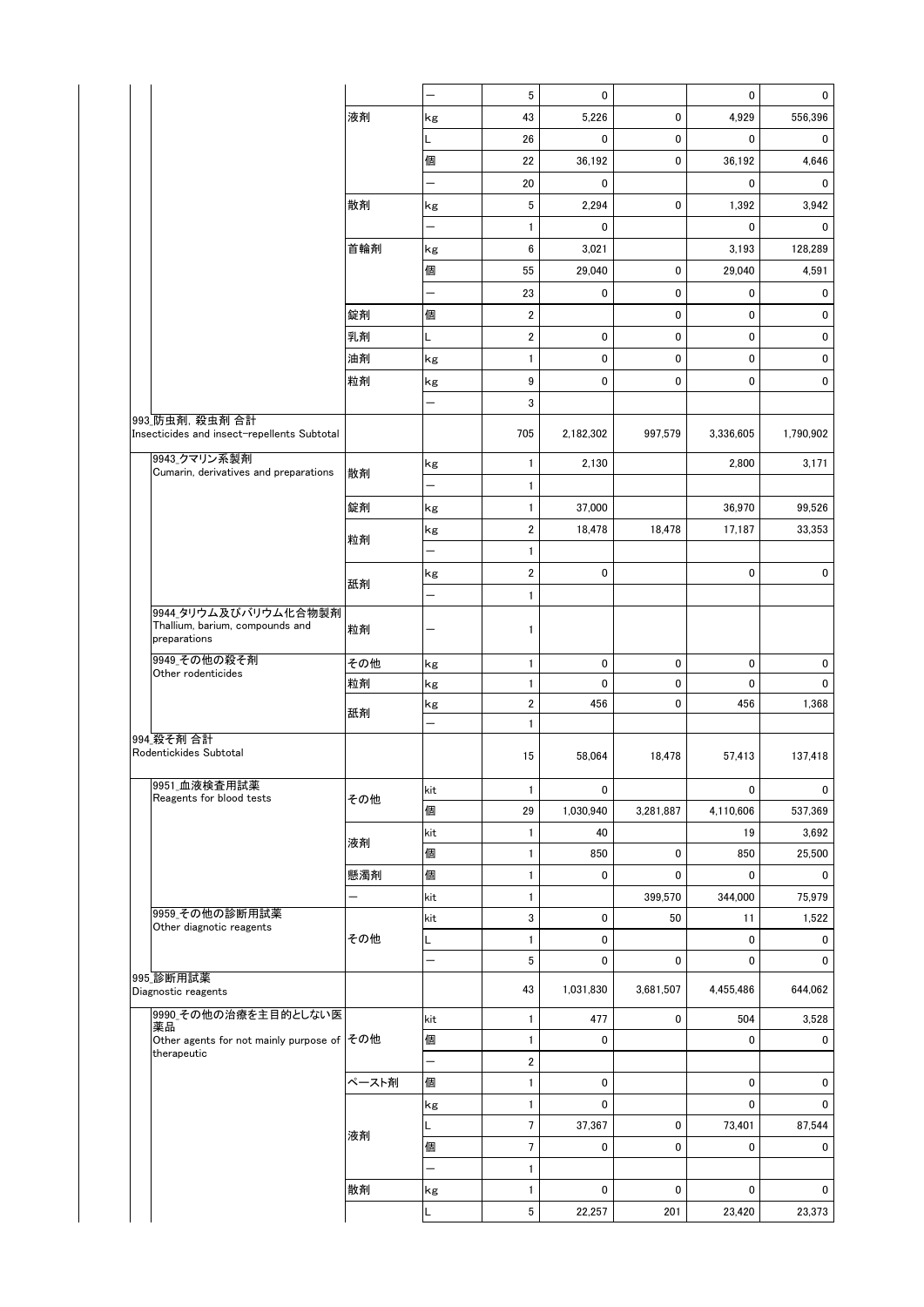| 分類 | 剤形 | 単位 | 件数 | 値1 | 値2 | 値3 | 値4 |
|---|---|---|---|---|---|---|---|
| | | ー | 5 | 0 | | 0 | 0 |
| | 液剤 | kg | 43 | 5,226 | 0 | 4,929 | 556,396 |
| | | L | 26 | 0 | 0 | 0 | 0 |
| | | 個 | 22 | 36,192 | 0 | 36,192 | 4,646 |
| | | ー | 20 | 0 | | 0 | 0 |
| | 散剤 | kg | 5 | 2,294 | 0 | 1,392 | 3,942 |
| | | ー | 1 | 0 | | 0 | 0 |
| | 首輪剤 | kg | 6 | 3,021 | | 3,193 | 128,289 |
| | | 個 | 55 | 29,040 | 0 | 29,040 | 4,591 |
| | | ー | 23 | 0 | 0 | 0 | 0 |
| | 錠剤 | 個 | 2 | | 0 | 0 | 0 |
| | 乳剤 | L | 2 | 0 | 0 | 0 | 0 |
| | 油剤 | kg | 1 | 0 | 0 | 0 | 0 |
| | 粒剤 | kg | 9 | 0 | 0 | 0 | 0 |
| | | ー | 3 | | | | |
| 993_防虫剤, 殺虫剤 合計 Insecticides and insect-repellents Subtotal | | | 705 | 2,182,302 | 997,579 | 3,336,605 | 1,790,902 |
| 9943_クマリン系製剤 Cumarin, derivatives and preparations | 散剤 | kg | 1 | 2,130 | | 2,800 | 3,171 |
| | | ー | 1 | | | | |
| | 錠剤 | kg | 1 | 37,000 | | 36,970 | 99,526 |
| | 粒剤 | kg | 2 | 18,478 | 18,478 | 17,187 | 33,353 |
| | | ー | 1 | | | | |
| | 舐剤 | kg | 2 | 0 | | 0 | 0 |
| | | ー | 1 | | | | |
| 9944_タリウム及びバリウム化合物製剤 Thallium, barium, compounds and preparations | 粒剤 | ー | 1 | | | | |
| 9949_その他の殺そ剤 Other rodenticides | その他 | kg | 1 | 0 | 0 | 0 | 0 |
| | 粒剤 | kg | 1 | 0 | 0 | 0 | 0 |
| | 舐剤 | kg | 2 | 456 | 0 | 456 | 1,368 |
| | | ー | 1 | | | | |
| 994_殺そ剤 合計 Rodentickides Subtotal | | | 15 | 58,064 | 18,478 | 57,413 | 137,418 |
| 9951_血液検査用試薬 Reagents for blood tests | その他 | kit | 1 | 0 | | 0 | 0 |
| | | 個 | 29 | 1,030,940 | 3,281,887 | 4,110,606 | 537,369 |
| | 液剤 | kit | 1 | 40 | | 19 | 3,692 |
| | | 個 | 1 | 850 | 0 | 850 | 25,500 |
| | 懸濁剤 | 個 | 1 | 0 | 0 | 0 | 0 |
| | ー | kit | 1 | | 399,570 | 344,000 | 75,979 |
| 9959_その他の診断用試薬 Other diagnotic reagents | その他 | kit | 3 | 0 | 50 | 11 | 1,522 |
| | | L | 1 | 0 | | 0 | 0 |
| | | ー | 5 | 0 | 0 | 0 | 0 |
| 995_診断用試薬 Diagnostic reagents | | | 43 | 1,031,830 | 3,681,507 | 4,455,486 | 644,062 |
| 9990_その他の治療を主目的としない医薬品 Other agents for not mainly purpose of therapeutic | その他 | kit | 1 | 477 | 0 | 504 | 3,528 |
| | | 個 | 1 | 0 | | 0 | 0 |
| | | ー | 2 | | | | |
| | ペースト剤 | 個 | 1 | 0 | | 0 | 0 |
| | 液剤 | kg | 1 | 0 | | 0 | 0 |
| | | L | 7 | 37,367 | 0 | 73,401 | 87,544 |
| | | 個 | 7 | 0 | 0 | 0 | 0 |
| | | ー | 1 | | | | |
| | 散剤 | kg | 1 | 0 | 0 | 0 | 0 |
| | | L | 5 | 22,257 | 201 | 23,420 | 23,373 |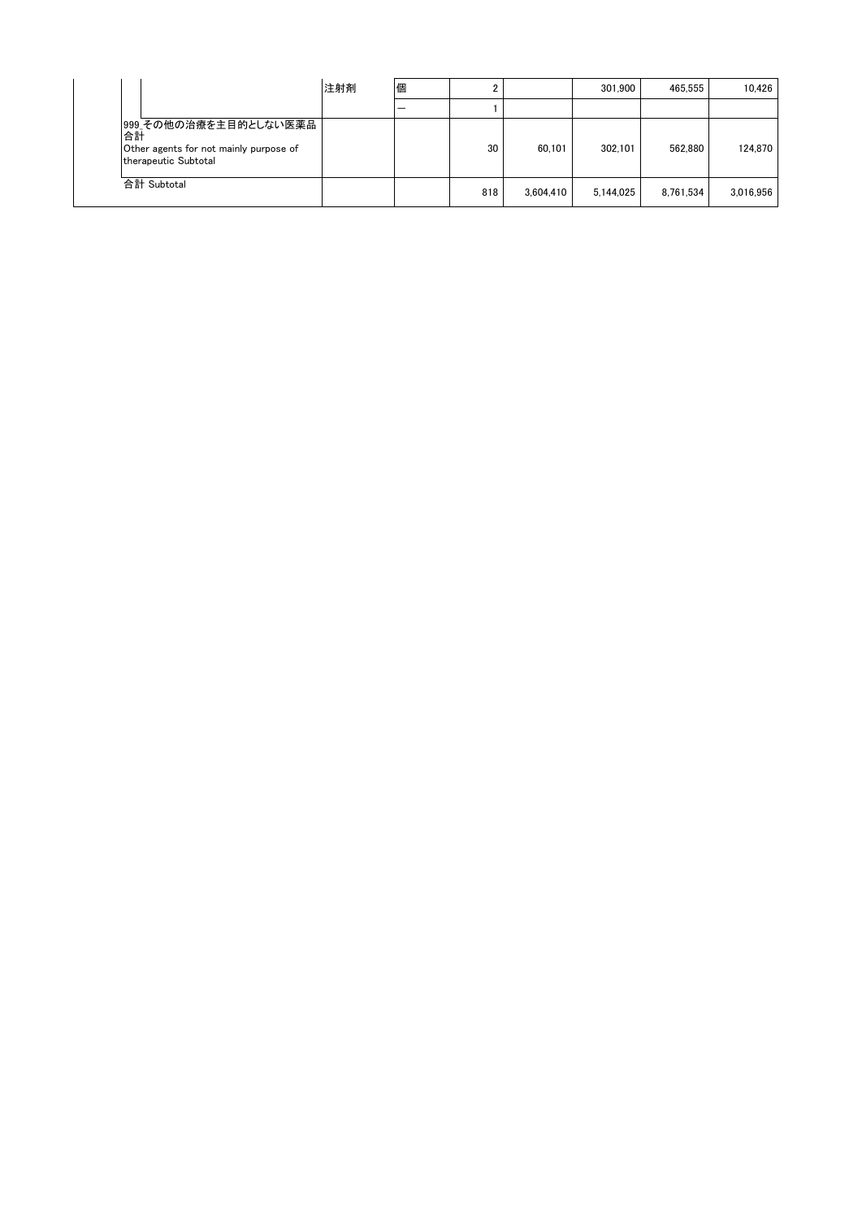| | | | | | | | |
|---|---|---|---|---|---|---|---|
| | 注射剤 | 個 | 2 | | 301,900 | 465,555 | 10,426 |
| | | — | 1 | | | | |
| 999_その他の治療を主目的としない医薬品合計<br>Other agents for not mainly purpose of therapeutic Subtotal | | | 30 | 60,101 | 302,101 | 562,880 | 124,870 |
| 合計 Subtotal | | | 818 | 3,604,410 | 5,144,025 | 8,761,534 | 3,016,956 |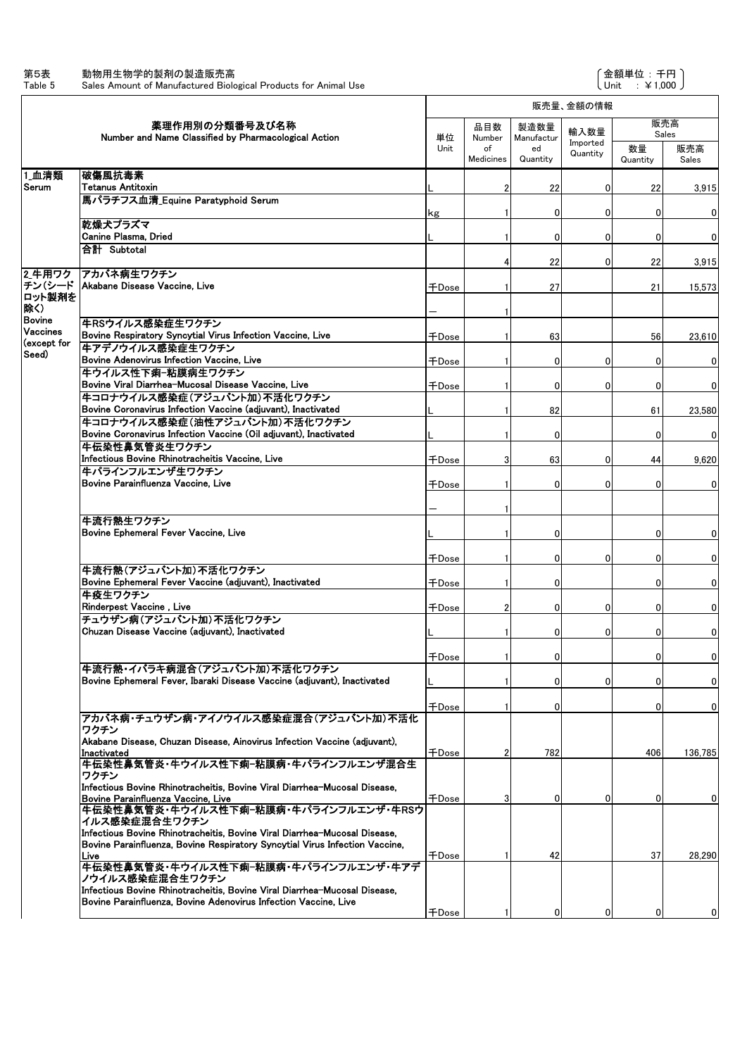第5表　動物用生物学的製剤の製造販売高
Table 5　Sales Amount of Manufactured Biological Products for Animal Use

（金額単位：千円 Unit：¥1,000）

| 薬理作用別の分類番号及び名称 Number and Name Classified by Pharmacological Action | | 販売量、金額の情報 | | | | | |
|---|---|---|---|---|---|---|---|
| | | 単位 Unit | 品目数 Number of Medicines | 製造数量 Manufactured Quantity | 輸入数量 Imported Quantity | 販売高 Sales | |
| | | | | | | 数量 Quantity | 販売高 Sales |
| 1_血清類 Serum | 破傷風抗毒素 Tetanus Antitoxin | L | 2 | 22 | 0 | 22 | 3,915 |
| | 馬パラチフス血清_Equine Paratyphoid Serum | kg | 1 | 0 | 0 | 0 | 0 |
| | 乾燥犬プラズマ Canine Plasma, Dried | L | 1 | 0 | 0 | 0 | 0 |
| | 合計 Subtotal | | 4 | 22 | 0 | 22 | 3,915 |
| 2_牛用ワクチン(シードロット製剤を除く) Bovine Vaccines (except for Seed) | アカバネ病生ワクチン Akabane Disease Vaccine, Live | 千Dose | 1 | 27 | | 21 | 15,573 |
| | | — | 1 | | | | |
| | 牛RSウイルス感染症生ワクチン Bovine Respiratory Syncytial Virus Infection Vaccine, Live | 千Dose | 1 | 63 | | 56 | 23,610 |
| | 牛アデノウイルス感染症生ワクチン Bovine Adenovirus Infection Vaccine, Live | 千Dose | 1 | 0 | 0 | 0 | 0 |
| | 牛ウイルス性下痢-粘膜病生ワクチン Bovine Viral Diarrhea-Mucosal Disease Vaccine, Live | 千Dose | 1 | 0 | 0 | 0 | 0 |
| | 牛コロナウイルス感染症(アジュバント加)不活化ワクチン Bovine Coronavirus Infection Vaccine (adjuvant), Inactivated | L | 1 | 82 | | 61 | 23,580 |
| | 牛コロナウイルス感染症(油性アジュバント加)不活化ワクチン Bovine Coronavirus Infection Vaccine (Oil adjuvant), Inactivated | L | 1 | 0 | | 0 | 0 |
| | 牛伝染性鼻気管炎生ワクチン Infectious Bovine Rhinotracheitis Vaccine, Live | 千Dose | 3 | 63 | 0 | 44 | 9,620 |
| | 牛パラインフルエンザ生ワクチン Bovine Parainfluenza Vaccine, Live | 千Dose | 1 | 0 | 0 | 0 | 0 |
| | | — | 1 | | | | |
| | 牛流行熱生ワクチン Bovine Ephemeral Fever Vaccine, Live | L | 1 | 0 | | 0 | 0 |
| | | 千Dose | 1 | 0 | 0 | 0 | 0 |
| | 牛流行熱(アジュバント加)不活化ワクチン Bovine Ephemeral Fever Vaccine (adjuvant), Inactivated | 千Dose | 1 | 0 | | 0 | 0 |
| | 牛疫生ワクチン Rinderpest Vaccine , Live | 千Dose | 2 | 0 | 0 | 0 | 0 |
| | チュウザン病(アジュバント加)不活化ワクチン Chuzan Disease Vaccine (adjuvant), Inactivated | L | 1 | 0 | 0 | 0 | 0 |
| | | 千Dose | 1 | 0 | | 0 | 0 |
| | 牛流行熱・イバラキ病混合(アジュバント加)不活化ワクチン Bovine Ephemeral Fever, Ibaraki Disease Vaccine (adjuvant), Inactivated | L | 1 | 0 | 0 | 0 | 0 |
| | | 千Dose | 1 | 0 | | 0 | 0 |
| | アカバネ病・チュウザン病・アイノウイルス感染症混合(アジュバント加)不活化ワクチン Akabane Disease, Chuzan Disease, Ainovirus Infection Vaccine (adjuvant), Inactivated | 千Dose | 2 | 782 | | 406 | 136,785 |
| | 牛伝染性鼻気管炎・牛ウイルス性下痢-粘膜病・牛パラインフルエンザ混合生ワクチン Infectious Bovine Rhinotracheitis, Bovine Viral Diarrhea-Mucosal Disease, Bovine Parainfluenza Vaccine, Live | 千Dose | 3 | 0 | 0 | 0 | 0 |
| | 牛伝染性鼻気管炎・牛ウイルス性下痢-粘膜病・牛パラインフルエンザ・牛RSウイルス感染症混合生ワクチン Infectious Bovine Rhinotracheitis, Bovine Viral Diarrhea-Mucosal Disease, Bovine Parainfluenza, Bovine Respiratory Syncytial Virus Infection Vaccine, Live | 千Dose | 1 | 42 | | 37 | 28,290 |
| | 牛伝染性鼻気管炎・牛ウイルス性下痢-粘膜病・牛パラインフルエンザ・牛アデノウイルス感染症混合生ワクチン Infectious Bovine Rhinotracheitis, Bovine Viral Diarrhea-Mucosal Disease, Bovine Parainfluenza, Bovine Adenovirus Infection Vaccine, Live | 千Dose | 1 | 0 | 0 | 0 | 0 |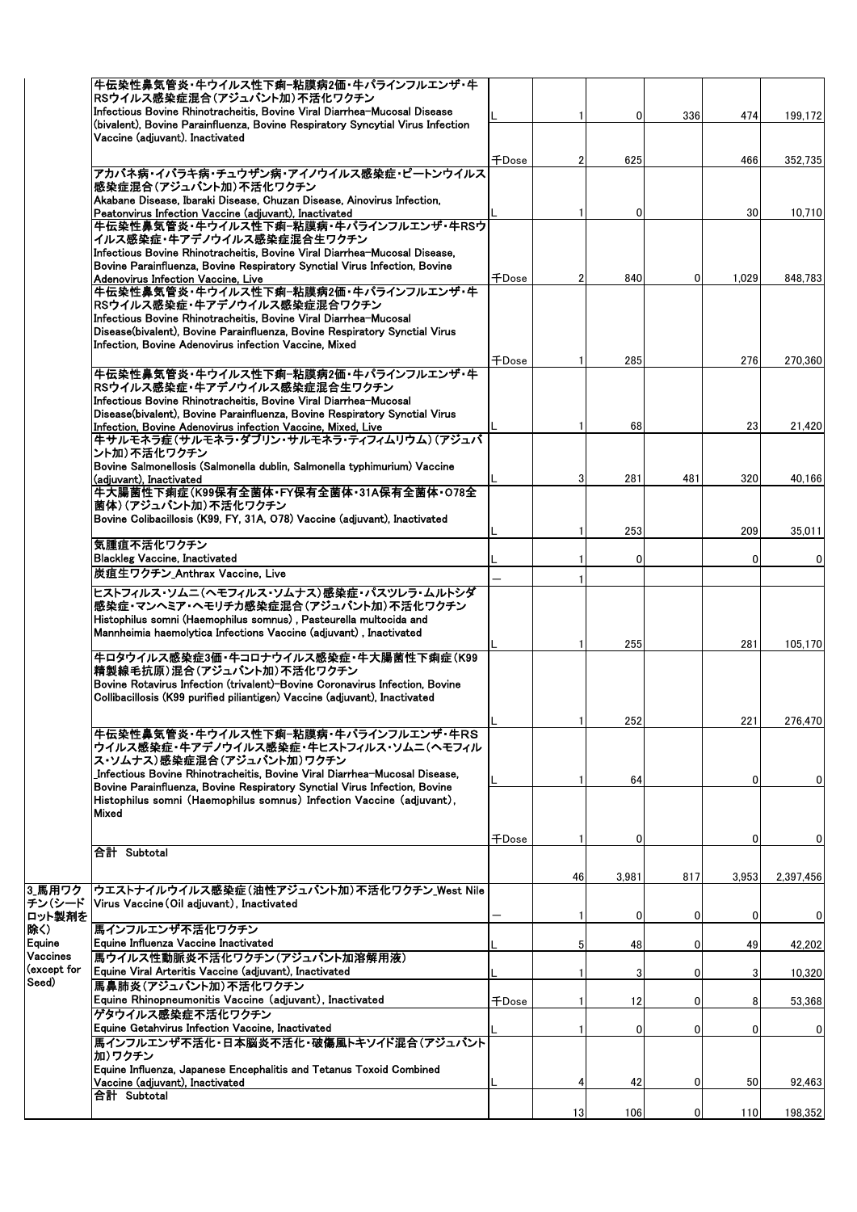| | | | | | | | |
|---|---|---|---|---|---|---|---|
| | 牛伝染性鼻気管炎・牛ウイルス性下痢-粘膜病2価・牛パラインフルエンザ・牛RSウイルス感染症混合(アジュバント加)不活化ワクチン<br>Infectious Bovine Rhinotracheitis, Bovine Viral Diarrhea-Mucosal Disease (bivalent), Bovine Parainfluenza, Bovine Respiratory Syncytial Virus Infection Vaccine (adjuvant). Inactivated | L | 1 | 0 | 336 | 474 | 199,172 |
| | | 千Dose | 2 | 625 | | 466 | 352,735 |
| | アカバネ病・イバラキ病・チュウザン病・アイノウイルス感染症・ピートンウイルス感染症混合(アジュバント加)不活化ワクチン<br>Akabane Disease, Ibaraki Disease, Chuzan Disease, Ainovirus Infection, Peatonvirus Infection Vaccine (adjuvant), Inactivated | L | 1 | 0 | | 30 | 10,710 |
| | 牛伝染性鼻気管炎・牛ウイルス性下痢-粘膜病・牛パラインフルエンザ・牛RSウイルス感染症・牛アデノウイルス感染症混合生ワクチン<br>Infectious Bovine Rhinotracheitis, Bovine Viral Diarrhea-Mucosal Disease, Bovine Parainfluenza, Bovine Respiratory Synctial Virus Infection, Bovine Adenovirus Infection Vaccine, Live | 千Dose | 2 | 840 | 0 | 1,029 | 848,783 |
| | 牛伝染性鼻気管炎・牛ウイルス性下痢-粘膜病2価・牛パラインフルエンザ・牛RSウイルス感染症・牛アデノウイルス感染症混合ワクチン<br>Infectious Bovine Rhinotracheitis, Bovine Viral Diarrhea-Mucosal Disease(bivalent), Bovine Parainfluenza, Bovine Respiratory Synctial Virus Infection, Bovine Adenovirus infection Vaccine, Mixed | 千Dose | 1 | 285 | | 276 | 270,360 |
| | 牛伝染性鼻気管炎・牛ウイルス性下痢-粘膜病2価・牛パラインフルエンザ・牛RSウイルス感染症・牛アデノウイルス感染症混合生ワクチン<br>Infectious Bovine Rhinotracheitis, Bovine Viral Diarrhea-Mucosal Disease(bivalent), Bovine Parainfluenza, Bovine Respiratory Synctial Virus Infection, Bovine Adenovirus infection Vaccine, Mixed, Live | L | 1 | 68 | | 23 | 21,420 |
| | 牛サルモネラ症(サルモネラ・ダブリン・サルモネラ・ティフィムリウム)(アジュバント加)不活化ワクチン<br>Bovine Salmonellosis (Salmonella dublin, Salmonella typhimurium) Vaccine (adjuvant), Inactivated | L | 3 | 281 | 481 | 320 | 40,166 |
| | 牛大腸菌性下痢症(K99保有全菌体・FY保有全菌体・31A保有全菌体・O78全菌体)(アジュバント加)不活化ワクチン<br>Bovine Colibacillosis (K99, FY, 31A, O78) Vaccine (adjuvant), Inactivated | L | 1 | 253 | | 209 | 35,011 |
| | 気腫疽不活化ワクチン<br>Blackleg Vaccine, Inactivated | L | 1 | 0 | | 0 | 0 |
| | 炭疽生ワクチン_Anthrax Vaccine, Live | — | 1 | | | | |
| | ヒストフィルス・ソムニ(ヘモフィルス・ソムナス)感染症・パスツレラ・ムルトシダ感染症・マンヘミア・ヘモリチカ感染症混合(アジュバント加)不活化ワクチン<br>Histophilus somni (Haemophilus somnus) , Pasteurella multocida and Mannheimia haemolytica Infections Vaccine (adjuvant) , Inactivated | L | 1 | 255 | | 281 | 105,170 |
| | 牛ロタウイルス感染症3価・牛コロナウイルス感染症・牛大腸菌性下痢症(K99精製線毛抗原)混合(アジュバント加)不活化ワクチン<br>Bovine Rotavirus Infection (trivalent)-Bovine Coronavirus Infection, Bovine Collibacillosis (K99 purified piliantigen) Vaccine (adjuvant), Inactivated | L | 1 | 252 | | 221 | 276,470 |
| | 牛伝染性鼻気管炎・牛ウイルス性下痢-粘膜病・牛パラインフルエンザ・牛RSウイルス感染症・牛アデノウイルス感染症・牛ヒストフィルス・ソムニ(ヘモフィルス・ソムナス)感染症混合(アジュバント加)ワクチン<br>_Infectious Bovine Rhinotracheitis, Bovine Viral Diarrhea-Mucosal Disease, Bovine Parainfluenza, Bovine Respiratory Synctial Virus Infection, Bovine Histophilus somni (Haemophilus somnus) Infection Vaccine (adjuvant), Mixed | L | 1 | 64 | | 0 | 0 |
| | | 千Dose | 1 | 0 | | 0 | 0 |
| | 合計 Subtotal | | 46 | 3,981 | 817 | 3,953 | 2,397,456 |
| 3_馬用ワクチン(シードロット製剤を除く)<br>Equine Vaccines (except for Seed) | ウエストナイルウイルス感染症(油性アジュバント加)不活化ワクチン_West Nile Virus Vaccine(Oil adjuvant), Inactivated | — | 1 | 0 | 0 | 0 | 0 |
| | 馬インフルエンザ不活化ワクチン<br>Equine Influenza Vaccine Inactivated | L | 5 | 48 | 0 | 49 | 42,202 |
| | 馬ウイルス性動脈炎不活化ワクチン(アジュバント加溶解用液)<br>Equine Viral Arteritis Vaccine (adjuvant), Inactivated | L | 1 | 3 | 0 | 3 | 10,320 |
| | 馬鼻肺炎(アジュバント加)不活化ワクチン<br>Equine Rhinopneumonitis Vaccine (adjuvant), Inactivated | 千Dose | 1 | 12 | 0 | 8 | 53,368 |
| | ゲタウイルス感染症不活化ワクチン<br>Equine Getahvirus Infection Vaccine, Inactivated | L | 1 | 0 | 0 | 0 | 0 |
| | 馬インフルエンザ不活化・日本脳炎不活化・破傷風トキソイド混合(アジュバント加)ワクチン<br>Equine Influenza, Japanese Encephalitis and Tetanus Toxoid Combined Vaccine (adjuvant), Inactivated | L | 4 | 42 | 0 | 50 | 92,463 |
| | 合計 Subtotal | | 13 | 106 | 0 | 110 | 198,352 |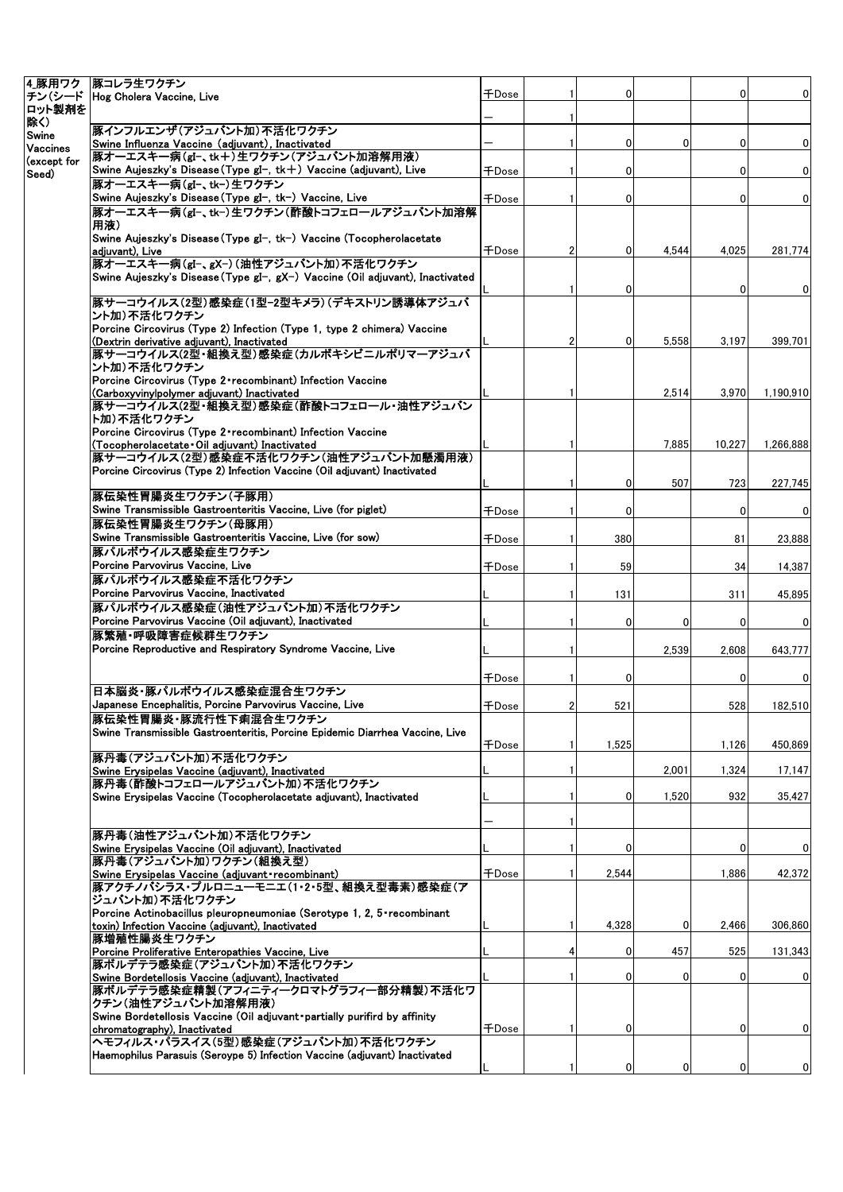| | | | | | | | |
|---|---|---|---|---|---|---|---|
| 4.豚用ワクチン(シードロット製剤を除く) Swine Vaccines (except for Seed) | 豚コレラ生ワクチン<br>Hog Cholera Vaccine, Live | 千Dose | 1 | 0 | | 0 | 0 |
| | | — | 1 | | | | |
| | 豚インフルエンザ(アジュバント加)不活化ワクチン<br>Swine Influenza Vaccine (adjuvant), Inactivated | — | 1 | 0 | 0 | 0 | 0 |
| | 豚オーエスキー病(gI-、tk+)生ワクチン(アジュバント加溶解用液)<br>Swine Aujeszky's Disease(Type gI-, tk+) Vaccine (adjuvant), Live | 千Dose | 1 | 0 | | 0 | 0 |
| | 豚オーエスキー病(gI-、tk-)生ワクチン<br>Swine Aujeszky's Disease(Type gI-, tk-) Vaccine, Live | 千Dose | 1 | 0 | | 0 | 0 |
| | 豚オーエスキー病(gI-、tk-)生ワクチン(酢酸トコフェロールアジュバント加溶解用液)<br>Swine Aujeszky's Disease(Type gI-, tk-) Vaccine (Tocopherolacetate adjuvant), Live | 千Dose | 2 | 0 | 4,544 | 4,025 | 281,774 |
| | 豚オーエスキー病(gI-、gX-)(油性アジュバント加)不活化ワクチン<br>Swine Aujeszky's Disease(Type gI-, gX-) Vaccine (Oil adjuvant), Inactivated | L | 1 | 0 | | 0 | 0 |
| | 豚サーコウイルス(2型)感染症(1型-2型キメラ)(デキストリン誘導体アジュバント加)不活化ワクチン<br>Porcine Circovirus (Type 2) Infection (Type 1, type 2 chimera) Vaccine (Dextrin derivative adjuvant), Inactivated | L | 2 | 0 | 5,558 | 3,197 | 399,701 |
| | 豚サーコウイルス(2型・組換え型)感染症(カルボキシビニルポリマーアジュバント加)不活化ワクチン<br>Porcine Circovirus (Type 2・recombinant) Infection Vaccine (Carboxyvinylpolymer adjuvant) Inactivated | L | 1 | | 2,514 | 3,970 | 1,190,910 |
| | 豚サーコウイルス(2型・組換え型)感染症(酢酸トコフェロール・油性アジュバント加)不活化ワクチン<br>Porcine Circovirus (Type 2・recombinant) Infection Vaccine (Tocopherolacetate・Oil adjuvant) Inactivated | L | 1 | | 7,885 | 10,227 | 1,266,888 |
| | 豚サーコウイルス(2型)感染症不活化ワクチン(油性アジュバント加懸濁用液)<br>Porcine Circovirus (Type 2) Infection Vaccine (Oil adjuvant) Inactivated | L | 1 | 0 | 507 | 723 | 227,745 |
| | 豚伝染性胃腸炎生ワクチン(子豚用)<br>Swine Transmissible Gastroenteritis Vaccine, Live (for piglet) | 千Dose | 1 | 0 | | 0 | 0 |
| | 豚伝染性胃腸炎生ワクチン(母豚用)<br>Swine Transmissible Gastroenteritis Vaccine, Live (for sow) | 千Dose | 1 | 380 | | 81 | 23,888 |
| | 豚パルボウイルス感染症生ワクチン<br>Porcine Parvovirus Vaccine, Live | 千Dose | 1 | 59 | | 34 | 14,387 |
| | 豚パルボウイルス感染症不活化ワクチン<br>Porcine Parvovirus Vaccine, Inactivated | L | 1 | 131 | | 311 | 45,895 |
| | 豚パルボウイルス感染症(油性アジュバント加)不活化ワクチン<br>Porcine Parvovirus Vaccine (Oil adjuvant), Inactivated | L | 1 | 0 | 0 | 0 | 0 |
| | 豚繁殖・呼吸障害症候群生ワクチン<br>Porcine Reproductive and Respiratory Syndrome Vaccine, Live | L | 1 | | 2,539 | 2,608 | 643,777 |
| | | 千Dose | 1 | 0 | | 0 | 0 |
| | 日本脳炎・豚パルボウイルス感染症混合生ワクチン<br>Japanese Encephalitis, Porcine Parvovirus Vaccine, Live | 千Dose | 2 | 521 | | 528 | 182,510 |
| | 豚伝染性胃腸炎・豚流行性下痢混合生ワクチン<br>Swine Transmissible Gastroenteritis, Porcine Epidemic Diarrhea Vaccine, Live | 千Dose | 1 | 1,525 | | 1,126 | 450,869 |
| | 豚丹毒(アジュバント加)不活化ワクチン<br>Swine Erysipelas Vaccine (adjuvant), Inactivated | L | 1 | | 2,001 | 1,324 | 17,147 |
| | 豚丹毒(酢酸トコフェロールアジュバント加)不活化ワクチン<br>Swine Erysipelas Vaccine (Tocopherolacetate adjuvant), Inactivated | L | 1 | 0 | 1,520 | 932 | 35,427 |
| | | — | 1 | | | | |
| | 豚丹毒(油性アジュバント加)不活化ワクチン<br>Swine Erysipelas Vaccine (Oil adjuvant), Inactivated | L | 1 | 0 | | 0 | 0 |
| | 豚丹毒(アジュバント加)ワクチン(組換え型)<br>Swine Erysipelas Vaccine (adjuvant・recombinant) | 千Dose | 1 | 2,544 | | 1,886 | 42,372 |
| | 豚アクチノバシラス・プルロニューモニエ(1・2・5型、組換え型毒素)感染症(アジュバント加)不活化ワクチン<br>Porcine Actinobacillus pleuropneumoniae (Serotype 1, 2, 5・recombinant toxin) Infection Vaccine (adjuvant), Inactivated | L | 1 | 4,328 | 0 | 2,466 | 306,860 |
| | 豚増殖性腸炎生ワクチン<br>Porcine Proliferative Enteropathies Vaccine, Live | L | 4 | 0 | 457 | 525 | 131,343 |
| | 豚ボルデテラ感染症(アジュバント加)不活化ワクチン<br>Swine Bordetellosis Vaccine (adjuvant), Inactivated | L | 1 | 0 | 0 | 0 | 0 |
| | 豚ボルデテラ感染症精製(アフィニティークロマトグラフィー部分精製)不活化ワクチン(油性アジュバント加溶解用液)<br>Swine Bordetellosis Vaccine (Oil adjuvant・partially purifird by affinity chromatography), Inactivated | 千Dose | 1 | 0 | | 0 | 0 |
| | ヘモフィルス・パラスイス(5型)感染症(アジュバント加)不活化ワクチン<br>Haemophilus Parasuis (Seroype 5) Infection Vaccine (adjuvant) Inactivated | L | 1 | 0 | 0 | 0 | 0 |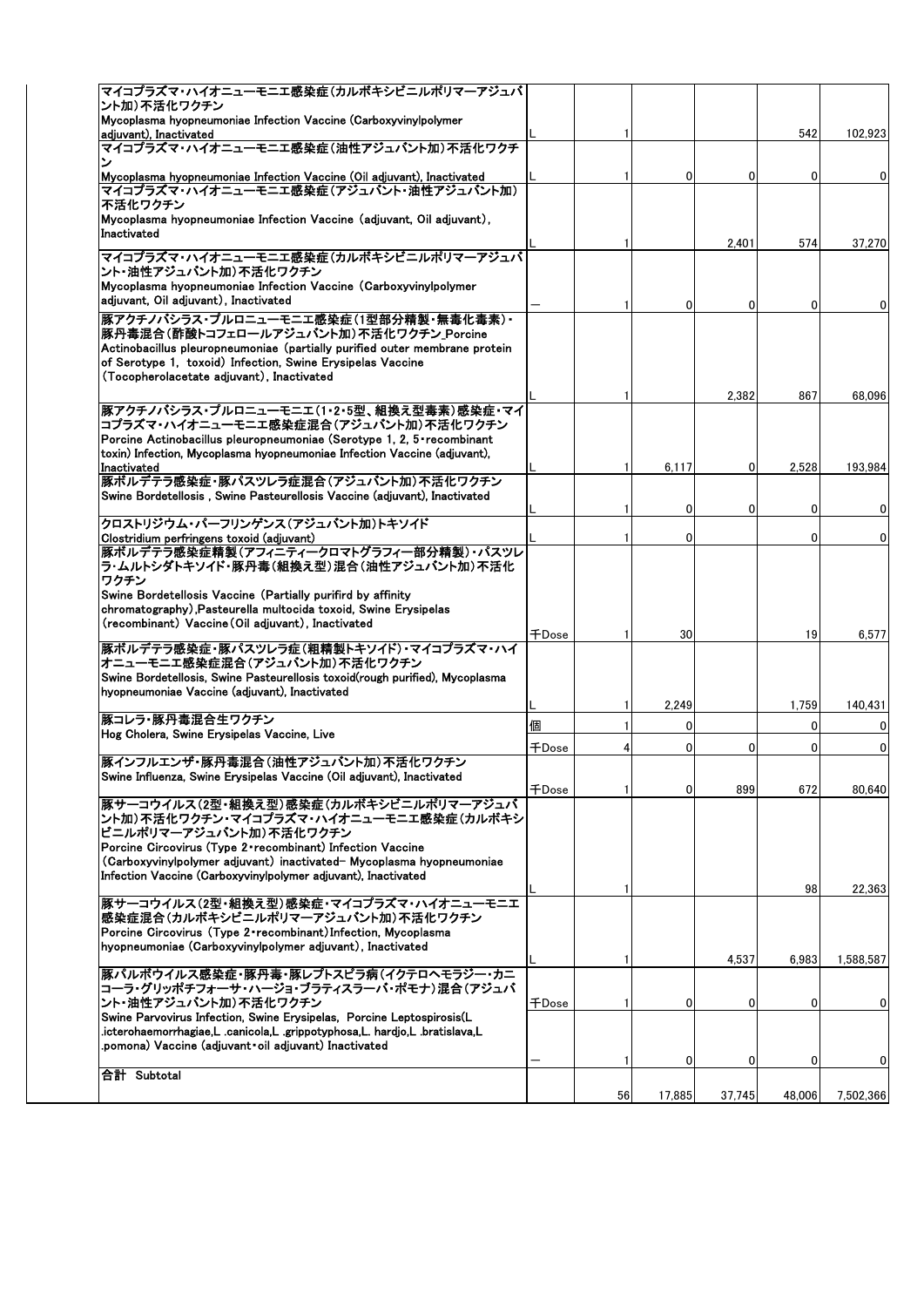| | | | | | | |
|---|---|---|---|---|---|---|
| マイコプラズマ・ハイオニューモニエ感染症(カルボキシビニルポリマーアジュバント加)不活化ワクチン Mycoplasma hyopneumoniae Infection Vaccine (Carboxyvinylpolymer adjuvant), Inactivated | L | 1 | | | 542 | 102,923 |
| マイコプラズマ・ハイオニューモニエ感染症(油性アジュバント加)不活化ワクチン Mycoplasma hyopneumoniae Infection Vaccine (Oil adjuvant), Inactivated | L | 1 | 0 | 0 | 0 | 0 |
| マイコプラズマ・ハイオニューモニエ感染症(アジュバント・油性アジュバント加)不活化ワクチン Mycoplasma hyopneumoniae Infection Vaccine (adjuvant, Oil adjuvant), Inactivated | L | 1 | | 2,401 | 574 | 37,270 |
| マイコプラズマ・ハイオニューモニエ感染症(カルボキシビニルポリマーアジュバント・油性アジュバント加)不活化ワクチン Mycoplasma hyopneumoniae Infection Vaccine (Carboxyvinylpolymer adjuvant, Oil adjuvant), Inactivated | — | 1 | 0 | 0 | 0 | 0 |
| 豚アクチノバシラス・プルロニューモニエ感染症(1型部分精製・無毒化毒素)・豚丹毒混合(酢酸トコフェロールアジュバント加)不活化ワクチン_Porcine Actinobacillus pleuropneumoniae (partially purified outer membrane protein of Serotype 1, toxoid) Infection, Swine Erysipelas Vaccine (Tocopherolacetate adjuvant), Inactivated | L | 1 | | 2,382 | 867 | 68,096 |
| 豚アクチノバシラス・プルロニューモニエ(1・2・5型、組換え型毒素)感染症・マイコプラズマ・ハイオニューモニエ感染症混合(アジュバント加)不活化ワクチン Porcine Actinobacillus pleuropneumoniae (Serotype 1, 2, 5・recombinant toxin) Infection, Mycoplasma hyopneumoniae Infection Vaccine (adjuvant), Inactivated | L | 1 | 6,117 | 0 | 2,528 | 193,984 |
| 豚ボルデテラ感染症・豚パスツレラ症混合(アジュバント加)不活化ワクチン Swine Bordetellosis , Swine Pasteurellosis Vaccine (adjuvant), Inactivated | L | 1 | 0 | 0 | 0 | 0 |
| クロストリジウム・パーフリンゲンス(アジュバント加)トキソイド Clostridium perfringens toxoid (adjuvant) | L | 1 | 0 | | 0 | 0 |
| 豚ボルデテラ感染症精製(アフィニティークロマトグラフィー部分精製)・パスツレラ・ムルトシダトキソイド・豚丹毒(組換え型)混合(油性アジュバント加)不活化ワクチン Swine Bordetellosis Vaccine (Partially purifird by affinity chromatography),Pasteurella multocida toxoid, Swine Erysipelas (recombinant) Vaccine(Oil adjuvant), Inactivated | 千Dose | 1 | 30 | | 19 | 6,577 |
| 豚ボルデテラ感染症・豚パスツレラ症(粗精製トキソイド)・マイコプラズマ・ハイオニューモニエ感染症混合(アジュバント加)不活化ワクチン Swine Bordetellosis, Swine Pasteurellosis toxoid(rough purified), Mycoplasma hyopneumoniae Vaccine (adjuvant), Inactivated | L | 1 | 2,249 | | 1,759 | 140,431 |
| 豚コレラ・豚丹毒混合生ワクチン Hog Cholera, Swine Erysipelas Vaccine, Live | 個 | 1 | 0 | | 0 | 0 |
| | 千Dose | 4 | 0 | 0 | 0 | 0 |
| 豚インフルエンザ・豚丹毒混合(油性アジュバント加)不活化ワクチン Swine Influenza, Swine Erysipelas Vaccine (Oil adjuvant), Inactivated | 千Dose | 1 | 0 | 899 | 672 | 80,640 |
| 豚サーコウイルス(2型・組換え型)感染症(カルボキシビニルポリマーアジュバント加)不活化ワクチン・マイコプラズマ・ハイオニューモニエ感染症(カルボキシビニルポリマーアジュバント加)不活化ワクチン Porcine Circovirus (Type 2・recombinant) Infection Vaccine (Carboxyvinylpolymer adjuvant) inactivated– Mycoplasma hyopneumoniae Infection Vaccine (Carboxyvinylpolymer adjuvant), Inactivated | L | 1 | | | 98 | 22,363 |
| 豚サーコウイルス(2型・組換え型)感染症・マイコプラズマ・ハイオニューモニエ感染症混合(カルボキシビニルポリマーアジュバント加)不活化ワクチン Porcine Circovirus (Type 2・recombinant)Infection, Mycoplasma hyopneumoniae (Carboxyvinylpolymer adjuvant), Inactivated | L | 1 | | 4,537 | 6,983 | 1,588,587 |
| 豚パルボウイルス感染症・豚丹毒・豚レプトスピラ病(イクテロヘモラジー・カニコーラ・グリッポチフォーサ・ハージョ・ブラティスラーバ・ポモナ)混合(アジュバント・油性アジュバント加)不活化ワクチン Swine Parvovirus Infection, Swine Erysipelas, Porcine Leptospirosis(L .icterohaemorrhagiae,L .canicola,L .grippotyphosa,L. hardjo,L .bratislava,L .pomona) Vaccine (adjuvant・oil adjuvant) Inactivated | 千Dose | 1 | 0 | 0 | 0 | 0 |
| | — | 1 | 0 | 0 | 0 | 0 |
| 合計 Subtotal | | 56 | 17,885 | 37,745 | 48,006 | 7,502,366 |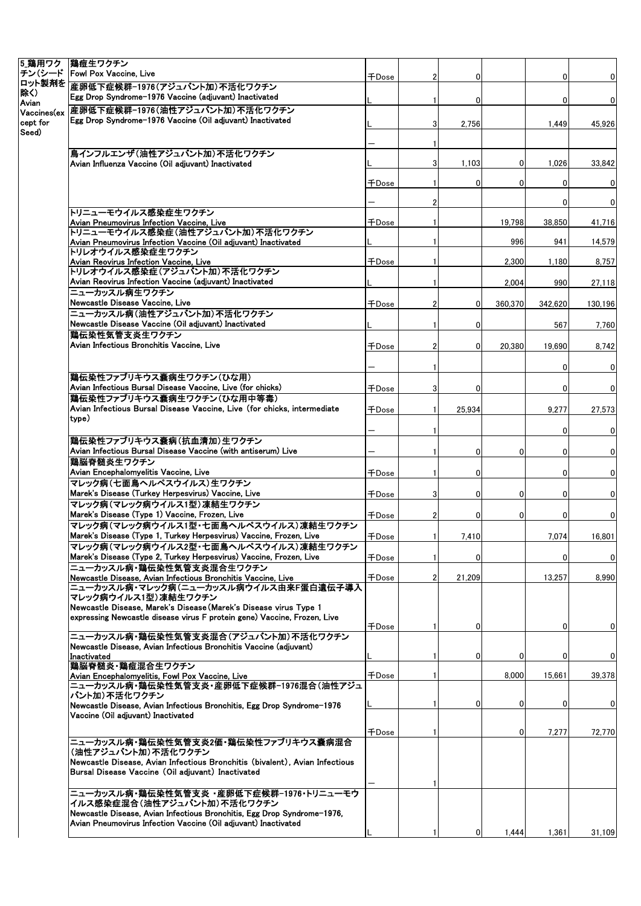| | | | | | | | |
|---|---|---|---|---|---|---|---|
| 5_鶏用ワクチン(シードロット製剤を除く) Avian Vaccines(except for Seed) | 鶏痘生ワクチン<br>Fowl Pox Vaccine, Live | 千Dose | 2 | 0 | | 0 | 0 |
| | 産卵低下症候群-1976(アジュバント加)不活化ワクチン<br>Egg Drop Syndrome-1976 Vaccine (adjuvant) Inactivated | L | 1 | 0 | | 0 | 0 |
| | 産卵低下症候群-1976(油性アジュバント加)不活化ワクチン<br>Egg Drop Syndrome-1976 Vaccine (Oil adjuvant) Inactivated | L | 3 | 2,756 | | 1,449 | 45,926 |
| | | — | 1 | | | | |
| | 鳥インフルエンザ(油性アジュバント加)不活化ワクチン<br>Avian Influenza Vaccine (Oil adjuvant) Inactivated | L | 3 | 1,103 | 0 | 1,026 | 33,842 |
| | | 千Dose | 1 | 0 | 0 | 0 | 0 |
| | | — | 2 | | | 0 | 0 |
| | トリニューモウイルス感染症生ワクチン<br>Avian Pneumovirus Infection Vaccine, Live | 千Dose | 1 | | 19,798 | 38,850 | 41,716 |
| | トリニューモウイルス感染症(油性アジュバント加)不活化ワクチン<br>Avian Pneumovirus Infection Vaccine (Oil adjuvant) Inactivated | L | 1 | | 996 | 941 | 14,579 |
| | トリレオウイルス感染症生ワクチン<br>Avian Reovirus Infection Vaccine, Live | 千Dose | 1 | | 2,300 | 1,180 | 8,757 |
| | トリレオウイルス感染症(アジュバント加)不活化ワクチン<br>Avian Reovirus Infection Vaccine (adjuvant) Inactivated | L | 1 | | 2,004 | 990 | 27,118 |
| | ニューカッスル病生ワクチン<br>Newcastle Disease Vaccine, Live | 千Dose | 2 | 0 | 360,370 | 342,620 | 130,196 |
| | ニューカッスル病(油性アジュバント加)不活化ワクチン<br>Newcastle Disease Vaccine (Oil adjuvant) Inactivated | L | 1 | 0 | | 567 | 7,760 |
| | 鶏伝染性気管支炎生ワクチン<br>Avian Infectious Bronchitis Vaccine, Live | 千Dose | 2 | 0 | 20,380 | 19,690 | 8,742 |
| | | — | 1 | | | 0 | 0 |
| | 鶏伝染性ファブリキウス嚢病生ワクチン(ひな用)<br>Avian Infectious Bursal Disease Vaccine, Live (for chicks) | 千Dose | 3 | 0 | | 0 | 0 |
| | 鶏伝染性ファブリキウス嚢病生ワクチン(ひな用中等毒)<br>Avian Infectious Bursal Disease Vaccine, Live (for chicks, intermediate type) | 千Dose | 1 | 25,934 | | 9,277 | 27,573 |
| | | — | 1 | | | 0 | 0 |
| | 鶏伝染性ファブリキウス嚢病(抗血清加)生ワクチン<br>Avian Infectious Bursal Disease Vaccine (with antiserum) Live | — | 1 | 0 | 0 | 0 | 0 |
| | 鶏脳脊髄炎生ワクチン<br>Avian Encephalomyelitis Vaccine, Live | 千Dose | 1 | 0 | | 0 | 0 |
| | マレック病(七面鳥ヘルペスウイルス)生ワクチン<br>Marek's Disease (Turkey Herpesvirus) Vaccine, Live | 千Dose | 3 | 0 | 0 | 0 | 0 |
| | マレック病(マレック病ウイルス1型)凍結生ワクチン<br>Marek's Disease (Type 1) Vaccine, Frozen, Live | 千Dose | 2 | 0 | 0 | 0 | 0 |
| | マレック病(マレック病ウイルス1型・七面鳥ヘルペスウイルス)凍結生ワクチン<br>Marek's Disease (Type 1, Turkey Herpesvirus) Vaccine, Frozen, Live | 千Dose | 1 | 7,410 | | 7,074 | 16,801 |
| | マレック病(マレック病ウイルス2型・七面鳥ヘルペスウイルス)凍結生ワクチン<br>Marek's Disease (Type 2, Turkey Herpesvirus) Vaccine, Frozen, Live | 千Dose | 1 | 0 | | 0 | 0 |
| | ニューカッスル病・鶏伝染性気管支炎混合生ワクチン<br>Newcastle Disease, Avian Infectious Bronchitis Vaccine, Live | 千Dose | 2 | 21,209 | | 13,257 | 8,990 |
| | ニューカッスル病・マレック病(ニューカッスル病ウイルス由来F蛋白遺伝子導入マレック病ウイルス1型)凍結生ワクチン<br>Newcastle Disease, Marek's Disease(Marek's Disease virus Type 1 expressing Newcastle disease virus F protein gene) Vaccine, Frozen, Live | 千Dose | 1 | 0 | | 0 | 0 |
| | ニューカッスル病・鶏伝染性気管支炎混合(アジュバント加)不活化ワクチン<br>Newcastle Disease, Avian Infectious Bronchitis Vaccine (adjuvant) Inactivated | L | 1 | 0 | 0 | 0 | 0 |
| | 鶏脳脊髄炎・鶏痘混合生ワクチン<br>Avian Encephalomyelitis, Fowl Pox Vaccine, Live | 千Dose | 1 | | 8,000 | 15,661 | 39,378 |
| | ニューカッスル病・鶏伝染性気管支炎・産卵低下症候群-1976混合(油性アジュバント加)不活化ワクチン<br>Newcastle Disease, Avian Infectious Bronchitis, Egg Drop Syndrome-1976 Vaccine (Oil adjuvant) Inactivated | L | 1 | 0 | 0 | 0 | 0 |
| | | 千Dose | 1 | | 0 | 7,277 | 72,770 |
| | ニューカッスル病・鶏伝染性気管支炎2価・鶏伝染性ファブリキウス嚢病混合(油性アジュバント加)不活化ワクチン<br>Newcastle Disease, Avian Infectious Bronchitis (bivalent), Avian Infectious Bursal Disease Vaccine (Oil adjuvant) Inactivated | — | 1 | | | | |
| | ニューカッスル病・鶏伝染性気管支炎・産卵低下症候群-1976・トリニューモウイルス感染症混合(油性アジュバント加)不活化ワクチン<br>Newcastle Disease, Avian Infectious Bronchitis, Egg Drop Syndrome-1976, Avian Pneumovirus Infection Vaccine (Oil adjuvant) Inactivated | L | 1 | 0 | 1,444 | 1,361 | 31,109 |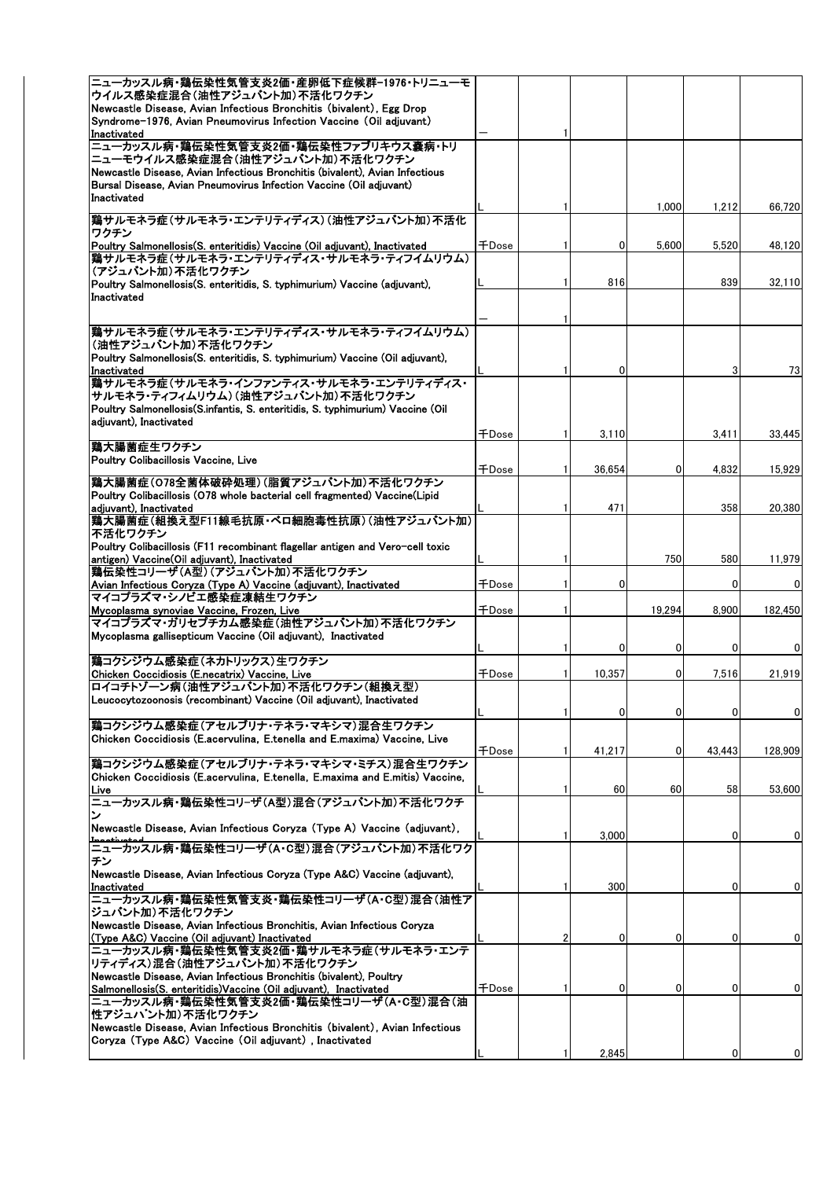| | | | | | | |
|---|---|---|---|---|---|---|
| ニューカッスル病・鶏伝染性気管支炎2価・産卵低下症候群−1976・トリニューモウイルス感染症混合（油性アジュバント加）不活化ワクチン<br>Newcastle Disease, Avian Infectious Bronchitis (bivalent), Egg Drop Syndrome−1976, Avian Pneumovirus Infection Vaccine (Oil adjuvant) Inactivated | − | 1 | | | | |
| ニューカッスル病・鶏伝染性気管支炎2価・鶏伝染性ファブリキウス嚢病・トリニューモウイルス感染症混合（油性アジュバント加）不活化ワクチン<br>Newcastle Disease, Avian Infectious Bronchitis (bivalent), Avian Infectious Bursal Disease, Avian Pneumovirus Infection Vaccine (Oil adjuvant) Inactivated | L | 1 | | 1,000 | 1,212 | 66,720 |
| 鶏サルモネラ症（サルモネラ・エンテリティディス）（油性アジュバント加）不活化ワクチン<br>Poultry Salmonellosis(S. enteritidis) Vaccine (Oil adjuvant), Inactivated | 千Dose | 1 | 0 | 5,600 | 5,520 | 48,120 |
| 鶏サルモネラ症（サルモネラ・エンテリティディス・サルモネラ・ティフイムリウム）（アジュバント加）不活化ワクチン<br>Poultry Salmonellosis(S. enteritidis, S. typhimurium) Vaccine (adjuvant), Inactivated | L | 1 | 816 | | 839 | 32,110 |
| | − | 1 | | | | |
| 鶏サルモネラ症（サルモネラ・エンテリティディス・サルモネラ・ティフイムリウム）（油性アジュバント加）不活化ワクチン<br>Poultry Salmonellosis(S. enteritidis, S. typhimurium) Vaccine (Oil adjuvant), Inactivated | L | 1 | 0 | | 3 | 73 |
| 鶏サルモネラ症（サルモネラ・インファンティス・サルモネラ・エンテリティディス・サルモネラ・ティフィムリウム）（油性アジュバント加）不活化ワクチン<br>Poultry Salmonellosis(S.infantis, S. enteritidis, S. typhimurium) Vaccine (Oil adjuvant), Inactivated | 千Dose | 1 | 3,110 | | 3,411 | 33,445 |
| 鶏大腸菌症生ワクチン<br>Poultry Colibacillosis Vaccine, Live | 千Dose | 1 | 36,654 | 0 | 4,832 | 15,929 |
| 鶏大腸菌症（O78全菌体破砕処理）（脂質アジュバント加）不活化ワクチン<br>Poultry Colibacillosis (O78 whole bacterial cell fragmented) Vaccine(Lipid adjuvant), Inactivated | L | 1 | 471 | | 358 | 20,380 |
| 鶏大腸菌症（組換え型F11線毛抗原・ベロ細胞毒性抗原）（油性アジュバント加）不活化ワクチン<br>Poultry Colibacillosis (F11 recombinant flagellar antigen and Vero-cell toxic antigen) Vaccine(Oil adjuvant), Inactivated | L | 1 | | 750 | 580 | 11,979 |
| 鶏伝染性コリーザ（A型）（アジュバント加）不活化ワクチン<br>Avian Infectious Coryza (Type A) Vaccine (adjuvant), Inactivated | 千Dose | 1 | 0 | | 0 | 0 |
| マイコプラズマ・シノビエ感染症凍結生ワクチン<br>Mycoplasma synoviae Vaccine, Frozen, Live | 千Dose | 1 | | 19,294 | 8,900 | 182,450 |
| マイコプラズマ・ガリセプチカム感染症（油性アジュバント加）不活化ワクチン<br>Mycoplasma gallisepticum Vaccine (Oil adjuvant), Inactivated | L | 1 | 0 | 0 | 0 | 0 |
| 鶏コクシジウム感染症（ネカトリックス）生ワクチン<br>Chicken Coccidiosis (E.necatrix) Vaccine, Live | 千Dose | 1 | 10,357 | 0 | 7,516 | 21,919 |
| ロイコチトゾーン病（油性アジュバント加）不活化ワクチン（組換え型）<br>Leucocytozoonosis (recombinant) Vaccine (Oil adjuvant), Inactivated | L | 1 | 0 | 0 | 0 | 0 |
| 鶏コクシジウム感染症（アセルブリナ・テネラ・マキシマ）混合生ワクチン<br>Chicken Coccidiosis (E.acervulina, E.tenella and E.maxima) Vaccine, Live | 千Dose | 1 | 41,217 | 0 | 43,443 | 128,909 |
| 鶏コクシジウム感染症（アセルブリナ・テネラ・マキシマ・ミチス）混合生ワクチン<br>Chicken Coccidiosis (E.acervulina, E.tenella, E.maxima and E.mitis) Vaccine, Live | L | 1 | 60 | 60 | 58 | 53,600 |
| ニューカッスル病・鶏伝染性コリーザ（A型）混合（アジュバント加）不活化ワクチン<br>Newcastle Disease, Avian Infectious Coryza (Type A) Vaccine (adjuvant), Inactivated | L | 1 | 3,000 | | 0 | 0 |
| ニューカッスル病・鶏伝染性コリーザ（A・C型）混合（アジュバント加）不活化ワクチン<br>Newcastle Disease, Avian Infectious Coryza (Type A&C) Vaccine (adjuvant), Inactivated | L | 1 | 300 | | 0 | 0 |
| ニューカッスル病・鶏伝染性気管支炎・鶏伝染性コリーザ（A・C型）混合（油性アジュバント加）不活化ワクチン<br>Newcastle Disease, Avian Infectious Bronchitis, Avian Infectious Coryza (Type A&C) Vaccine (Oil adjuvant) Inactivated | L | 2 | 0 | 0 | 0 | 0 |
| ニューカッスル病・鶏伝染性気管支炎2価・鶏サルモネラ症（サルモネラ・エンテリティディス）混合（油性アジュバント加）不活化ワクチン<br>Newcastle Disease, Avian Infectious Bronchitis (bivalent), Poultry Salmonellosis(S. enteritidis)Vaccine (Oil adjuvant), Inactivated | 千Dose | 1 | 0 | 0 | 0 | 0 |
| ニューカッスル病・鶏伝染性気管支炎2価・鶏伝染性コリーザ（A・C型）混合（油性アジュバント加）不活化ワクチン<br>Newcastle Disease, Avian Infectious Bronchitis (bivalent), Avian Infectious Coryza (Type A&C) Vaccine (Oil adjuvant) , Inactivated | L | 1 | 2,845 | | 0 | 0 |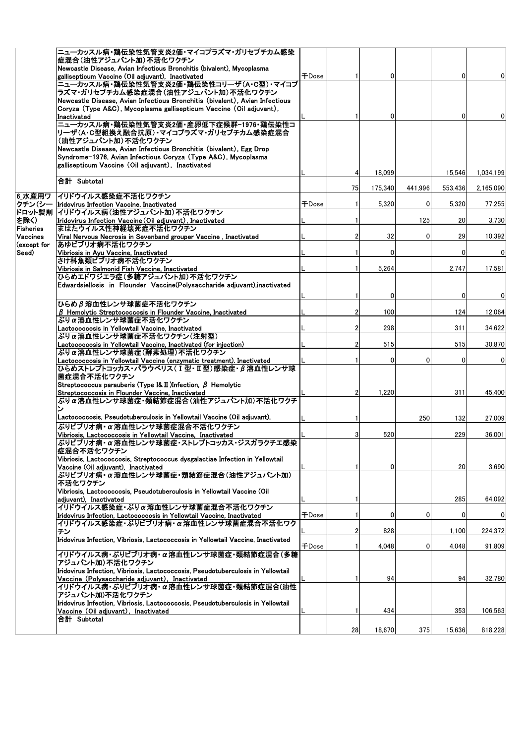| | | | | | | | |
|---|---|---|---|---|---|---|---|
| | ニューカッスル病・鶏伝染性気管支炎2価・マイコプラズマ・ガリセプチカム感染症混合(油性アジュバント加)不活化ワクチン Newcastle Disease, Avian Infectious Bronchitis (bivalent), Mycoplasma gallisepticum Vaccine (Oil adjuvant), Inactivated | 千Dose | 1 | 0 | | 0 | 0 |
| | ニューカッスル病・鶏伝染性気管支炎2価・鶏伝染性コリーザ(A・C型)・マイコプラズマ・ガリセプチカム感染症混合(油性アジュバント加)不活化ワクチン Newcastle Disease, Avian Infectious Bronchitis (bivalent), Avian Infectious Coryza (Type A&C), Mycoplasma gallisepticum Vaccine (Oil adjuvant), Inactivated | L | 1 | 0 | | 0 | 0 |
| | ニューカッスル病・鶏伝染性気管支炎2価・産卵低下症候群-1976・鶏伝染性コリーザ(A・C型組換え融合抗原)・マイコプラズマ・ガリセプチカム感染症混合(油性アジュバント加)不活化ワクチン Newcastle Disease, Avian Infectious Bronchitis (bivalent), Egg Drop Syndrome-1976, Avian Infectious Coryza (Type A&C), Mycoplasma gallisepticum Vaccine (Oil adjuvant), Inactivated | L | 4 | 18,099 | | 15,546 | 1,034,199 |
| | 合計 Subtotal | | 75 | 175,340 | 441,996 | 553,436 | 2,165,090 |
| 6_水産用ワクチン(シードロット製剤を除く) Fisheries Vaccines (except for Seed) | イリドウイルス感染症不活化ワクチン Iridovirus Infection Vaccine, Inactivated | 千Dose | 1 | 5,320 | 0 | 5,320 | 77,255 |
| | イリドウイルス病(油性アジュバント加)不活化ワクチン Iridovirus Infection Vaccine (Oil adjuvant), Inactivated | L | 1 | | 125 | 20 | 3,730 |
| | まはたウイルス性神経壊死症不活化ワクチン Viral Nervous Necrosis in Sevenband grouper Vaccine , Inactivated | L | 2 | 32 | 0 | 29 | 10,392 |
| | あゆビブリオ病不活化ワクチン Vibriosis in Ayu Vaccine, Inactivated | L | 1 | 0 | | 0 | 0 |
| | さけ科魚類ビブリオ病不活化ワクチン Vibriosis in Salmonid Fish Vaccine, Inactivated | L | 1 | 5,264 | | 2,747 | 17,581 |
| | ひらめエドワジエラ症(多糖アジュバント加)不活化ワクチン Edwardsiellosis in Flounder Vaccine(Polysaccharide adjuvant),inactivated | L | 1 | 0 | | 0 | 0 |
| | ひらめβ溶血性レンサ球菌症不活化ワクチン β Hemolytic Streptococcosis in Flounder Vaccine, Inactivated | L | 2 | 100 | | 124 | 12,064 |
| | ぶりα溶血性レンサ球菌症不活化ワクチン Lactococcosis in Yellowtail Vaccine, Inactivated | L | 2 | 298 | | 311 | 34,622 |
| | ぶりα溶血性レンサ球菌症不活化ワクチン(注射型) Lactococcosis in Yellowtail Vaccine, Inactivated (for injection) | L | 2 | 515 | | 515 | 30,870 |
| | ぶりα溶血性レンサ球菌症(酵素処理)不活化ワクチン Lactococcosis in Yellowtail Vaccine (enzymatic treatment), Inactivated | L | 1 | 0 | 0 | 0 | 0 |
| | ひらめストレプトコッカス・パラウベリス(Ⅰ型・Ⅱ型)感染症・β溶血性レンサ球菌症混合不活化ワクチン Streptococcus parauberis (Type I& II)Infection, β Hemolytic Streptococcosis in Flounder Vaccine, Inactivated | L | 2 | 1,220 | | 311 | 45,400 |
| | ぶりα溶血性レンサ球菌症・類結節症混合(油性アジュバント加)不活化ワクチン Lactococcosis, Pseudotuberculosis in Yellowtail Vaccine (Oil adjuvant), | L | 1 | | 250 | 132 | 27,009 |
| | ぶりビブリオ病・α溶血性レンサ球菌症混合不活化ワクチン Vibriosis, Lactococcosis in Yellowtail Vaccine, Inactivated | L | 3 | 520 | | 229 | 36,001 |
| | ぶりビブリオ病・α溶血性レンサ球菌症・ストレプトコッカス・ジスガラクチエ感染症混合不活化ワクチン Vibriosis, Lactococcosis, Streptococcus dysgalactiae Infection in Yellowtail Vaccine (Oil adjuvant), Inactivated | L | 1 | 0 | | 20 | 3,690 |
| | ぶりビブリオ病・α溶血性レンサ球菌症・類結節症混合(油性アジュバント加)不活化ワクチン Vibriosis, Lactococcosis, Pseudotuberculosis in Yellowtail Vaccine (Oil adjuvant), Inactivated | L | 1 | | | 285 | 64,092 |
| | イリドウイルス感染症・ぶりα溶血性レンサ球菌症混合不活化ワクチン Iridovirus Infection, Lactococcosis in Yellowtail Vaccine, Inactivated | 千Dose | 1 | 0 | 0 | 0 | 0 |
| | イリドウイルス感染症・ぶりビブリオ病・α溶血性レンサ球菌症混合不活化ワクチン Iridovirus Infection, Vibriosis, Lactococcosis in Yellowtail Vaccine, Inactivated | L | 2 | 828 | | 1,100 | 224,372 |
| | | 千Dose | 1 | 4,048 | 0 | 4,048 | 91,809 |
| | イリドウイルス病・ぶりビブリオ病・α溶血性レンサ球菌症・類結節症混合(多糖アジュバント加)不活化ワクチン Iridovirus Infection, Vibriosis, Lactococcosis, Pseudotuberculosis in Yellowtail Vaccine (Polysaccharide adjuvant), Inactivated | L | 1 | 94 | | 94 | 32,780 |
| | イリドウイルス病・ぶりビブリオ病・α溶血性レンサ球菌症・類結節症混合(油性アジュバント加)不活化ワクチン Iridovirus Infection, Vibriosis, Lactococcosis, Pseudotuberculosis in Yellowtail Vaccine (Oil adjuvant), Inactivated | L | 1 | 434 | | 353 | 106,563 |
| | 合計 Subtotal | | 28 | 18,670 | 375 | 15,636 | 818,228 |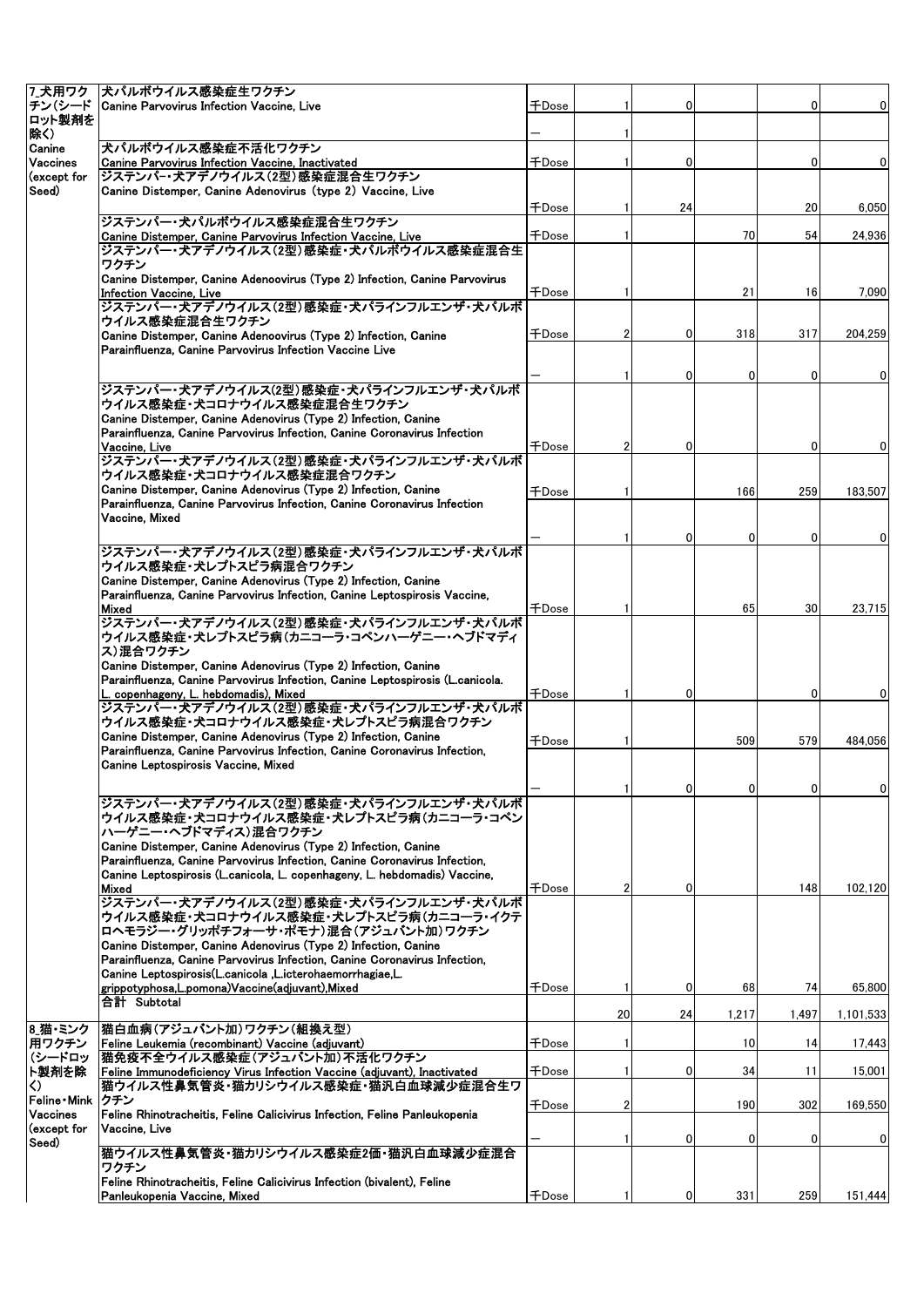| | | | | | | | |
|---|---|---|---|---|---|---|---|
| 7_犬用ワクチン(シードロット製剤を除く) Canine Vaccines (except for Seed) | 犬パルボウイルス感染症生ワクチン Canine Parvovirus Infection Vaccine, Live | 千Dose | 1 | 0 | | 0 | 0 |
| | | － | 1 | | | | |
| | 犬パルボウイルス感染症不活化ワクチン Canine Parvovirus Infection Vaccine, Inactivated | 千Dose | 1 | 0 | | 0 | 0 |
| | ジステンパー・犬アデノウイルス(2型)感染症混合生ワクチン Canine Distemper, Canine Adenovirus (type 2) Vaccine, Live | 千Dose | 1 | 24 | | 20 | 6,050 |
| | ジステンパー・犬パルボウイルス感染症混合生ワクチン Canine Distemper, Canine Parvovirus Infection Vaccine, Live | 千Dose | 1 | | 70 | 54 | 24,936 |
| | ジステンパー・犬アデノウイルス(2型)感染症・犬パルボウイルス感染症混合生ワクチン Canine Distemper, Canine Adenoovirus (Type 2) Infection, Canine Parvovirus Infection Vaccine, Live | 千Dose | 1 | | 21 | 16 | 7,090 |
| | ジステンパー・犬アデノウイルス(2型)感染症・犬パラインフルエンザ・犬パルボウイルス感染症混合生ワクチン Canine Distemper, Canine Adenoovirus (Type 2) Infection, Canine Parainfluenza, Canine Parvovirus Infection Vaccine Live | 千Dose | 2 | 0 | 318 | 317 | 204,259 |
| | | － | 1 | 0 | 0 | 0 | 0 |
| | ジステンパー・犬アデノウイルス(2型)感染症・犬パラインフルエンザ・犬パルボウイルス感染症・犬コロナウイルス感染症混合生ワクチン Canine Distemper, Canine Adenovirus (Type 2) Infection, Canine Parainfluenza, Canine Parvovirus Infection, Canine Coronavirus Infection Vaccine, Live | 千Dose | 2 | 0 | | 0 | 0 |
| | ジステンパー・犬アデノウイルス(2型)感染症・犬パラインフルエンザ・犬パルボウイルス感染症・犬コロナウイルス感染症混合ワクチン Canine Distemper, Canine Adenovirus (Type 2) Infection, Canine Parainfluenza, Canine Parvovirus Infection, Canine Coronavirus Infection Vaccine, Mixed | 千Dose | 1 | | 166 | 259 | 183,507 |
| | | － | 1 | 0 | 0 | 0 | 0 |
| | ジステンパー・犬アデノウイルス(2型)感染症・犬パラインフルエンザ・犬パルボウイルス感染症・犬レプトスピラ病混合ワクチン Canine Distemper, Canine Adenovirus (Type 2) Infection, Canine Parainfluenza, Canine Parvovirus Infection, Canine Leptospirosis Vaccine, Mixed | 千Dose | 1 | | 65 | 30 | 23,715 |
| | ジステンパー・犬アデノウイルス(2型)感染症・犬パラインフルエンザ・犬パルボウイルス感染症・犬レプトスピラ病(カニコーラ・コペンハーゲニー・ヘブドマディス)混合ワクチン Canine Distemper, Canine Adenovirus (Type 2) Infection, Canine Parainfluenza, Canine Parvovirus Infection, Canine Leptospirosis (L.canicola. L. copenhageny, L. hebdomadis), Mixed | 千Dose | 1 | 0 | | 0 | 0 |
| | ジステンパー・犬アデノウイルス(2型)感染症・犬パラインフルエンザ・犬パルボウイルス感染症・犬コロナウイルス感染症・犬レプトスピラ病混合ワクチン Canine Distemper, Canine Adenovirus (Type 2) Infection, Canine Parainfluenza, Canine Parvovirus Infection, Canine Coronavirus Infection, Canine Leptospirosis Vaccine, Mixed | 千Dose | 1 | | 509 | 579 | 484,056 |
| | | － | 1 | 0 | 0 | 0 | 0 |
| | ジステンパー・犬アデノウイルス(2型)感染症・犬パラインフルエンザ・犬パルボウイルス感染症・犬コロナウイルス感染症・犬レプトスピラ病(カニコーラ・コペンハーゲニー・ヘブドマディス)混合ワクチン Canine Distemper, Canine Adenovirus (Type 2) Infection, Canine Parainfluenza, Canine Parvovirus Infection, Canine Coronavirus Infection, Canine Leptospirosis (L.canicola, L. copenhageny, L. hebdomadis) Vaccine, Mixed | 千Dose | 2 | 0 | | 148 | 102,120 |
| | ジステンパー・犬アデノウイルス(2型)感染症・犬パラインフルエンザ・犬パルボウイルス感染症・犬コロナウイルス感染症・犬レプトスピラ病(カニコーラ・イクテロヘモラジー・グリッポチフォーサ・ポモナ)混合(アジュバント加)ワクチン Canine Distemper, Canine Adenovirus (Type 2) Infection, Canine Parainfluenza, Canine Parvovirus Infection, Canine Coronavirus Infection, Canine Leptospirosis(L.canicola ,L.icterohaemorrhagiae,L. grippotyphosa,L.pomona)Vaccine(adjuvant),Mixed | 千Dose | 1 | 0 | 68 | 74 | 65,800 |
| | 合計 Subtotal | | 20 | 24 | 1,217 | 1,497 | 1,101,533 |
| 8_猫・ミンク用ワクチン(シードロット製剤を除く) Feline・Mink Vaccines (except for Seed) | 猫白血病(アジュバント加)ワクチン(組換え型) Feline Leukemia (recombinant) Vaccine (adjuvant) | 千Dose | 1 | | 10 | 14 | 17,443 |
| | 猫免疫不全ウイルス感染症(アジュバント加)不活化ワクチン Feline Immunodeficiency Virus Infection Vaccine (adjuvant), Inactivated | 千Dose | 1 | 0 | 34 | 11 | 15,001 |
| | 猫ウイルス性鼻気管炎・猫カリシウイルス感染症・猫汎白血球減少症混合生ワクチン Feline Rhinotracheitis, Feline Calicivirus Infection, Feline Panleukopenia Vaccine, Live | 千Dose | 2 | | 190 | 302 | 169,550 |
| | | － | 1 | 0 | 0 | 0 | 0 |
| | 猫ウイルス性鼻気管炎・猫カリシウイルス感染症2価・猫汎白血球減少症混合ワクチン Feline Rhinotracheitis, Feline Calicivirus Infection (bivalent), Feline Panleukopenia Vaccine, Mixed | 千Dose | 1 | 0 | 331 | 259 | 151,444 |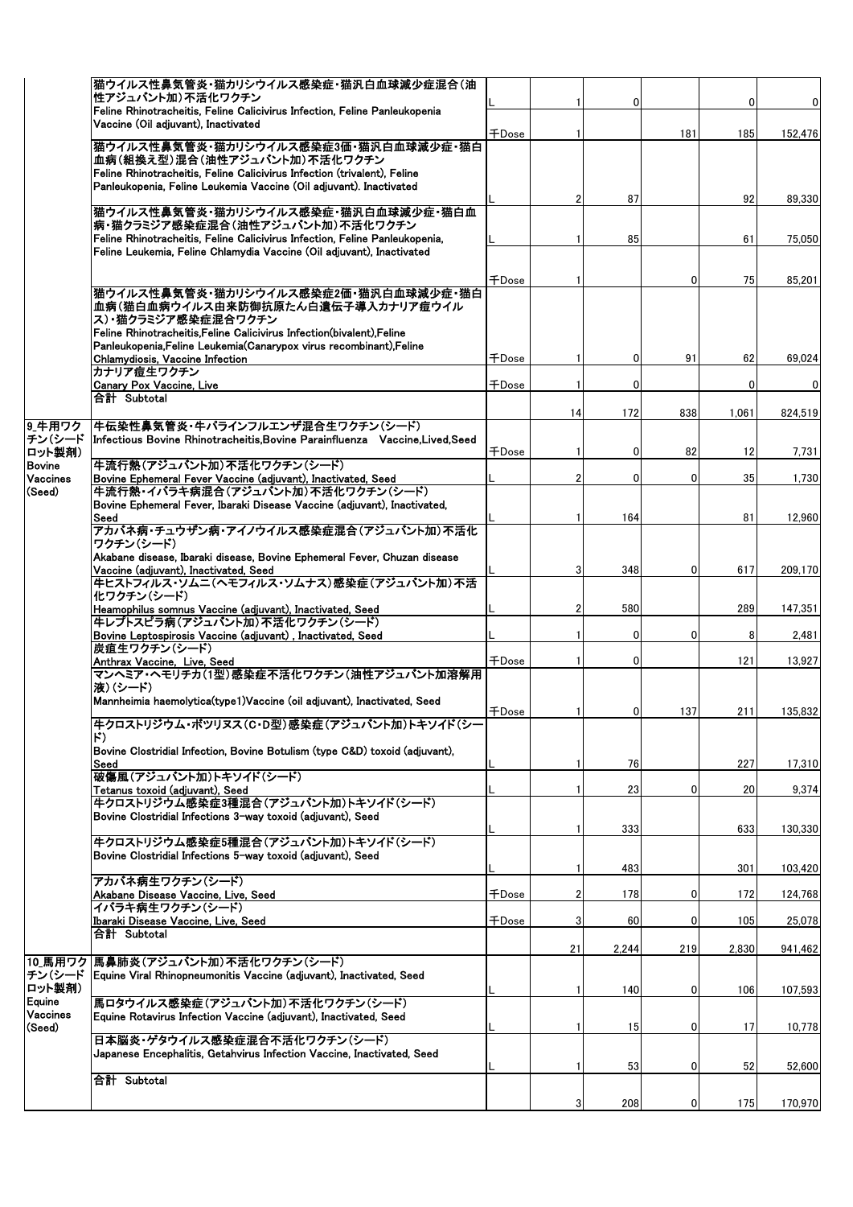| | | | | | | | |
|---|---|---|---|---|---|---|---|
| | 猫ウイルス性鼻気管炎・猫カリシウイルス感染症・猫汎白血球減少症混合(油性アジュバント加)不活化ワクチン Feline Rhinotracheitis, Feline Calicivirus Infection, Feline Panleukopenia Vaccine (Oil adjuvant), Inactivated | L | 1 | 0 | | 0 | 0 |
| | | 千Dose | 1 | | 181 | 185 | 152,476 |
| | 猫ウイルス性鼻気管炎・猫カリシウイルス感染症3価・猫汎白血球減少症・猫白血病(組換え型)混合(油性アジュバント加)不活化ワクチン Feline Rhinotracheitis, Feline Calicivirus Infection (trivalent), Feline Panleukopenia, Feline Leukemia Vaccine (Oil adjuvant). Inactivated | L | 2 | 87 | | 92 | 89,330 |
| | 猫ウイルス性鼻気管炎・猫カリシウイルス感染症・猫汎白血球減少症・猫白血病・猫クラミジア感染症混合(油性アジュバント加)不活化ワクチン Feline Rhinotracheitis, Feline Calicivirus Infection, Feline Panleukopenia, Feline Leukemia, Feline Chlamydia Vaccine (Oil adjuvant), Inactivated | L | 1 | 85 | | 61 | 75,050 |
| | | 千Dose | 1 | | 0 | 75 | 85,201 |
| | 猫ウイルス性鼻気管炎・猫カリシウイルス感染症2価・猫汎白血球減少症・猫白血病(猫白血病ウイルス由来防御抗原たん白遺伝子導入カナリア痘ウイルス)・猫クラミジア感染症混合ワクチン Feline Rhinotracheitis,Feline Calicivirus Infection(bivalent),Feline Panleukopenia,Feline Leukemia(Canarypox virus recombinant),Feline Chlamydiosis, Vaccine Infection | 千Dose | 1 | 0 | 91 | 62 | 69,024 |
| | カナリア痘生ワクチン Canary Pox Vaccine, Live | 千Dose | 1 | 0 | | 0 | 0 |
| | 合計 Subtotal | | 14 | 172 | 838 | 1,061 | 824,519 |
| 9_牛用ワクチン(シードロット製剤) Bovine Vaccines (Seed) | 牛伝染性鼻気管炎・牛パラインフルエンザ混合生ワクチン(シード) Infectious Bovine Rhinotracheitis,Bovine Parainfluenza Vaccine,Lived,Seed | 千Dose | 1 | 0 | 82 | 12 | 7,731 |
| | 牛流行熱(アジュバント加)不活化ワクチン(シード) Bovine Ephemeral Fever Vaccine (adjuvant), Inactivated, Seed | L | 2 | 0 | 0 | 35 | 1,730 |
| | 牛流行熱・イバラキ病混合(アジュバント加)不活化ワクチン(シード) Bovine Ephemeral Fever, Ibaraki Disease Vaccine (adjuvant), Inactivated, Seed | L | 1 | 164 | | 81 | 12,960 |
| | アカバネ病・チュウザン病・アイノウイルス感染症混合(アジュバント加)不活化ワクチン(シード) Akabane disease, Ibaraki disease, Bovine Ephemeral Fever, Chuzan disease Vaccine (adjuvant), Inactivated, Seed | L | 3 | 348 | 0 | 617 | 209,170 |
| | 牛ヒストフィルス・ソムニ(ヘモフィルス・ソムナス)感染症(アジュバント加)不活化ワクチン(シード) Heamophilus somnus Vaccine (adjuvant), Inactivated, Seed | L | 2 | 580 | | 289 | 147,351 |
| | 牛レプトスピラ病(アジュバント加)不活化ワクチン(シード) Bovine Leptospirosis Vaccine (adjuvant) , Inactivated, Seed | L | 1 | 0 | 0 | 8 | 2,481 |
| | 炭疽生ワクチン(シード) Anthrax Vaccine, Live, Seed | 千Dose | 1 | 0 | | 121 | 13,927 |
| | マンヘミア・ヘモリチカ(1型)感染症不活化ワクチン(油性アジュバント加溶解用液)(シード) Mannheimia haemolytica(type1)Vaccine (oil adjuvant), Inactivated, Seed | 千Dose | 1 | 0 | 137 | 211 | 135,832 |
| | 牛クロストリジウム・ボツリヌス(C・D型)感染症(アジュバント加)トキソイド(シード) Bovine Clostridial Infection, Bovine Botulism (type C&D) toxoid (adjuvant), Seed | L | 1 | 76 | | 227 | 17,310 |
| | 破傷風(アジュバント加)トキソイド(シード) Tetanus toxoid (adjuvant), Seed | L | 1 | 23 | 0 | 20 | 9,374 |
| | 牛クロストリジウム感染症3種混合(アジュバント加)トキソイド(シード) Bovine Clostridial Infections 3-way toxoid (adjuvant), Seed | L | 1 | 333 | | 633 | 130,330 |
| | 牛クロストリジウム感染症5種混合(アジュバント加)トキソイド(シード) Bovine Clostridial Infections 5-way toxoid (adjuvant), Seed | L | 1 | 483 | | 301 | 103,420 |
| | アカバネ病生ワクチン(シード) Akabane Disease Vaccine, Live, Seed | 千Dose | 2 | 178 | 0 | 172 | 124,768 |
| | イバラキ病生ワクチン(シード) Ibaraki Disease Vaccine, Live, Seed | 千Dose | 3 | 60 | 0 | 105 | 25,078 |
| | 合計 Subtotal | | 21 | 2,244 | 219 | 2,830 | 941,462 |
| 10_馬用ワクチン(シードロット製剤) Equine Vaccines (Seed) | 馬鼻肺炎(アジュバント加)不活化ワクチン(シード) Equine Viral Rhinopneumonitis Vaccine (adjuvant), Inactivated, Seed | L | 1 | 140 | 0 | 106 | 107,593 |
| | 馬ロタウイルス感染症(アジュバント加)不活化ワクチン(シード) Equine Rotavirus Infection Vaccine (adjuvant), Inactivated, Seed | L | 1 | 15 | 0 | 17 | 10,778 |
| | 日本脳炎・ゲタウイルス感染症混合不活化ワクチン(シード) Japanese Encephalitis, Getahvirus Infection Vaccine, Inactivated, Seed | L | 1 | 53 | 0 | 52 | 52,600 |
| | 合計 Subtotal | | 3 | 208 | 0 | 175 | 170,970 |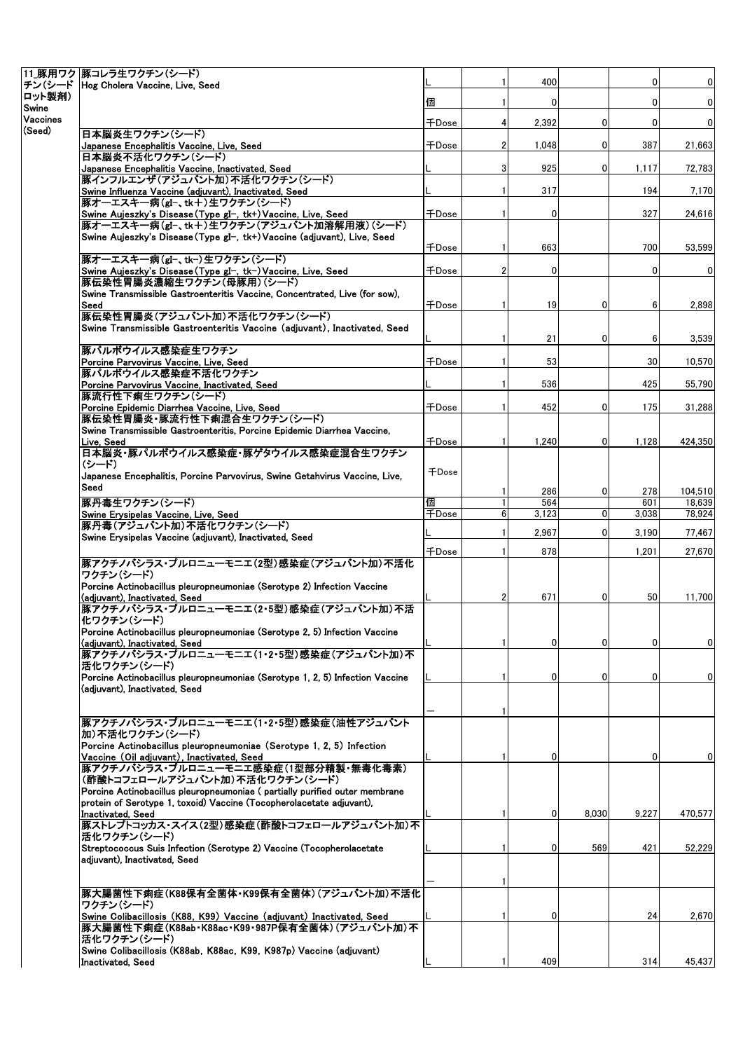| | | | | | | | |
|---|---|---|---|---|---|---|---|
| 11_豚用ワクチン(シードロット製剤) Swine Vaccines (Seed) | 豚コレラ生ワクチン(シード) Hog Cholera Vaccine, Live, Seed | L | 1 | 400 | | 0 | 0 |
| | | 個 | 1 | 0 | | 0 | 0 |
| | | 千Dose | 4 | 2,392 | 0 | 0 | 0 |
| | 日本脳炎生ワクチン(シード) Japanese Encephalitis Vaccine, Live, Seed | 千Dose | 2 | 1,048 | 0 | 387 | 21,663 |
| | 日本脳炎不活化ワクチン(シード) Japanese Encephalitis Vaccine, Inactivated, Seed | L | 3 | 925 | 0 | 1,117 | 72,783 |
| | 豚インフルエンザ(アジュバント加)不活化ワクチン(シード) Swine Influenza Vaccine (adjuvant), Inactivated, Seed | L | 1 | 317 | | 194 | 7,170 |
| | 豚オーエスキー病(gI−、tk+)生ワクチン(シード) Swine Aujeszky's Disease (Type gI−, tk+) Vaccine, Live, Seed | 千Dose | 1 | 0 | | 327 | 24,616 |
| | 豚オーエスキー病(gI−、tk+)生ワクチン(アジュバント加溶解用液)(シード) Swine Aujeszky's Disease (Type gI−, tk+) Vaccine (adjuvant), Live, Seed | 千Dose | 1 | 663 | | 700 | 53,599 |
| | 豚オーエスキー病(gI−、tk−)生ワクチン(シード) Swine Aujeszky's Disease (Type gI−, tk−) Vaccine, Live, Seed | 千Dose | 2 | 0 | | 0 | 0 |
| | 豚伝染性胃腸炎濃縮生ワクチン(母豚用)(シード) Swine Transmissible Gastroenteritis Vaccine, Concentrated, Live (for sow), Seed | 千Dose | 1 | 19 | 0 | 6 | 2,898 |
| | 豚伝染性胃腸炎(アジュバント加)不活化ワクチン(シード) Swine Transmissible Gastroenteritis Vaccine (adjuvant), Inactivated, Seed | L | 1 | 21 | 0 | 6 | 3,539 |
| | 豚パルボウイルス感染症生ワクチン Porcine Parvovirus Vaccine, Live, Seed | 千Dose | 1 | 53 | | 30 | 10,570 |
| | 豚パルボウイルス感染症不活化ワクチン Porcine Parvovirus Vaccine, Inactivated, Seed | L | 1 | 536 | | 425 | 55,790 |
| | 豚流行性下痢生ワクチン(シード) Porcine Epidemic Diarrhea Vaccine, Live, Seed | 千Dose | 1 | 452 | 0 | 175 | 31,288 |
| | 豚伝染性胃腸炎・豚流行性下痢混合生ワクチン(シード) Swine Transmissible Gastroenteritis, Porcine Epidemic Diarrhea Vaccine, Live, Seed | 千Dose | 1 | 1,240 | 0 | 1,128 | 424,350 |
| | 日本脳炎・豚パルボウイルス感染症・豚ゲタウイルス感染症混合生ワクチン(シード) Japanese Encephalitis, Porcine Parvovirus, Swine Getahvirus Vaccine, Live, Seed | 千Dose | 1 | 286 | 0 | 278 | 104,510 |
| | 豚丹毒生ワクチン(シード) Swine Erysipelas Vaccine, Live, Seed | 個 | 1 | 564 | | 601 | 18,639 |
| | | 千Dose | 6 | 3,123 | 0 | 3,038 | 78,924 |
| | 豚丹毒(アジュバント加)不活化ワクチン(シード) Swine Erysipelas Vaccine (adjuvant), Inactivated, Seed | L | 1 | 2,967 | 0 | 3,190 | 77,467 |
| | | 千Dose | 1 | 878 | | 1,201 | 27,670 |
| | 豚アクチノバシラス・プルロニューモニエ(2型)感染症(アジュバント加)不活化ワクチン(シード) Porcine Actinobacillus pleuropneumoniae (Serotype 2) Infection Vaccine (adjuvant), Inactivated, Seed | L | 2 | 671 | 0 | 50 | 11,700 |
| | 豚アクチノバシラス・プルロニューモニエ(2・5型)感染症(アジュバント加)不活化ワクチン(シード) Porcine Actinobacillus pleuropneumoniae (Serotype 2, 5) Infection Vaccine (adjuvant), Inactivated, Seed | L | 1 | 0 | 0 | 0 | 0 |
| | 豚アクチノバシラス・プルロニューモニエ(1・2・5型)感染症(アジュバント加)不活化ワクチン(シード) Porcine Actinobacillus pleuropneumoniae (Serotype 1, 2, 5) Infection Vaccine (adjuvant), Inactivated, Seed | L | 1 | 0 | 0 | 0 | 0 |
| | | − | 1 | | | | |
| | 豚アクチノバシラス・プルロニューモニエ(1・2・5型)感染症(油性アジュバント加)不活化ワクチン(シード) Porcine Actinobacillus pleuropneumoniae (Serotype 1, 2, 5) Infection Vaccine (Oil adjuvant), Inactivated, Seed | L | 1 | 0 | | 0 | 0 |
| | 豚アクチノバシラス・プルロニューモニエ感染症(1型部分精製・無毒化毒素)(酢酸トコフェロールアジュバント加)不活化ワクチン(シード) Porcine Actinobacillus pleuropneumoniae ( partially purified outer membrane protein of Serotype 1, toxoid) Vaccine (Tocopherolacetate adjuvant), Inactivated, Seed | L | 1 | 0 | 8,030 | 9,227 | 470,577 |
| | 豚ストレプトコッカス・スイス(2型)感染症(酢酸トコフェロールアジュバント加)不活化ワクチン(シード) Streptococcus Suis Infection (Serotype 2) Vaccine (Tocopherolacetate adjuvant), Inactivated, Seed | L | 1 | 0 | 569 | 421 | 52,229 |
| | | − | 1 | | | | |
| | 豚大腸菌性下痢症(K88保有全菌体・K99保有全菌体)(アジュバント加)不活化ワクチン(シード) Swine Colibacillosis (K88, K99) Vaccine (adjuvant) Inactivated, Seed | L | 1 | 0 | | 24 | 2,670 |
| | 豚大腸菌性下痢症(K88ab・K88ac・K99・987P保有全菌体)(アジュバント加)不活化ワクチン(シード) Swine Colibacillosis (K88ab, K88ac, K99, K987p) Vaccine (adjuvant) Inactivated, Seed | L | 1 | 409 | | 314 | 45,437 |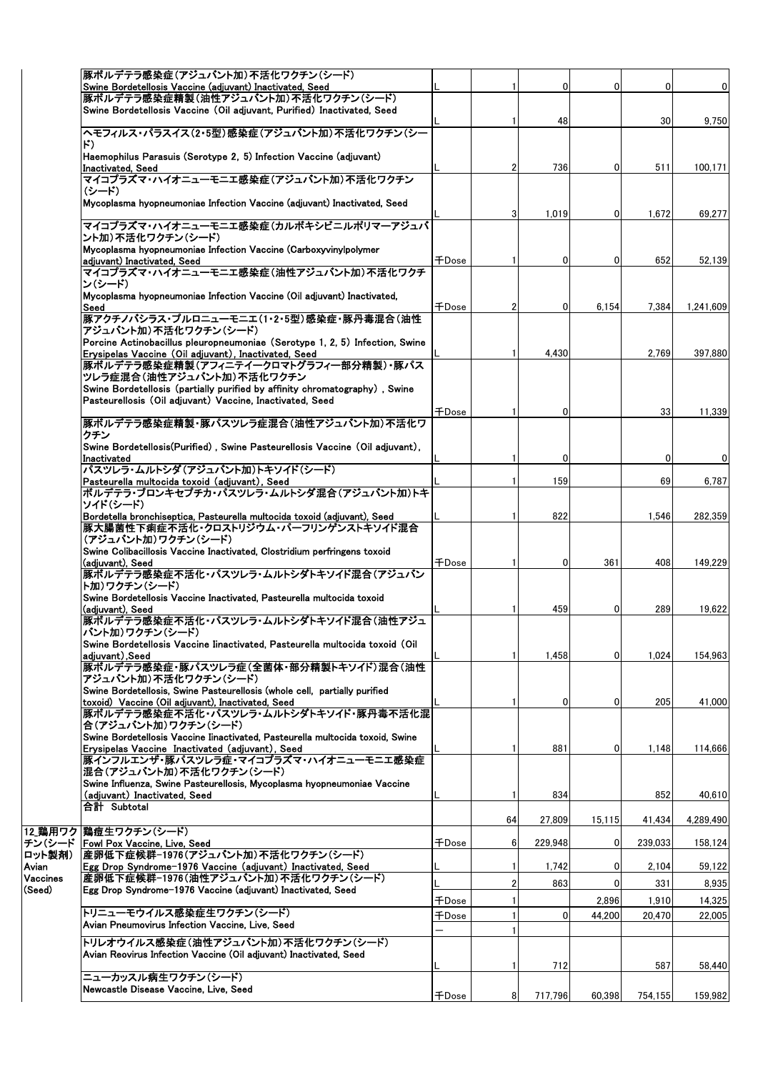| | | | | | | | |
|---|---|---|---|---|---|---|---|
| | 豚ボルデテラ感染症(アジュバント加)不活化ワクチン(シード) Swine Bordetellosis Vaccine (adjuvant) Inactivated, Seed | L | 1 | 0 | 0 | 0 | 0 |
| | 豚ボルデテラ感染症精製(油性アジュバント加)不活化ワクチン(シード) Swine Bordetellosis Vaccine (Oil adjuvant, Purified) Inactivated, Seed | L | 1 | 48 | | 30 | 9,750 |
| | ヘモフィルス・パラスイス(2・5型)感染症(アジュバント加)不活化ワクチン(シード) Haemophilus Parasuis (Serotype 2, 5) Infection Vaccine (adjuvant) Inactivated, Seed | L | 2 | 736 | 0 | 511 | 100,171 |
| | マイコプラズマ・ハイオニューモニエ感染症(アジュバント加)不活化ワクチン(シード) Mycoplasma hyopneumoniae Infection Vaccine (adjuvant) Inactivated, Seed | L | 3 | 1,019 | 0 | 1,672 | 69,277 |
| | マイコプラズマ・ハイオニューモニエ感染症(カルボキシビニルポリマーアジュバント加)不活化ワクチン(シード) Mycoplasma hyopneumoniae Infection Vaccine (Carboxyvinylpolymer adjuvant) Inactivated, Seed | 千Dose | 1 | 0 | 0 | 652 | 52,139 |
| | マイコプラズマ・ハイオニューモニエ感染症(油性アジュバント加)不活化ワクチン(シード) Mycoplasma hyopneumoniae Infection Vaccine (Oil adjuvant) Inactivated, Seed | 千Dose | 2 | 0 | 6,154 | 7,384 | 1,241,609 |
| | 豚アクチノバシラス・プルロニューモニエ(1・2・5型)感染症・豚丹毒混合(油性アジュバント加)不活化ワクチン(シード) Porcine Actinobacillus pleuropneumoniae (Serotype 1, 2, 5) Infection, Swine Erysipelas Vaccine (Oil adjuvant), Inactivated, Seed | L | 1 | 4,430 | | 2,769 | 397,880 |
| | 豚ボルデテラ感染症精製(アフィニティークロマトグラフィー部分精製)・豚パスツレラ症混合(油性アジュバント加)不活化ワクチン Swine Bordetellosis (partially purified by affinity chromatography), Swine Pasteurellosis (Oil adjuvant) Vaccine, Inactivated, Seed | 千Dose | 1 | 0 | | 33 | 11,339 |
| | 豚ボルデテラ感染症精製・豚パスツレラ症混合(油性アジュバント加)不活化ワクチン Swine Bordetellosis(Purified), Swine Pasteurellosis Vaccine (Oil adjuvant), Inactivated | L | 1 | 0 | | 0 | 0 |
| | パスツレラ・ムルトシダ(アジュバント加)トキソイド(シード) Pasteurella multocida toxoid (adjuvant), Seed | L | 1 | 159 | | 69 | 6,787 |
| | ボルデテラ・ブロンキセプチカ・パスツレラ・ムルトシダ混合(アジュバント加)トキソイド(シード) Bordetella bronchiseptica, Pasteurella multocida toxoid (adjuvant), Seed | L | 1 | 822 | | 1,546 | 282,359 |
| | 豚大腸菌性下痢症不活化・クロストリジウム・パーフリンゲンストキソイド混合(アジュバント加)ワクチン(シード) Swine Colibacillosis Vaccine Inactivated, Clostridium perfringens toxoid (adjuvant), Seed | 千Dose | 1 | 0 | 361 | 408 | 149,229 |
| | 豚ボルデテラ感染症不活化・パスツレラ・ムルトシダトキソイド混合(アジュバント加)ワクチン(シード) Swine Bordetellosis Vaccine Inactivated, Pasteurella multocida toxoid (adjuvant), Seed | L | 1 | 459 | 0 | 289 | 19,622 |
| | 豚ボルデテラ感染症不活化・パスツレラ・ムルトシダトキソイド混合(油性アジュバント加)ワクチン(シード) Swine Bordetellosis Vaccine Iinactivated, Pasteurella multocida toxoid (Oil adjuvant),Seed | L | 1 | 1,458 | 0 | 1,024 | 154,963 |
| | 豚ボルデテラ感染症・豚パスツレラ症(全菌体・部分精製トキソイド)混合(油性アジュバント加)不活化ワクチン(シード) Swine Bordetellosis, Swine Pasteurellosis (whole cell, partially purified toxoid) Vaccine (Oil adjuvant), Inactivated, Seed | L | 1 | 0 | 0 | 205 | 41,000 |
| | 豚ボルデテラ感染症不活化・パスツレラ・ムルトシダトキソイド・豚丹毒不活化混合(アジュバント加)ワクチン(シード) Swine Bordetellosis Vaccine Iinactivated, Pasteurella multocida toxoid, Swine Erysipelas Vaccine Inactivated (adjuvant), Seed | L | 1 | 881 | 0 | 1,148 | 114,666 |
| | 豚インフルエンザ・豚パスツレラ症・マイコプラズマ・ハイオニューモニエ感染症混合(アジュバント加)不活化ワクチン(シード) Swine Influenza, Swine Pasteurellosis, Mycoplasma hyopneumoniae Vaccine (adjuvant) Inactivated, Seed | L | 1 | 834 | | 852 | 40,610 |
| | 合計 Subtotal | | 64 | 27,809 | 15,115 | 41,434 | 4,289,490 |
| 12_鶏用ワクチン(シードロット製剤) Avian Vaccines (Seed) | 鶏痘生ワクチン(シード) Fowl Pox Vaccine, Live, Seed | 千Dose | 6 | 229,948 | 0 | 239,033 | 158,124 |
| | 産卵低下症候群-1976(アジュバント加)不活化ワクチン(シード) Egg Drop Syndrome-1976 Vaccine (adjuvant) Inactivated, Seed | L | 1 | 1,742 | 0 | 2,104 | 59,122 |
| | 産卵低下症候群-1976(油性アジュバント加)不活化ワクチン(シード) Egg Drop Syndrome-1976 Vaccine (adjuvant) Inactivated, Seed | L | 2 | 863 | 0 | 331 | 8,935 |
| | | 千Dose | 1 | | 2,896 | 1,910 | 14,325 |
| | トリニューモウイルス感染症生ワクチン(シード) Avian Pneumovirus Infection Vaccine, Live, Seed | 千Dose | 1 | 0 | 44,200 | 20,470 | 22,005 |
| | | — | 1 | | | | |
| | トリレオウイルス感染症(油性アジュバント加)不活化ワクチン(シード) Avian Reovirus Infection Vaccine (Oil adjuvant) Inactivated, Seed | L | 1 | 712 | | 587 | 58,440 |
| | ニューカッスル病生ワクチン(シード) Newcastle Disease Vaccine, Live, Seed | 千Dose | 8 | 717,796 | 60,398 | 754,155 | 159,982 |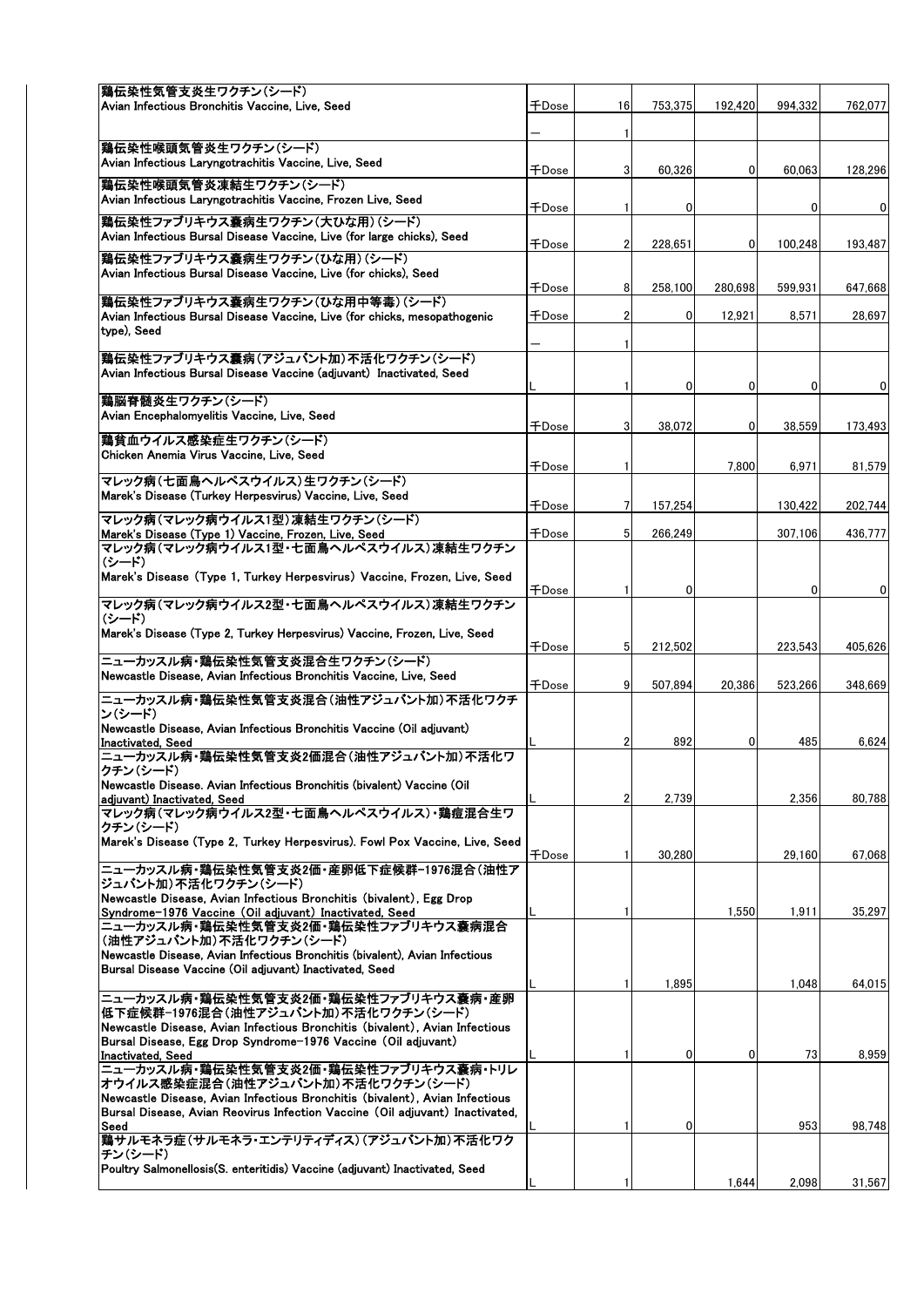| | | | | | | |
|---|---|---|---|---|---|---|
| 鶏伝染性気管支炎生ワクチン(シード)<br>Avian Infectious Bronchitis Vaccine, Live, Seed | 千Dose | 16 | 753,375 | 192,420 | 994,332 | 762,077 |
| | － | 1 | | | | |
| 鶏伝染性喉頭気管炎生ワクチン(シード)<br>Avian Infectious Laryngotrachitis Vaccine, Live, Seed | 千Dose | 3 | 60,326 | 0 | 60,063 | 128,296 |
| 鶏伝染性喉頭気管炎凍結生ワクチン(シード)<br>Avian Infectious Laryngotrachitis Vaccine, Frozen Live, Seed | 千Dose | 1 | 0 | | 0 | 0 |
| 鶏伝染性ファブリキウス嚢病生ワクチン(大びな用)(シード)<br>Avian Infectious Bursal Disease Vaccine, Live (for large chicks), Seed | 千Dose | 2 | 228,651 | 0 | 100,248 | 193,487 |
| 鶏伝染性ファブリキウス嚢病生ワクチン(ひな用)(シード)<br>Avian Infectious Bursal Disease Vaccine, Live (for chicks), Seed | 千Dose | 8 | 258,100 | 280,698 | 599,931 | 647,668 |
| 鶏伝染性ファブリキウス嚢病生ワクチン(ひな用中等毒)(シード)<br>Avian Infectious Bursal Disease Vaccine, Live (for chicks, mesopathogenic type), Seed | 千Dose | 2 | 0 | 12,921 | 8,571 | 28,697 |
| | － | 1 | | | | |
| 鶏伝染性ファブリキウス嚢病(アジュバント加)不活化ワクチン(シード)<br>Avian Infectious Bursal Disease Vaccine (adjuvant) Inactivated, Seed | L | 1 | 0 | 0 | 0 | 0 |
| 鶏脳脊髄炎生ワクチン(シード)<br>Avian Encephalomyelitis Vaccine, Live, Seed | 千Dose | 3 | 38,072 | 0 | 38,559 | 173,493 |
| 鶏貧血ウイルス感染症生ワクチン(シード)<br>Chicken Anemia Virus Vaccine, Live, Seed | 千Dose | 1 | | 7,800 | 6,971 | 81,579 |
| マレック病(七面鳥ヘルペスウイルス)生ワクチン(シード)<br>Marek's Disease (Turkey Herpesvirus) Vaccine, Live, Seed | 千Dose | 7 | 157,254 | | 130,422 | 202,744 |
| マレック病(マレック病ウイルス1型)凍結生ワクチン(シード)<br>Marek's Disease (Type 1) Vaccine, Frozen, Live, Seed | 千Dose | 5 | 266,249 | | 307,106 | 436,777 |
| マレック病(マレック病ウイルス1型・七面鳥ヘルペスウイルス)凍結生ワクチン(シード)<br>Marek's Disease (Type 1, Turkey Herpesvirus) Vaccine, Frozen, Live, Seed | 千Dose | 1 | 0 | | 0 | 0 |
| マレック病(マレック病ウイルス2型・七面鳥ヘルペスウイルス)凍結生ワクチン(シード)<br>Marek's Disease (Type 2, Turkey Herpesvirus) Vaccine, Frozen, Live, Seed | 千Dose | 5 | 212,502 | | 223,543 | 405,626 |
| ニューカッスル病・鶏伝染性気管支炎混合生ワクチン(シード)<br>Newcastle Disease, Avian Infectious Bronchitis Vaccine, Live, Seed | 千Dose | 9 | 507,894 | 20,386 | 523,266 | 348,669 |
| ニューカッスル病・鶏伝染性気管支炎混合(油性アジュバント加)不活化ワクチン(シード)<br>Newcastle Disease, Avian Infectious Bronchitis Vaccine (Oil adjuvant) Inactivated, Seed | L | 2 | 892 | 0 | 485 | 6,624 |
| ニューカッスル病・鶏伝染性気管支炎2価混合(油性アジュバント加)不活化ワクチン(シード)<br>Newcastle Disease. Avian Infectious Bronchitis (bivalent) Vaccine (Oil adjuvant) Inactivated, Seed | L | 2 | 2,739 | | 2,356 | 80,788 |
| マレック病(マレック病ウイルス2型・七面鳥ヘルペスウイルス)・鶏痘混合生ワクチン(シード)<br>Marek's Disease (Type 2, Turkey Herpesvirus). Fowl Pox Vaccine, Live, Seed | 千Dose | 1 | 30,280 | | 29,160 | 67,068 |
| ニューカッスル病・鶏伝染性気管支炎2価・産卵低下症候群-1976混合(油性アジュバント加)不活化ワクチン(シード)<br>Newcastle Disease, Avian Infectious Bronchitis (bivalent), Egg Drop Syndrome-1976 Vaccine (Oil adjuvant) Inactivated, Seed | L | 1 | | 1,550 | 1,911 | 35,297 |
| ニューカッスル病・鶏伝染性気管支炎2価・鶏伝染性ファブリキウス嚢病混合(油性アジュバント加)不活化ワクチン(シード)<br>Newcastle Disease, Avian Infectious Bronchitis (bivalent), Avian Infectious Bursal Disease Vaccine (Oil adjuvant) Inactivated, Seed | L | 1 | 1,895 | | 1,048 | 64,015 |
| ニューカッスル病・鶏伝染性気管支炎2価・鶏伝染性ファブリキウス嚢病・産卵低下症候群-1976混合(油性アジュバント加)不活化ワクチン(シード)<br>Newcastle Disease, Avian Infectious Bronchitis (bivalent), Avian Infectious Bursal Disease, Egg Drop Syndrome-1976 Vaccine (Oil adjuvant) Inactivated, Seed | L | 1 | 0 | 0 | 73 | 8,959 |
| ニューカッスル病・鶏伝染性気管支炎2価・鶏伝染性ファブリキウス嚢病・トリレオウイルス感染症混合(油性アジュバント加)不活化ワクチン(シード)<br>Newcastle Disease, Avian Infectious Bronchitis (bivalent), Avian Infectious Bursal Disease, Avian Reovirus Infection Vaccine (Oil adjuvant) Inactivated, Seed | L | 1 | 0 | | 953 | 98,748 |
| 鶏サルモネラ症(サルモネラ・エンテリティディス)(アジュバント加)不活化ワクチン(シード)<br>Poultry Salmonellosis(S. enteritidis) Vaccine (adjuvant) Inactivated, Seed | L | 1 | | 1,644 | 2,098 | 31,567 |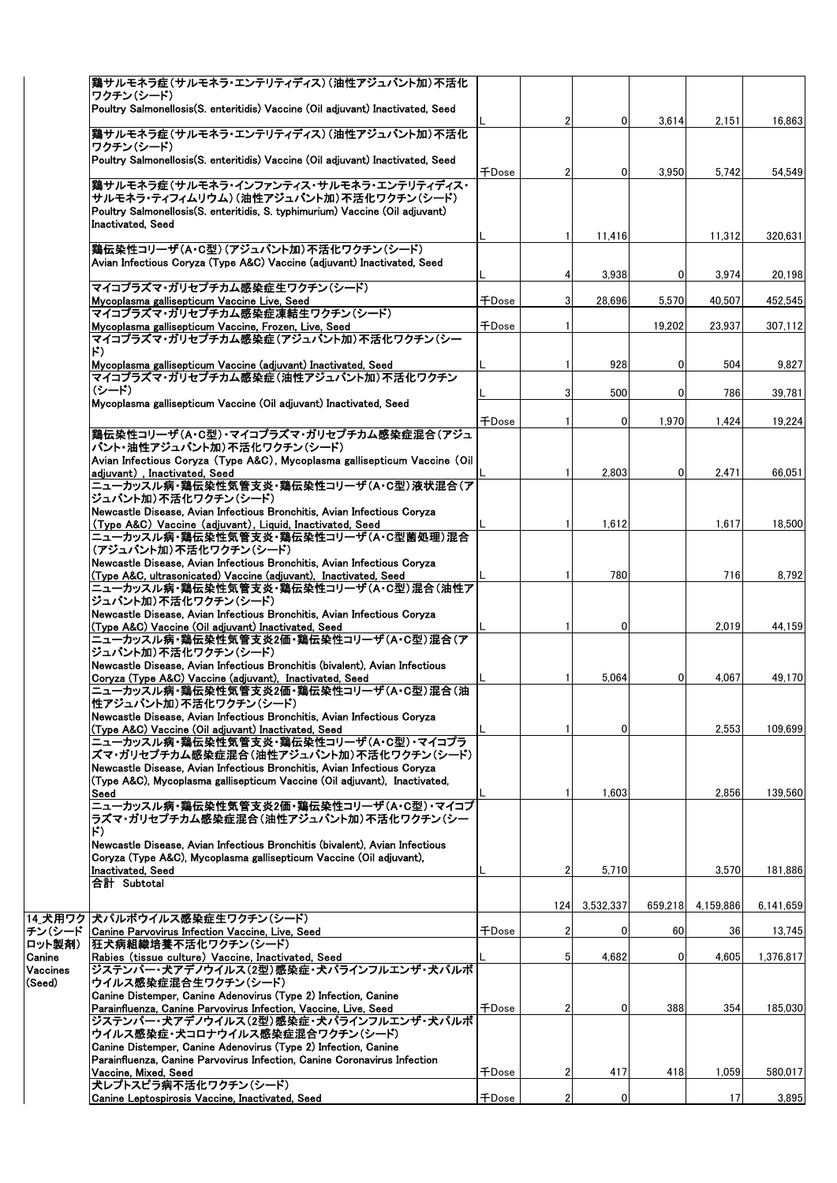| | | | | | | | |
|---|---|---|---|---|---|---|---|
| | 鶏サルモネラ症(サルモネラ・エンテリティディス)(油性アジュバント加)不活化ワクチン(シード) Poultry Salmonellosis(S. enteritidis) Vaccine (Oil adjuvant) Inactivated, Seed | L | 2 | 0 | 3,614 | 2,151 | 16,863 |
| | 鶏サルモネラ症(サルモネラ・エンテリティディス)(油性アジュバント加)不活化ワクチン(シード) Poultry Salmonellosis(S. enteritidis) Vaccine (Oil adjuvant) Inactivated, Seed | 千Dose | 2 | 0 | 3,950 | 5,742 | 54,549 |
| | 鶏サルモネラ症(サルモネラ・インファンティス・サルモネラ・エンテリティディス・サルモネラ・ティフィムリウム)(油性アジュバント加)不活化ワクチン(シード) Poultry Salmonellosis(S. enteritidis, S. typhimurium) Vaccine (Oil adjuvant) Inactivated, Seed | L | 1 | 11,416 | | 11,312 | 320,631 |
| | 鶏伝染性コリーザ(A・C型)(アジュバント加)不活化ワクチン(シード) Avian Infectious Coryza (Type A&C) Vaccine (adjuvant) Inactivated, Seed | L | 4 | 3,938 | 0 | 3,974 | 20,198 |
| | マイコプラズマ・ガリセプチカム感染症生ワクチン(シード) Mycoplasma gallisepticum Vaccine Live, Seed | 千Dose | 3 | 28,696 | 5,570 | 40,507 | 452,545 |
| | マイコプラズマ・ガリセプチカム感染症凍結生ワクチン(シード) Mycoplasma gallisepticum Vaccine, Frozen, Live, Seed | 千Dose | 1 | | 19,202 | 23,937 | 307,112 |
| | マイコプラズマ・ガリセプチカム感染症(アジュバント加)不活化ワクチン(シード) Mycoplasma gallisepticum Vaccine (adjuvant) Inactivated, Seed | L | 1 | 928 | 0 | 504 | 9,827 |
| | マイコプラズマ・ガリセプチカム感染症(油性アジュバント加)不活化ワクチン(シード) Mycoplasma gallisepticum Vaccine (Oil adjuvant) Inactivated, Seed | L | 3 | 500 | 0 | 786 | 39,781 |
| | | 千Dose | 1 | 0 | 1,970 | 1,424 | 19,224 |
| | 鶏伝染性コリーザ(A・C型)・マイコプラズマ・ガリセプチカム感染症混合(アジュバント・油性アジュバント加)不活化ワクチン(シード) Avian Infectious Coryza (Type A&C), Mycoplasma gallisepticum Vaccine (Oil adjuvant), Inactivated, Seed | L | 1 | 2,803 | 0 | 2,471 | 66,051 |
| | ニューカッスル病・鶏伝染性気管支炎・鶏伝染性コリーザ(A・C型)液状混合(アジュバント加)不活化ワクチン(シード) Newcastle Disease, Avian Infectious Bronchitis, Avian Infectious Coryza (Type A&C) Vaccine (adjuvant), Liquid, Inactivated, Seed | L | 1 | 1,612 | | 1,617 | 18,500 |
| | ニューカッスル病・鶏伝染性気管支炎・鶏伝染性コリーザ(A・C型菌処理)混合(アジュバント加)不活化ワクチン(シード) Newcastle Disease, Avian Infectious Bronchitis, Avian Infectious Coryza (Type A&C, ultrasonicated) Vaccine (adjuvant), Inactivated, Seed | L | 1 | 780 | | 716 | 8,792 |
| | ニューカッスル病・鶏伝染性気管支炎・鶏伝染性コリーザ(A・C型)混合(油性アジュバント加)不活化ワクチン(シード) Newcastle Disease, Avian Infectious Bronchitis, Avian Infectious Coryza (Type A&C) Vaccine (Oil adjuvant) Inactivated, Seed | L | 1 | 0 | | 2,019 | 44,159 |
| | ニューカッスル病・鶏伝染性気管支炎2価・鶏伝染性コリーザ(A・C型)混合(アジュバント加)不活化ワクチン(シード) Newcastle Disease, Avian Infectious Bronchitis (bivalent), Avian Infectious Coryza (Type A&C) Vaccine (adjuvant), Inactivated, Seed | L | 1 | 5,064 | 0 | 4,067 | 49,170 |
| | ニューカッスル病・鶏伝染性気管支炎2価・鶏伝染性コリーザ(A・C型)混合(油性アジュバント加)不活化ワクチン(シード) Newcastle Disease, Avian Infectious Bronchitis, Avian Infectious Coryza (Type A&C) Vaccine (Oil adjuvant) Inactivated, Seed | L | 1 | 0 | | 2,553 | 109,699 |
| | ニューカッスル病・鶏伝染性気管支炎・鶏伝染性コリーザ(A・C型)・マイコプラズマ・ガリセプチカム感染症混合(油性アジュバント加)不活化ワクチン(シード) Newcastle Disease, Avian Infectious Bronchitis, Avian Infectious Coryza (Type A&C), Mycoplasma gallisepticum Vaccine (Oil adjuvant), Inactivated, Seed | L | 1 | 1,603 | | 2,856 | 139,560 |
| | ニューカッスル病・鶏伝染性気管支炎2価・鶏伝染性コリーザ(A・C型)・マイコプラズマ・ガリセプチカム感染症混合(油性アジュバント加)不活化ワクチン(シード) Newcastle Disease, Avian Infectious Bronchitis (bivalent), Avian Infectious Coryza (Type A&C), Mycoplasma gallisepticum Vaccine (Oil adjuvant), Inactivated, Seed | L | 2 | 5,710 | | 3,570 | 181,886 |
| | 合計 Subtotal | | 124 | 3,532,337 | 659,218 | 4,159,886 | 6,141,659 |
| 14_犬用ワクチン(シードロット製剤) Canine Vaccines (Seed) | 犬パルボウイルス感染症生ワクチン(シード) Canine Parvovirus Infection Vaccine, Live, Seed | 千Dose | 2 | 0 | 60 | 36 | 13,745 |
| | 狂犬病組織培養不活化ワクチン(シード) Rabies (tissue culture) Vaccine, Inactivated, Seed | L | 5 | 4,682 | 0 | 4,605 | 1,376,817 |
| | ジステンパー・犬アデノウイルス(2型)感染症・犬パラインフルエンザ・犬パルボウイルス感染症混合生ワクチン(シード) Canine Distemper, Canine Adenovirus (Type 2) Infection, Canine Parainfluenza, Canine Parvovirus Infection, Vaccine, Live, Seed | 千Dose | 2 | 0 | 388 | 354 | 185,030 |
| | ジステンパー・犬アデノウイルス(2型)感染症・犬パラインフルエンザ・犬パルボウイルス感染症・犬コロナウイルス感染症混合ワクチン(シード) Canine Distemper, Canine Adenovirus (Type 2) Infection, Canine Parainfluenza, Canine Parvovirus Infection, Canine Coronavirus Infection Vaccine, Mixed, Seed | 千Dose | 2 | 417 | 418 | 1,059 | 580,017 |
| | 犬レプトスピラ病不活化ワクチン(シード) Canine Leptospirosis Vaccine, Inactivated, Seed | 千Dose | 2 | 0 | | 17 | 3,895 |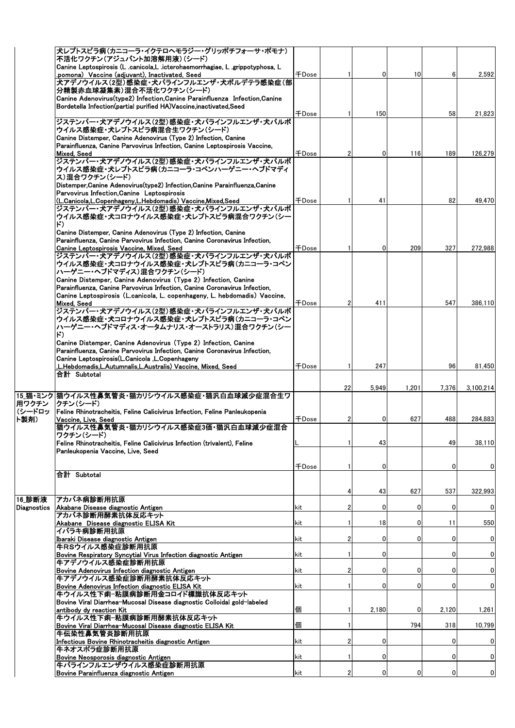| | | | | | | | |
|---|---|---|---|---|---|---|---|
| | 犬レプトスピラ病(カニコーラ・イクテロヘモラジー・グリッポチフォーサ・ポモナ)不活化ワクチン(アジュバント加溶解用液)(シード)<br>Canine Leptospirosis (L .canicola,L .icterohaemorrhagiae, L .grippotyphosa, L .pomona) Vaccine (adjuvant), Inactivated, Seed | 千Dose | 1 | 0 | 10 | 6 | 2,592 |
| | 犬アデノウイルス(2型)感染症・犬パラインフルエンザ・犬ボルデテラ感染症(部分精製赤血球凝集素)混合不活化ワクチン(シード)<br>Canine Adenovirus(type2) Infection,Canine Parainfluenza Infection,Canine Bordetella Infection(partial purified HA)Vaccine,inactivated,Seed | 千Dose | 1 | 150 | | 58 | 21,823 |
| | ジステンパー・犬アデノウイルス(2型)感染症・犬パラインフルエンザ・犬パルボウイルス感染症・犬レプトスピラ病混合生ワクチン(シード)<br>Canine Distemper, Canine Adenovirus (Type 2) Infection, Canine Parainfluenza, Canine Parvovirus Infection, Canine Leptospirosis Vaccine, Mixed, Seed | 千Dose | 2 | 0 | 116 | 189 | 126,279 |
| | ジステンパー・犬アデノウイルス(2型)感染症・犬パラインフルエンザ・犬パルボウイルス感染症・犬レプトスピラ病(カニコーラ・コペンハーゲニー・ヘブドマディス)混合ワクチン(シード)<br>Distemper,Canine Adenovirus(type2) Infection,Canine Parainfluenza,Canine Parvovirus Infection,Canine Leptospirosis (L.Canicola,L.Copenhageny,L.Hebdomadis) Vaccine,Mixed,Seed | 千Dose | 1 | 41 | | 82 | 49,470 |
| | ジステンパー・犬アデノウイルス(2型)感染症・犬パラインフルエンザ・犬パルボウイルス感染症・犬コロナウイルス感染症・犬レプトスピラ病混合ワクチン(シード)<br>Canine Distemper, Canine Adenovirus (Type 2) Infection, Canine Parainfluenza, Canine Parvovirus Infection, Canine Coronavirus Infection, Canine Leptospirosis Vaccine, Mixed, Seed | 千Dose | 1 | 0 | 209 | 327 | 272,988 |
| | ジステンパー・犬アデノウイルス(2型)感染症・犬パラインフルエンザ・犬パルボウイルス感染症・犬コロナウイルス感染症・犬レプトスピラ病(カニコーラ・コペンハーゲニー・ヘブドマディス)混合ワクチン(シード)<br>Canine Distemper, Canine Adenovirus (Type 2) Infection, Canine Parainfluenza, Canine Parvovirus Infection, Canine Coronavirus Infection, Canine Leptospirosis (L.canicola, L. copenhageny, L. hebdomadis) Vaccine, Mixed, Seed | 千Dose | 2 | 411 | | 547 | 386,110 |
| | ジステンパー・犬アデノウイルス(2型)感染症・犬パラインフルエンザ・犬パルボウイルス感染症・犬コロナウイルス感染症・犬レプトスピラ病(カニコーラ・コペンハーゲニー・ヘブドマディス・オータムナリス・オーストラリス)混合ワクチン(シード)<br>Canine Distemper, Canine Adenovirus (Type 2) Infection, Canine Parainfluenza, Canine Parvovirus Infection, Canine Coronavirus Infection, Canine Leptospirosis(L.Canicola ,L.Copenhageny ,L.Hebdomadis,L.Autumnalis,L.Australis) Vaccine, Mixed, Seed | 千Dose | 1 | 247 | | 96 | 81,450 |
| | 合計 Subtotal | | 22 | 5,949 | 1,201 | 7,376 | 3,100,214 |
| 15_猫・ミンク用ワクチン(シードロット製剤) | 猫ウイルス性鼻気管炎・猫カリシウイルス感染症・猫汎白血球減少症混合生ワクチン(シード)<br>Feline Rhinotracheitis, Feline Calicivirus Infection, Feline Panleukopenia Vaccine, Live, Seed | 千Dose | 2 | 0 | 627 | 488 | 284,883 |
| | 猫ウイルス性鼻気管炎・猫カリシウイルス感染症3価・猫汎白血球減少症混合ワクチン(シード)<br>Feline Rhinotracheitis, Feline Calicivirus Infection (trivalent), Feline Panleukopenia Vaccine, Live, Seed | L | 1 | 43 | | 49 | 38,110 |
| | | 千Dose | 1 | 0 | | 0 | 0 |
| | 合計 Subtotal | | 4 | 43 | 627 | 537 | 322,993 |
| 16_診断液 Diagnostics | アカバネ病診断用抗原<br>Akabane Disease diagnostic Antigen | kit | 2 | 0 | 0 | 0 | 0 |
| | アカバネ診断用酵素抗体反応キット<br>Akabane Disease diagnostic ELISA Kit | kit | 1 | 18 | 0 | 11 | 550 |
| | イバラキ病診断用抗原<br>Ibaraki Disease diagnostic Antigen | kit | 2 | 0 | 0 | 0 | 0 |
| | 牛RSウイルス感染症診断用抗原<br>Bovine Respiratory Syncytial Virus Infection diagnostic Antigen | kit | 1 | 0 | | 0 | 0 |
| | 牛アデノウイルス感染症診断用抗原<br>Bovine Adenovirus Infection diagnostic Antigen | kit | 2 | 0 | 0 | 0 | 0 |
| | 牛アデノウイルス感染症診断用酵素抗体反応キット<br>Bovine Adenovirus Infection diagnostic ELISA Kit | kit | 1 | 0 | 0 | 0 | 0 |
| | 牛ウイルス性下痢-粘膜病診断用金コロイド標識抗体反応キット<br>Bovine Viral Diarrhea-Mucosal Disease diagnostic Colloidal gold-labeled antibody dy reaction Kit | 個 | 1 | 2,180 | 0 | 2,120 | 1,261 |
| | 牛ウイルス性下痢-粘膜病診断用酵素抗体反応キット<br>Bovine Viral Diarrhea-Mucosal Disease diagnostic ELISA Kit | 個 | 1 | | 794 | 318 | 10,799 |
| | 牛伝染性鼻気管炎診断用抗原<br>Infectious Bovine Rhinotracheitis diagnostic Antigen | kit | 2 | 0 | | 0 | 0 |
| | 牛ネオスポラ症診断用抗原<br>Bovine Neosporosis diagnostic Antigen | kit | 1 | 0 | | 0 | 0 |
| | 牛パラインフルエンザウイルス感染症診断用抗原<br>Bovine Parainfluenza diagnostic Antigen | kit | 2 | 0 | 0 | 0 | 0 |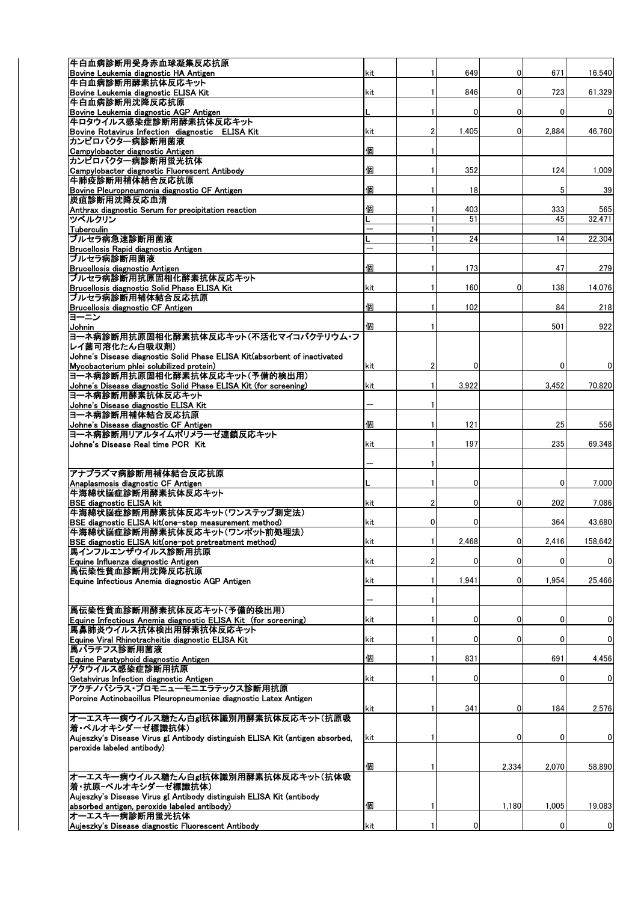| | | | | | | |
|---|---|---|---|---|---|---|
| 牛白血病診断用受身赤血球凝集反応抗原<br>Bovine Leukemia diagnostic HA Antigen | kit | 1 | 649 | 0 | 671 | 16,540 |
| 牛白血病診断用酵素抗体反応キット<br>Bovine Leukemia diagnostic ELISA Kit | kit | 1 | 846 | 0 | 723 | 61,329 |
| 牛白血病診断用沈降反応抗原<br>Bovine Leukemia diagnostic AGP Antigen | L | 1 | 0 | 0 | 0 | 0 |
| 牛ロタウイルス感染症診断用酵素抗体反応キット<br>Bovine Rotavirus Infection diagnostic ELISA Kit | kit | 2 | 1,405 | 0 | 2,884 | 46,760 |
| カンピロバクター病診断用菌液<br>Campylobacter diagnostic Antigen | 個 | 1 | | | | |
| カンピロバクター病診断用蛍光抗体<br>Campylobacter diagnostic Fluorescent Antibody | 個 | 1 | 352 | | 124 | 1,009 |
| 牛肺疫診断用補体結合反応抗原<br>Bovine Pleuropneumonia diagnostic CF Antigen | 個 | 1 | 18 | | 5 | 39 |
| 炭疽診断用沈降反応血清<br>Anthrax diagnostic Serum for precipitation reaction | 個 | 1 | 403 | | 333 | 565 |
| ツベルクリン<br>Tuberculin | L | 1 | 51 | | 45 | 32,471 |
| | − | 1 | | | | |
| ブルセラ病急速診断用菌液<br>Brucellosis Rapid diagnostic Antigen | L | 1 | 24 | | 14 | 22,304 |
| | − | 1 | | | | |
| ブルセラ病診断用菌液<br>Brucellosis diagnostic Antigen | 個 | 1 | 173 | | 47 | 279 |
| ブルセラ病診断用抗原固相化酵素抗体反応キット<br>Brucellosis diagnostic Solid Phase ELISA Kit | kit | 1 | 160 | 0 | 138 | 14,076 |
| ブルセラ病診断用補体結合反応抗原<br>Brucellosis diagnostic CF Antigen | 個 | 1 | 102 | | 84 | 218 |
| ヨーニン<br>Johnin | 個 | 1 | | | 501 | 922 |
| ヨーネ病診断用抗原固相化酵素抗体反応キット(不活化マイコバクテリウム・フレイ菌可溶化たん白吸収剤)<br>Johne's Disease diagnostic Solid Phase ELISA Kit(absorbent of inactivated Mycobacterium phlei solubilized protein) | kit | 2 | 0 | | 0 | 0 |
| ヨーネ病診断用抗原固相化酵素抗体反応キット(予備的検出用)<br>Johne's Disease diagnostic Solid Phase ELISA Kit (for screening) | kit | 1 | 3,922 | | 3,452 | 70,820 |
| ヨーネ病診断用酵素抗体反応キット<br>Johne's Disease diagnostic ELISA Kit | − | 1 | | | | |
| ヨーネ病診断用補体結合反応抗原<br>Johne's Disease diagnostic CF Antigen | 個 | 1 | 121 | | 25 | 556 |
| ヨーネ病診断用リアルタイムポリメラーゼ連鎖反応キット<br>Johne's Disease Real time PCR Kit | kit | 1 | 197 | | 235 | 69,348 |
| | − | 1 | | | | |
| アナプラズマ病診断用補体結合反応抗原<br>Anaplasmosis diagnostic CF Antigen | L | 1 | 0 | | 0 | 7,000 |
| 牛海綿状脳症診断用酵素抗体反応キット<br>BSE diagnostic ELISA kit | kit | 2 | 0 | 0 | 202 | 7,086 |
| 牛海綿状脳症診断用酵素抗体反応キット(ワンステップ測定法)<br>BSE diagnostic ELISA kit(one-step measurement method) | kit | 0 | 0 | | 364 | 43,680 |
| 牛海綿状脳症診断用酵素抗体反応キット(ワンポット前処理法)<br>BSE diagnostic ELISA kit(one-pot pretreatment method) | kit | 1 | 2,468 | 0 | 2,416 | 158,642 |
| 馬インフルエンザウイルス診断用抗原<br>Equine Influenza diagnostic Antigen | kit | 2 | 0 | 0 | 0 | 0 |
| 馬伝染性貧血診断用沈降反応抗原<br>Equine Infectious Anemia diagnostic AGP Antigen | kit | 1 | 1,941 | 0 | 1,954 | 25,466 |
| | − | 1 | | | | |
| 馬伝染性貧血診断用酵素抗体反応キット(予備的検出用)<br>Equine Infectious Anemia diagnostic ELISA Kit (for screening) | kit | 1 | 0 | 0 | 0 | 0 |
| 馬鼻肺炎ウイルス抗体検出用酵素抗体反応キット<br>Equine Viral Rhinotracheitis diagnostic ELISA Kit | kit | 1 | 0 | 0 | 0 | 0 |
| 馬パラチフス診断用菌液<br>Equine Paratyphoid diagnostic Antigen | 個 | 1 | 831 | | 691 | 4,456 |
| ゲタウイルス感染症診断用抗原<br>Getahvirus Infection diagnostic Antigen | kit | 1 | 0 | | 0 | 0 |
| アクチノバシラス・プロモニューモニエラテックス診断用抗原<br>Porcine Actinobacillus Pleuropneumoniae diagnostic Latex Antigen | kit | 1 | 341 | 0 | 184 | 2,576 |
| オーエスキー病ウイルス糖たん白gI抗体識別用酵素抗体反応キット(抗原吸着・ペルオキシダーゼ標識抗体)<br>Aujeszky's Disease Virus gI Antibody distinguish ELISA Kit (antigen absorbed, peroxide labeled antibody) | kit | 1 | | 0 | 0 | 0 |
| | 個 | 1 | | 2,334 | 2,070 | 58,890 |
| オーエスキー病ウイルス糖たん白gI抗体識別用酵素抗体反応キット(抗体吸着・抗原−ペルオキシダーゼ標識抗体)<br>Aujeszky's Disease Virus gI Antibody distinguish ELISA Kit (antibody absorbed antigen, peroxide labeled antibody) | 個 | 1 | | 1,180 | 1,005 | 19,083 |
| オーエスキー病診断用蛍光抗体<br>Aujeszky's Disease diagnostic Fluorescent Antibody | kit | 1 | 0 | | 0 | 0 |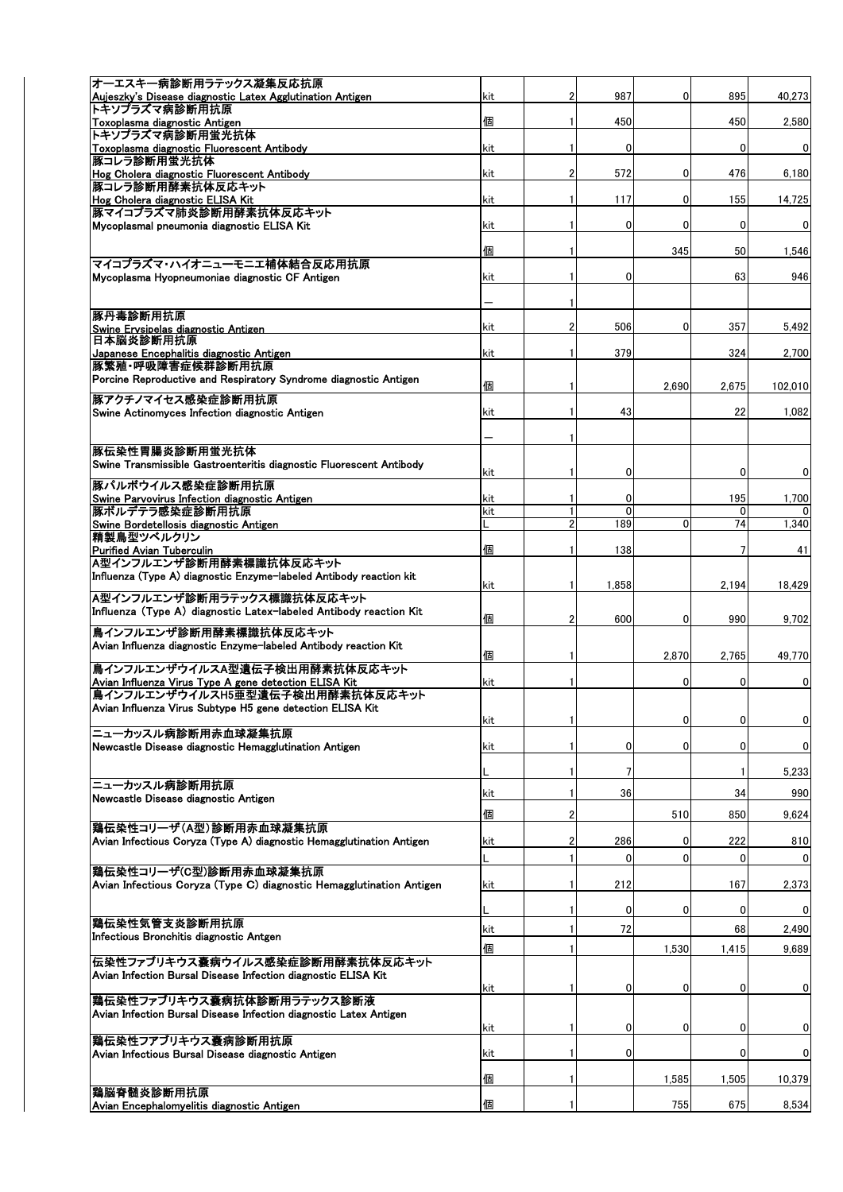| | | | | | | |
|---|---|---|---|---|---|---|
| オーエスキー病診断用ラテックス凝集反応抗原<br>Aujeszky's Disease diagnostic Latex Agglutination Antigen | kit | 2 | 987 | 0 | 895 | 40,273 |
| トキソプラズマ病診断用抗原<br>Toxoplasma diagnostic Antigen | 個 | 1 | 450 | | 450 | 2,580 |
| トキソプラズマ病診断用蛍光抗体<br>Toxoplasma diagnostic Fluorescent Antibody | kit | 1 | 0 | | 0 | 0 |
| 豚コレラ診断用蛍光抗体<br>Hog Cholera diagnostic Fluorescent Antibody | kit | 2 | 572 | 0 | 476 | 6,180 |
| 豚コレラ診断用酵素抗体反応キット<br>Hog Cholera diagnostic ELISA Kit | kit | 1 | 117 | 0 | 155 | 14,725 |
| 豚マイコプラズマ肺炎診断用酵素抗体反応キット<br>Mycoplasmal pneumonia diagnostic ELISA Kit | kit | 1 | 0 | 0 | 0 | 0 |
| | 個 | 1 | | 345 | 50 | 1,546 |
| マイコプラズマ・ハイオニューモニエ補体結合反応用抗原<br>Mycoplasma Hyopneumoniae diagnostic CF Antigen | kit | 1 | 0 | | 63 | 946 |
| | — | 1 | | | | |
| 豚丹毒診断用抗原<br>Swine Erysipelas diagnostic Antigen | kit | 2 | 506 | 0 | 357 | 5,492 |
| 日本脳炎診断用抗原<br>Japanese Encephalitis diagnostic Antigen | kit | 1 | 379 | | 324 | 2,700 |
| 豚繁殖・呼吸障害症候群診断用抗原<br>Porcine Reproductive and Respiratory Syndrome diagnostic Antigen | 個 | 1 | | 2,690 | 2,675 | 102,010 |
| 豚アクチノマイセス感染症診断用抗原<br>Swine Actinomyces Infection diagnostic Antigen | kit | 1 | 43 | | 22 | 1,082 |
| | — | 1 | | | | |
| 豚伝染性胃腸炎診断用蛍光抗体<br>Swine Transmissible Gastroenteritis diagnostic Fluorescent Antibody | kit | 1 | 0 | | 0 | 0 |
| 豚パルボウイルス感染症診断用抗原<br>Swine Parvovirus Infection diagnostic Antigen | kit | 1 | 0 | | 195 | 1,700 |
| 豚ボルデテラ感染症診断用抗原<br>Swine Bordetellosis diagnostic Antigen | kit | 1 | 0 | | 0 | 0 |
| | L | 2 | 189 | 0 | 74 | 1,340 |
| 精製鳥型ツベルクリン<br>Purified Avian Tuberculin | 個 | 1 | 138 | | 7 | 41 |
| A型インフルエンザ診断用酵素標識抗体反応キット<br>Influenza (Type A) diagnostic Enzyme-labeled Antibody reaction kit | kit | 1 | 1,858 | | 2,194 | 18,429 |
| A型インフルエンザ診断用ラテックス標識抗体反応キット<br>Influenza (Type A) diagnostic Latex-labeled Antibody reaction Kit | 個 | 2 | 600 | 0 | 990 | 9,702 |
| 鳥インフルエンザ診断用酵素標識抗体反応キット<br>Avian Influenza diagnostic Enzyme-labeled Antibody reaction Kit | 個 | 1 | | 2,870 | 2,765 | 49,770 |
| 鳥インフルエンザウイルスA型遺伝子検出用酵素抗体反応キット<br>Avian Influenza Virus Type A gene detection ELISA Kit | kit | 1 | | 0 | 0 | 0 |
| 鳥インフルエンザウイルスH5亜型遺伝子検出用酵素抗体反応キット<br>Avian Influenza Virus Subtype H5 gene detection ELISA Kit | kit | 1 | | 0 | 0 | 0 |
| ニューカッスル病診断用赤血球凝集抗原<br>Newcastle Disease diagnostic Hemagglutination Antigen | kit | 1 | 0 | 0 | 0 | 0 |
| | L | 1 | 7 | | 1 | 5,233 |
| ニューカッスル病診断用抗原<br>Newcastle Disease diagnostic Antigen | kit | 1 | 36 | | 34 | 990 |
| | 個 | 2 | | 510 | 850 | 9,624 |
| 鶏伝染性コリーザ(A型)診断用赤血球凝集抗原<br>Avian Infectious Coryza (Type A) diagnostic Hemagglutination Antigen | kit | 2 | 286 | 0 | 222 | 810 |
| | L | 1 | 0 | 0 | 0 | 0 |
| 鶏伝染性コリーザ(C型)診断用赤血球凝集抗原<br>Avian Infectious Coryza (Type C) diagnostic Hemagglutination Antigen | kit | 1 | 212 | | 167 | 2,373 |
| | L | 1 | 0 | 0 | 0 | 0 |
| 鶏伝染性気管支炎診断用抗原<br>Infectious Bronchitis diagnostic Antgen | kit | 1 | 72 | | 68 | 2,490 |
| | 個 | 1 | | 1,530 | 1,415 | 9,689 |
| 伝染性ファブリキウス嚢病ウイルス感染症診断用酵素抗体反応キット<br>Avian Infection Bursal Disease Infection diagnostic ELISA Kit | kit | 1 | 0 | 0 | 0 | 0 |
| 鶏伝染性ファブリキウス嚢病抗体診断用ラテックス診断液<br>Avian Infection Bursal Disease Infection diagnostic Latex Antigen | kit | 1 | 0 | 0 | 0 | 0 |
| 鶏伝染性ファブリキウス嚢病診断用抗原<br>Avian Infectious Bursal Disease diagnostic Antigen | kit | 1 | 0 | | 0 | 0 |
| | 個 | 1 | | 1,585 | 1,505 | 10,379 |
| 鶏脳脊髄炎診断用抗原<br>Avian Encephalomyelitis diagnostic Antigen | 個 | 1 | | 755 | 675 | 8,534 |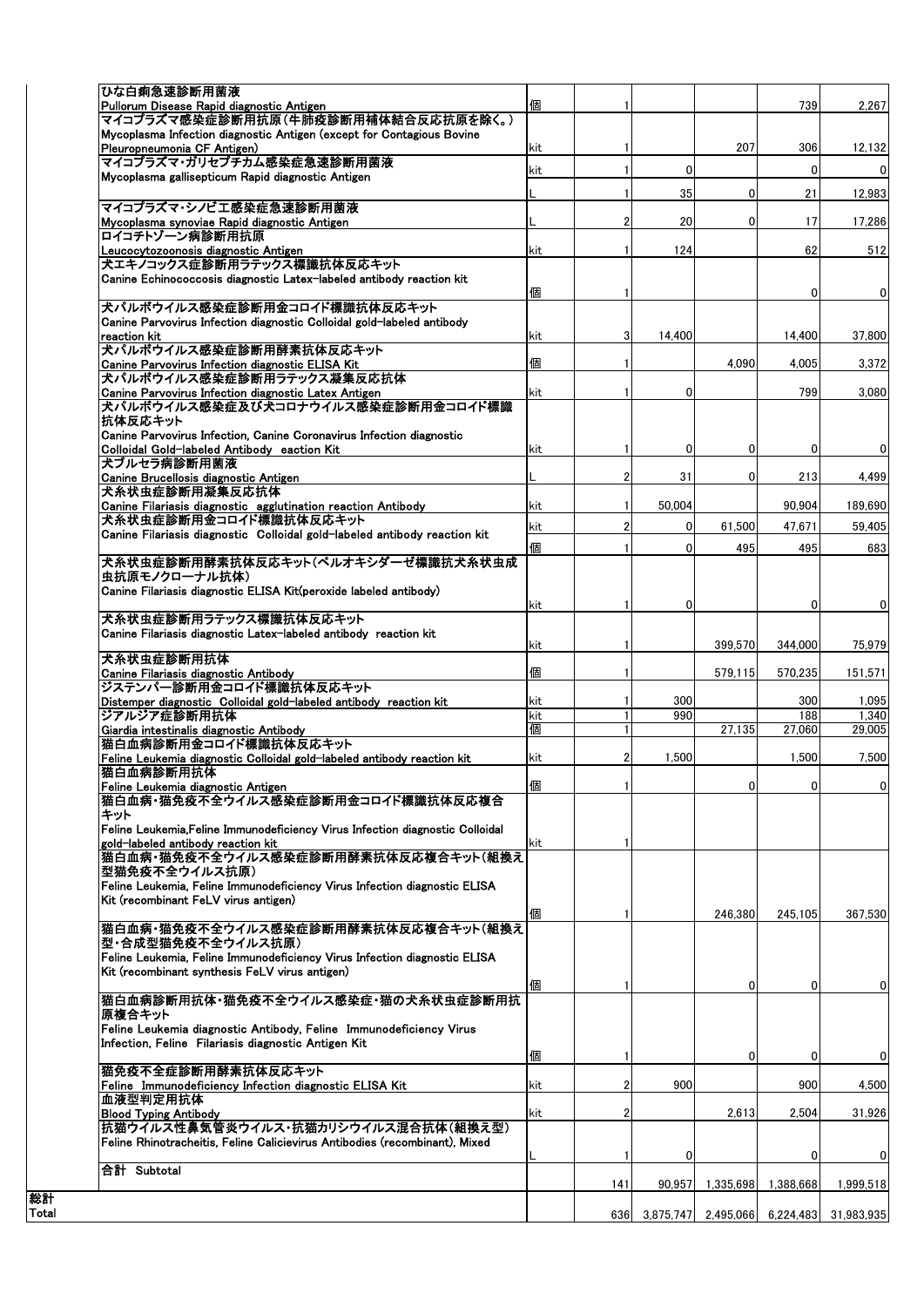| | 品目 | 単位 | | | | | |
|---|---|---|---|---|---|---|---|
| | ひな白痢急速診断用菌液<br>Pullorum Disease Rapid diagnostic Antigen | 個 | 1 | | | 739 | 2,267 |
| | マイコプラズマ感染症診断用抗原（牛肺疫診断用補体結合反応抗原を除く。）<br>Mycoplasma Infection diagnostic Antigen (except for Contagious Bovine Pleuropneumonia CF Antigen) | kit | 1 | | 207 | 306 | 12,132 |
| | マイコプラズマ・ガリセプチカム感染症急速診断用菌液<br>Mycoplasma gallisepticum Rapid diagnostic Antigen | kit | 1 | 0 | | 0 | 0 |
| | | L | 1 | 35 | 0 | 21 | 12,983 |
| | マイコプラズマ・シノビエ感染症急速診断用菌液<br>Mycoplasma synoviae Rapid diagnostic Antigen | L | 2 | 20 | 0 | 17 | 17,286 |
| | ロイコチトゾーン病診断用抗原<br>Leucocytozoonosis diagnostic Antigen | kit | 1 | 124 | | 62 | 512 |
| | 犬エキノコックス症診断用ラテックス標識抗体反応キット<br>Canine Echinococcosis diagnostic Latex-labeled antibody reaction kit | 個 | 1 | | | 0 | 0 |
| | 犬パルボウイルス感染症診断用金コロイド標識抗体反応キット<br>Canine Parvovirus Infection diagnostic Colloidal gold-labeled antibody reaction kit | kit | 3 | 14,400 | | 14,400 | 37,800 |
| | 犬パルボウイルス感染症診断用酵素抗体反応キット<br>Canine Parvovirus Infection diagnostic ELISA Kit | 個 | 1 | | 4,090 | 4,005 | 3,372 |
| | 犬パルボウイルス感染症診断用ラテックス凝集反応抗体<br>Canine Parvovirus Infection diagnostic Latex Antigen | kit | 1 | 0 | | 799 | 3,080 |
| | 犬パルボウイルス感染症及び犬コロナウイルス感染症診断用金コロイド標識抗体反応キット<br>Canine Parvovirus Infection, Canine Coronavirus Infection diagnostic Colloidal Gold-labeled Antibody eaction Kit | kit | 1 | 0 | 0 | 0 | 0 |
| | 犬ブルセラ病診断用菌液<br>Canine Brucellosis diagnostic Antigen | L | 2 | 31 | 0 | 213 | 4,499 |
| | 犬糸状虫症診断用凝集反応抗体<br>Canine Filariasis diagnostic agglutination reaction Antibody | kit | 1 | 50,004 | | 90,904 | 189,690 |
| | 犬糸状虫症診断用金コロイド標識抗体反応キット<br>Canine Filariasis diagnostic Colloidal gold-labeled antibody reaction kit | kit | 2 | 0 | 61,500 | 47,671 | 59,405 |
| | | 個 | 1 | 0 | 495 | 495 | 683 |
| | 犬糸状虫症診断用酵素抗体反応キット（ペルオキシダーゼ標識抗犬糸状虫成虫抗原モノクローナル抗体）<br>Canine Filariasis diagnostic ELISA Kit(peroxide labeled antibody) | kit | 1 | 0 | | 0 | 0 |
| | 犬糸状虫症診断用ラテックス標識抗体反応キット<br>Canine Filariasis diagnostic Latex-labeled antibody reaction kit | kit | 1 | | 399,570 | 344,000 | 75,979 |
| | 犬糸状虫症診断用抗体<br>Canine Filariasis diagnostic Antibody | 個 | 1 | | 579,115 | 570,235 | 151,571 |
| | ジステンパー診断用金コロイド標識抗体反応キット<br>Distemper diagnostic Colloidal gold-labeled antibody reaction kit | kit | 1 | 300 | | 300 | 1,095 |
| | ジアルジア症診断用抗体<br>Giardia intestinalis diagnostic Antibody | kit | 1 | 990 | | 188 | 1,340 |
| | | 個 | 1 | | 27,135 | 27,060 | 29,005 |
| | 猫白血病診断用金コロイド標識抗体反応キット<br>Feline Leukemia diagnostic Colloidal gold-labeled antibody reaction kit | kit | 2 | 1,500 | | 1,500 | 7,500 |
| | 猫白血病診断用抗体<br>Feline Leukemia diagnostic Antigen | 個 | 1 | | 0 | 0 | 0 |
| | 猫白血病・猫免疫不全ウイルス感染症診断用金コロイド標識抗体反応複合キット<br>Feline Leukemia,Feline Immunodeficiency Virus Infection diagnostic Colloidal gold-labeled antibody reaction kit | kit | 1 | | | | |
| | 猫白血病・猫免疫不全ウイルス感染症診断用酵素抗体反応複合キット（組換え型猫免疫不全ウイルス抗原）<br>Feline Leukemia, Feline Immunodeficiency Virus Infection diagnostic ELISA Kit (recombinant FeLV virus antigen) | 個 | 1 | | 246,380 | 245,105 | 367,530 |
| | 猫白血病・猫免疫不全ウイルス感染症診断用酵素抗体反応複合キット（組換え型・合成型猫免疫不全ウイルス抗原）<br>Feline Leukemia, Feline Immunodeficiency Virus Infection diagnostic ELISA Kit (recombinant synthesis FeLV virus antigen) | 個 | 1 | | 0 | 0 | 0 |
| | 猫白血病診断用抗体・猫免疫不全ウイルス感染症・猫の犬糸状虫症診断用抗原複合キット<br>Feline Leukemia diagnostic Antibody, Feline Immunodeficiency Virus Infection, Feline Filariasis diagnostic Antigen Kit | 個 | 1 | | 0 | 0 | 0 |
| | 猫免疫不全症診断用酵素抗体反応キット<br>Feline Immunodeficiency Infection diagnostic ELISA Kit | kit | 2 | 900 | | 900 | 4,500 |
| | 血液型判定用抗体<br>Blood Typing Antibody | kit | 2 | | 2,613 | 2,504 | 31,926 |
| | 抗猫ウイルス性鼻気管炎ウイルス・抗猫カリシウイルス混合抗体（組換え型）<br>Feline Rhinotracheitis, Feline Calicievirus Antibodies (recombinant), Mixed | L | 1 | 0 | | 0 | 0 |
| | 合計 Subtotal | | 141 | 90,957 | 1,335,698 | 1,388,668 | 1,999,518 |
| 総計<br>Total | | | 636 | 3,875,747 | 2,495,066 | 6,224,483 | 31,983,935 |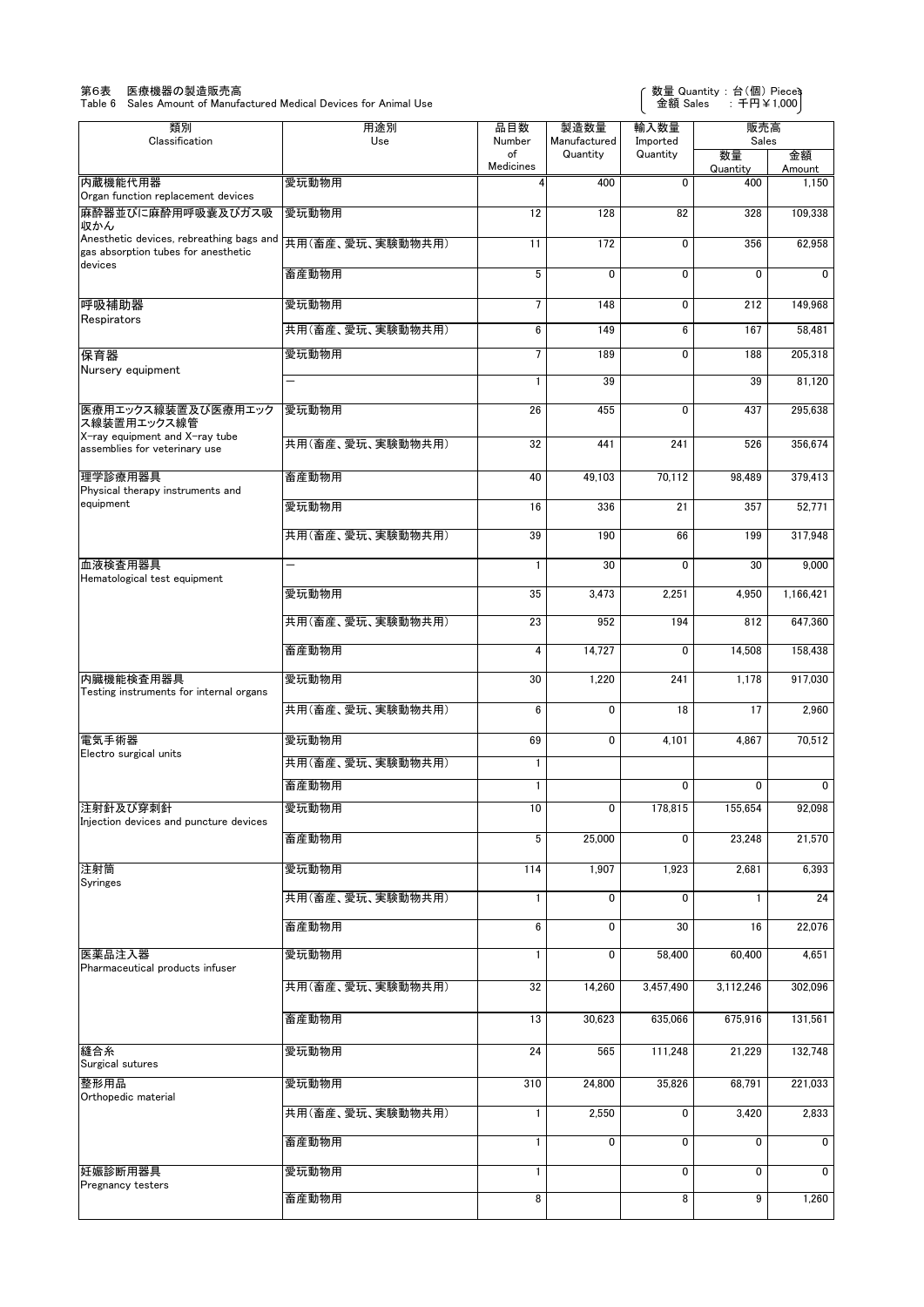第6表　医療機器の製造販売高
Table 6　Sales Amount of Manufactured Medical Devices for Animal Use

（数量 Quantity：台(個) Pieces　金額 Sales　：千円 ¥1,000）

| 類別<br>Classification | 用途別<br>Use | 品目数<br>Number of Medicines | 製造数量<br>Manufactured Quantity | 輸入数量<br>Imported Quantity | 販売高 Sales<br>数量<br>Quantity | 販売高 Sales<br>金額<br>Amount |
|---|---|---|---|---|---|---|
| 内蔵機能代用器<br>Organ function replacement devices | 愛玩動物用 | 4 | 400 | 0 | 400 | 1,150 |
| 麻酔器並びに麻酔用呼吸嚢及びガス吸収かん<br>Anesthetic devices, rebreathing bags and gas absorption tubes for anesthetic devices | 愛玩動物用 | 12 | 128 | 82 | 328 | 109,338 |
| | 共用(畜産、愛玩、実験動物共用) | 11 | 172 | 0 | 356 | 62,958 |
| | 畜産動物用 | 5 | 0 | 0 | 0 | 0 |
| 呼吸補助器<br>Respirators | 愛玩動物用 | 7 | 148 | 0 | 212 | 149,968 |
| | 共用(畜産、愛玩、実験動物共用) | 6 | 149 | 6 | 167 | 58,481 |
| 保育器<br>Nursery equipment | 愛玩動物用 | 7 | 189 | 0 | 188 | 205,318 |
| | ― | 1 | 39 | | 39 | 81,120 |
| 医療用エックス線装置及び医療用エックス線装置用エックス線管<br>X-ray equipment and X-ray tube assemblies for veterinary use | 愛玩動物用 | 26 | 455 | 0 | 437 | 295,638 |
| | 共用(畜産、愛玩、実験動物共用) | 32 | 441 | 241 | 526 | 356,674 |
| 理学診療用器具<br>Physical therapy instruments and equipment | 畜産動物用 | 40 | 49,103 | 70,112 | 98,489 | 379,413 |
| | 愛玩動物用 | 16 | 336 | 21 | 357 | 52,771 |
| | 共用(畜産、愛玩、実験動物共用) | 39 | 190 | 66 | 199 | 317,948 |
| 血液検査用器具<br>Hematological test equipment | ― | 1 | 30 | 0 | 30 | 9,000 |
| | 愛玩動物用 | 35 | 3,473 | 2,251 | 4,950 | 1,166,421 |
| | 共用(畜産、愛玩、実験動物共用) | 23 | 952 | 194 | 812 | 647,360 |
| | 畜産動物用 | 4 | 14,727 | 0 | 14,508 | 158,438 |
| 内臓機能検査用器具<br>Testing instruments for internal organs | 愛玩動物用 | 30 | 1,220 | 241 | 1,178 | 917,030 |
| | 共用(畜産、愛玩、実験動物共用) | 6 | 0 | 18 | 17 | 2,960 |
| 電気手術器<br>Electro surgical units | 愛玩動物用 | 69 | 0 | 4,101 | 4,867 | 70,512 |
| | 共用(畜産、愛玩、実験動物共用) | 1 | | | | |
| | 畜産動物用 | 1 | | 0 | 0 | 0 |
| 注射針及び穿刺針<br>Injection devices and puncture devices | 愛玩動物用 | 10 | 0 | 178,815 | 155,654 | 92,098 |
| | 畜産動物用 | 5 | 25,000 | 0 | 23,248 | 21,570 |
| 注射筒<br>Syringes | 愛玩動物用 | 114 | 1,907 | 1,923 | 2,681 | 6,393 |
| | 共用(畜産、愛玩、実験動物共用) | 1 | 0 | 0 | 1 | 24 |
| | 畜産動物用 | 6 | 0 | 30 | 16 | 22,076 |
| 医薬品注入器<br>Pharmaceutical products infuser | 愛玩動物用 | 1 | 0 | 58,400 | 60,400 | 4,651 |
| | 共用(畜産、愛玩、実験動物共用) | 32 | 14,260 | 3,457,490 | 3,112,246 | 302,096 |
| | 畜産動物用 | 13 | 30,623 | 635,066 | 675,916 | 131,561 |
| 縫合糸<br>Surgical sutures | 愛玩動物用 | 24 | 565 | 111,248 | 21,229 | 132,748 |
| 整形用品<br>Orthopedic material | 愛玩動物用 | 310 | 24,800 | 35,826 | 68,791 | 221,033 |
| | 共用(畜産、愛玩、実験動物共用) | 1 | 2,550 | 0 | 3,420 | 2,833 |
| | 畜産動物用 | 1 | 0 | 0 | 0 | 0 |
| 妊娠診断用器具<br>Pregnancy testers | 愛玩動物用 | 1 | | 0 | 0 | 0 |
| | 畜産動物用 | 8 | | 8 | 9 | 1,260 |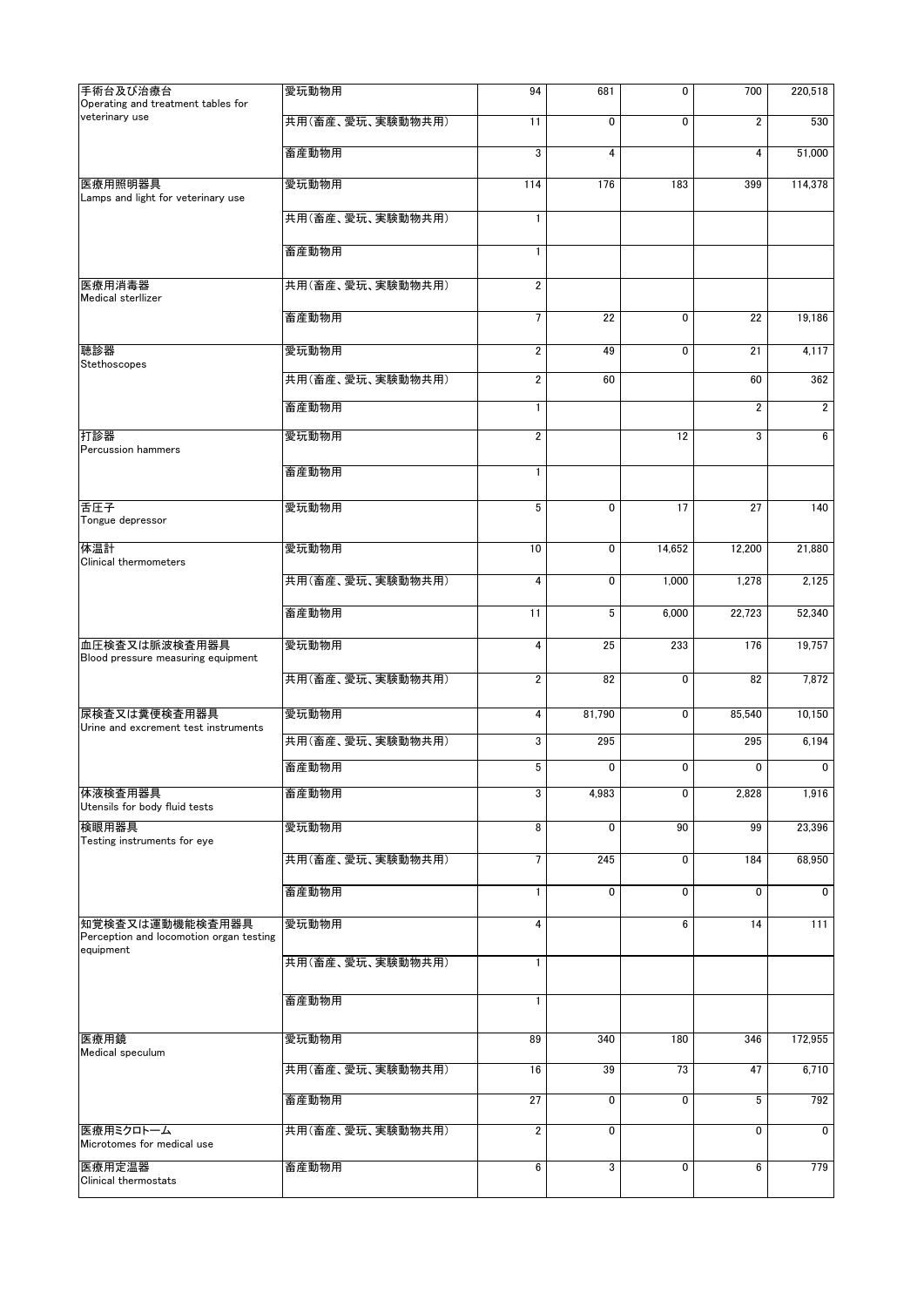| | | | | | | |
|---|---|---|---|---|---|---|
| 手術台及び治療台<br>Operating and treatment tables for veterinary use | 愛玩動物用 | 94 | 681 | 0 | 700 | 220,518 |
| | 共用(畜産、愛玩、実験動物共用) | 11 | 0 | 0 | 2 | 530 |
| | 畜産動物用 | 3 | 4 | | 4 | 51,000 |
| 医療用照明器具<br>Lamps and light for veterinary use | 愛玩動物用 | 114 | 176 | 183 | 399 | 114,378 |
| | 共用(畜産、愛玩、実験動物共用) | 1 | | | | |
| | 畜産動物用 | 1 | | | | |
| 医療用消毒器<br>Medical sterllizer | 共用(畜産、愛玩、実験動物共用) | 2 | | | | |
| | 畜産動物用 | 7 | 22 | 0 | 22 | 19,186 |
| 聴診器<br>Stethoscopes | 愛玩動物用 | 2 | 49 | 0 | 21 | 4,117 |
| | 共用(畜産、愛玩、実験動物共用) | 2 | 60 | | 60 | 362 |
| | 畜産動物用 | 1 | | | 2 | 2 |
| 打診器<br>Percussion hammers | 愛玩動物用 | 2 | | 12 | 3 | 6 |
| | 畜産動物用 | 1 | | | | |
| 舌圧子<br>Tongue depressor | 愛玩動物用 | 5 | 0 | 17 | 27 | 140 |
| 体温計<br>Clinical thermometers | 愛玩動物用 | 10 | 0 | 14,652 | 12,200 | 21,880 |
| | 共用(畜産、愛玩、実験動物共用) | 4 | 0 | 1,000 | 1,278 | 2,125 |
| | 畜産動物用 | 11 | 5 | 6,000 | 22,723 | 52,340 |
| 血圧検査又は脈波検査用器具<br>Blood pressure measuring equipment | 愛玩動物用 | 4 | 25 | 233 | 176 | 19,757 |
| | 共用(畜産、愛玩、実験動物共用) | 2 | 82 | 0 | 82 | 7,872 |
| 尿検査又は糞便検査用器具<br>Urine and excrement test instruments | 愛玩動物用 | 4 | 81,790 | 0 | 85,540 | 10,150 |
| | 共用(畜産、愛玩、実験動物共用) | 3 | 295 | | 295 | 6,194 |
| | 畜産動物用 | 5 | 0 | 0 | 0 | 0 |
| 体液検査用器具<br>Utensils for body fluid tests | 畜産動物用 | 3 | 4,983 | 0 | 2,828 | 1,916 |
| 検眼用器具<br>Testing instruments for eye | 愛玩動物用 | 8 | 0 | 90 | 99 | 23,396 |
| | 共用(畜産、愛玩、実験動物共用) | 7 | 245 | 0 | 184 | 68,950 |
| | 畜産動物用 | 1 | 0 | 0 | 0 | 0 |
| 知覚検査又は運動機能検査用器具<br>Perception and locomotion organ testing equipment | 愛玩動物用 | 4 | | 6 | 14 | 111 |
| | 共用(畜産、愛玩、実験動物共用) | 1 | | | | |
| | 畜産動物用 | 1 | | | | |
| 医療用鏡<br>Medical speculum | 愛玩動物用 | 89 | 340 | 180 | 346 | 172,955 |
| | 共用(畜産、愛玩、実験動物共用) | 16 | 39 | 73 | 47 | 6,710 |
| | 畜産動物用 | 27 | 0 | 0 | 5 | 792 |
| 医療用ミクロトーム<br>Microtomes for medical use | 共用(畜産、愛玩、実験動物共用) | 2 | 0 | | 0 | 0 |
| 医療用定温器<br>Clinical thermostats | 畜産動物用 | 6 | 3 | 0 | 6 | 779 |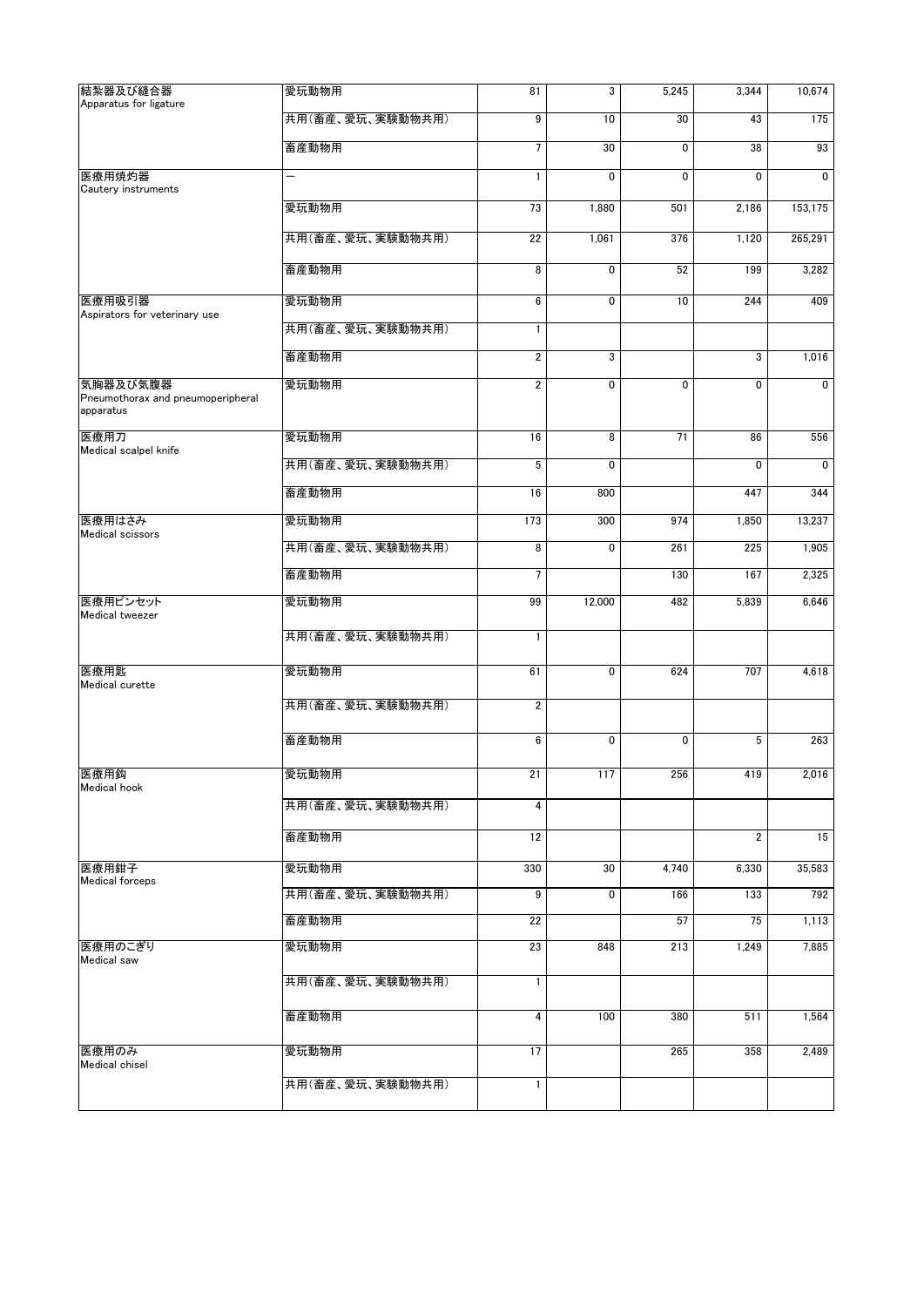| | | | | | | |
|---|---|---|---|---|---|---|
| 結紮器及び縫合器<br>Apparatus for ligature | 愛玩動物用 | 81 | 3 | 5,245 | 3,344 | 10,674 |
| | 共用(畜産、愛玩、実験動物共用) | 9 | 10 | 30 | 43 | 175 |
| | 畜産動物用 | 7 | 30 | 0 | 38 | 93 |
| 医療用焼灼器<br>Cautery instruments | ー | 1 | 0 | 0 | 0 | 0 |
| | 愛玩動物用 | 73 | 1,880 | 501 | 2,186 | 153,175 |
| | 共用(畜産、愛玩、実験動物共用) | 22 | 1,061 | 376 | 1,120 | 265,291 |
| | 畜産動物用 | 8 | 0 | 52 | 199 | 3,282 |
| 医療用吸引器<br>Aspirators for veterinary use | 愛玩動物用 | 6 | 0 | 10 | 244 | 409 |
| | 共用(畜産、愛玩、実験動物共用) | 1 | | | | |
| | 畜産動物用 | 2 | 3 | | 3 | 1,016 |
| 気胸器及び気腹器<br>Pneumothorax and pneumoperipheral apparatus | 愛玩動物用 | 2 | 0 | 0 | 0 | 0 |
| 医療用刀<br>Medical scalpel knife | 愛玩動物用 | 16 | 8 | 71 | 86 | 556 |
| | 共用(畜産、愛玩、実験動物共用) | 5 | 0 | | 0 | 0 |
| | 畜産動物用 | 16 | 800 | | 447 | 344 |
| 医療用はさみ<br>Medical scissors | 愛玩動物用 | 173 | 300 | 974 | 1,850 | 13,237 |
| | 共用(畜産、愛玩、実験動物共用) | 8 | 0 | 261 | 225 | 1,905 |
| | 畜産動物用 | 7 | | 130 | 167 | 2,325 |
| 医療用ピンセット<br>Medical tweezer | 愛玩動物用 | 99 | 12,000 | 482 | 5,839 | 6,646 |
| | 共用(畜産、愛玩、実験動物共用) | 1 | | | | |
| 医療用匙<br>Medical curette | 愛玩動物用 | 61 | 0 | 624 | 707 | 4,618 |
| | 共用(畜産、愛玩、実験動物共用) | 2 | | | | |
| | 畜産動物用 | 6 | 0 | 0 | 5 | 263 |
| 医療用鈎<br>Medical hook | 愛玩動物用 | 21 | 117 | 256 | 419 | 2,016 |
| | 共用(畜産、愛玩、実験動物共用) | 4 | | | | |
| | 畜産動物用 | 12 | | | 2 | 15 |
| 医療用鉗子<br>Medical forceps | 愛玩動物用 | 330 | 30 | 4,740 | 6,330 | 35,583 |
| | 共用(畜産、愛玩、実験動物共用) | 9 | 0 | 166 | 133 | 792 |
| | 畜産動物用 | 22 | | 57 | 75 | 1,113 |
| 医療用のこぎり<br>Medical saw | 愛玩動物用 | 23 | 848 | 213 | 1,249 | 7,885 |
| | 共用(畜産、愛玩、実験動物共用) | 1 | | | | |
| | 畜産動物用 | 4 | 100 | 380 | 511 | 1,564 |
| 医療用のみ<br>Medical chisel | 愛玩動物用 | 17 | | 265 | 358 | 2,489 |
| | 共用(畜産、愛玩、実験動物共用) | 1 | | | | |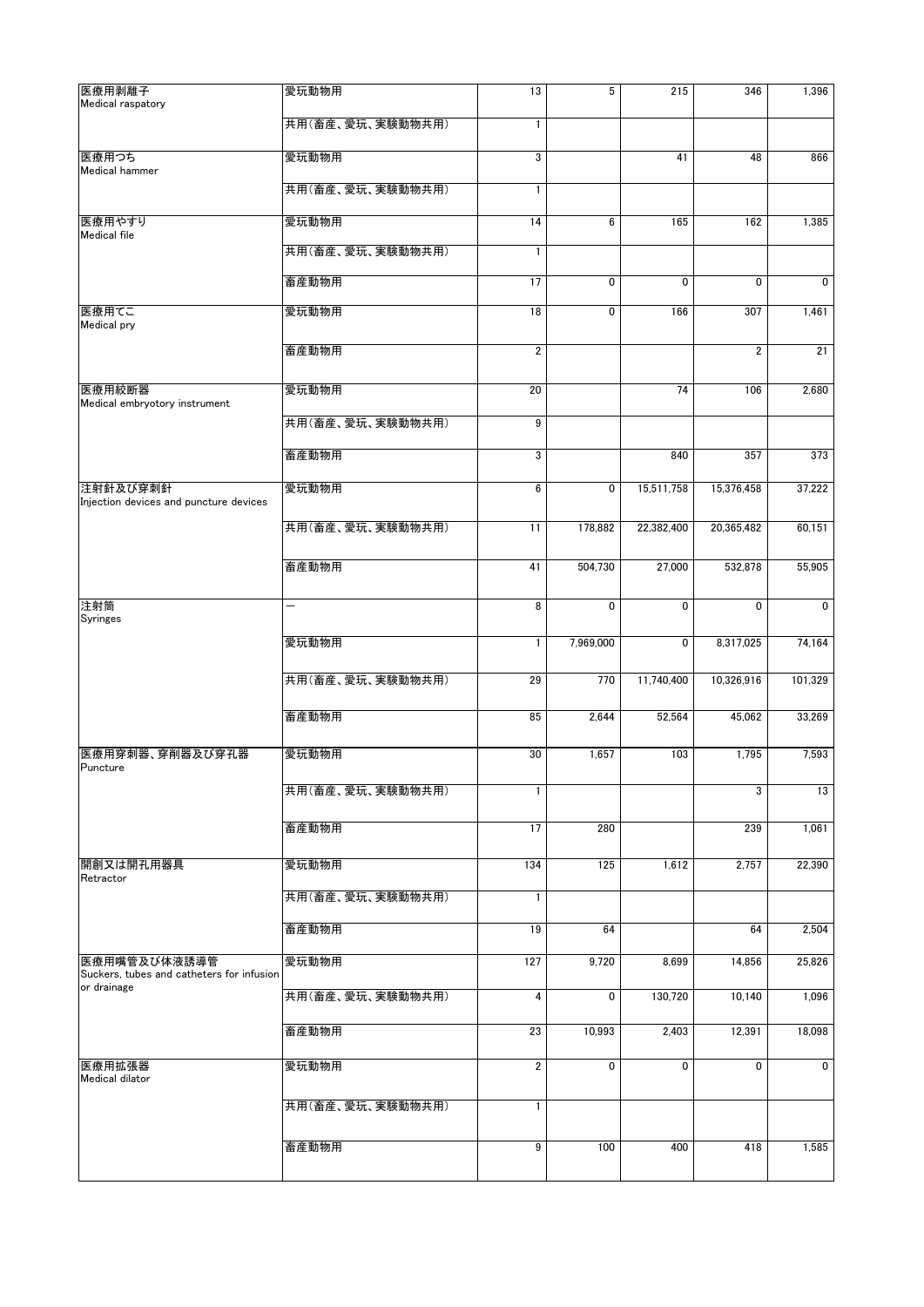| | | | | | | |
|---|---|---|---|---|---|---|
| 医療用剥離子<br>Medical raspatory | 愛玩動物用 | 13 | 5 | 215 | 346 | 1,396 |
| | 共用(畜産、愛玩、実験動物共用) | 1 | | | | |
| 医療用つち<br>Medical hammer | 愛玩動物用 | 3 | | 41 | 48 | 866 |
| | 共用(畜産、愛玩、実験動物共用) | 1 | | | | |
| 医療用やすり<br>Medical file | 愛玩動物用 | 14 | 6 | 165 | 162 | 1,385 |
| | 共用(畜産、愛玩、実験動物共用) | 1 | | | | |
| | 畜産動物用 | 17 | 0 | 0 | 0 | 0 |
| 医療用てこ<br>Medical pry | 愛玩動物用 | 18 | 0 | 166 | 307 | 1,461 |
| | 畜産動物用 | 2 | | | 2 | 21 |
| 医療用絞断器<br>Medical embryotory instrument | 愛玩動物用 | 20 | | 74 | 106 | 2,680 |
| | 共用(畜産、愛玩、実験動物共用) | 9 | | | | |
| | 畜産動物用 | 3 | | 840 | 357 | 373 |
| 注射針及び穿刺針<br>Injection devices and puncture devices | 愛玩動物用 | 6 | 0 | 15,511,758 | 15,376,458 | 37,222 |
| | 共用(畜産、愛玩、実験動物共用) | 11 | 178,882 | 22,382,400 | 20,365,482 | 60,151 |
| | 畜産動物用 | 41 | 504,730 | 27,000 | 532,878 | 55,905 |
| 注射筒<br>Syringes | － | 8 | 0 | 0 | 0 | 0 |
| | 愛玩動物用 | 1 | 7,969,000 | 0 | 8,317,025 | 74,164 |
| | 共用(畜産、愛玩、実験動物共用) | 29 | 770 | 11,740,400 | 10,326,916 | 101,329 |
| | 畜産動物用 | 85 | 2,644 | 52,564 | 45,062 | 33,269 |
| 医療用穿刺器、穿削器及び穿孔器<br>Puncture | 愛玩動物用 | 30 | 1,657 | 103 | 1,795 | 7,593 |
| | 共用(畜産、愛玩、実験動物共用) | 1 | | | 3 | 13 |
| | 畜産動物用 | 17 | 280 | | 239 | 1,061 |
| 開創又は開孔用器具<br>Retractor | 愛玩動物用 | 134 | 125 | 1,612 | 2,757 | 22,390 |
| | 共用(畜産、愛玩、実験動物共用) | 1 | | | | |
| | 畜産動物用 | 19 | 64 | | 64 | 2,504 |
| 医療用嘴管及び体液誘導管<br>Suckers, tubes and catheters for infusion or drainage | 愛玩動物用 | 127 | 9,720 | 8,699 | 14,856 | 25,826 |
| | 共用(畜産、愛玩、実験動物共用) | 4 | 0 | 130,720 | 10,140 | 1,096 |
| | 畜産動物用 | 23 | 10,993 | 2,403 | 12,391 | 18,098 |
| 医療用拡張器<br>Medical dilator | 愛玩動物用 | 2 | 0 | 0 | 0 | 0 |
| | 共用(畜産、愛玩、実験動物共用) | 1 | | | | |
| | 畜産動物用 | 9 | 100 | 400 | 418 | 1,585 |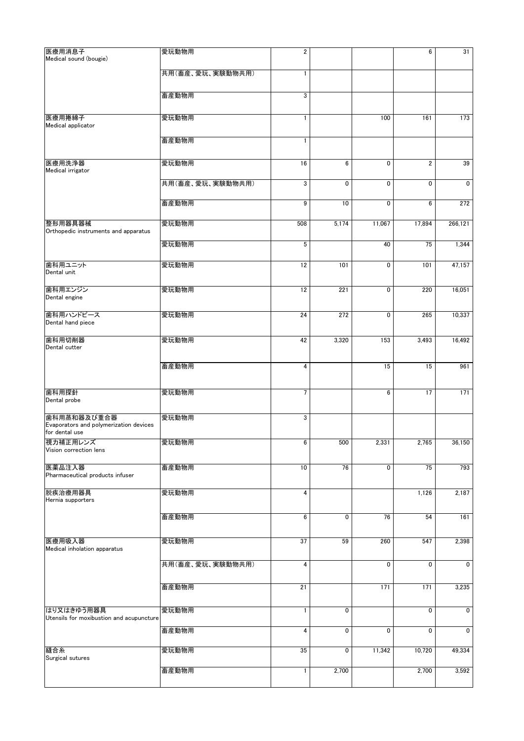| | | | | | | |
|---|---|---|---|---|---|---|
| 医療用消息子<br>Medical sound (bougie) | 愛玩動物用 | 2 | | | 6 | 31 |
| | 共用（畜産、愛玩、実験動物共用） | 1 | | | | |
| | 畜産動物用 | 3 | | | | |
| 医療用捲綿子<br>Medical applicator | 愛玩動物用 | 1 | | 100 | 161 | 173 |
| | 畜産動物用 | 1 | | | | |
| 医療用洗浄器<br>Medical irrigator | 愛玩動物用 | 16 | 6 | 0 | 2 | 39 |
| | 共用（畜産、愛玩、実験動物共用） | 3 | 0 | 0 | 0 | 0 |
| | 畜産動物用 | 9 | 10 | 0 | 6 | 272 |
| 整形用器具器械<br>Orthopedic instruments and apparatus | 愛玩動物用 | 508 | 5,174 | 11,067 | 17,894 | 266,121 |
| | 愛玩動物用 | 5 | | 40 | 75 | 1,344 |
| 歯科用ユニット<br>Dental unit | 愛玩動物用 | 12 | 101 | 0 | 101 | 47,157 |
| 歯科用エンジン<br>Dental engine | 愛玩動物用 | 12 | 221 | 0 | 220 | 16,051 |
| 歯科用ハンドピース<br>Dental hand piece | 愛玩動物用 | 24 | 272 | 0 | 265 | 10,337 |
| 歯科用切削器<br>Dental cutter | 愛玩動物用 | 42 | 3,320 | 153 | 3,493 | 16,492 |
| | 畜産動物用 | 4 | | 15 | 15 | 961 |
| 歯科用探針<br>Dental probe | 愛玩動物用 | 7 | | 6 | 17 | 171 |
| 歯科用蒸和器及び重合器<br>Evaporators and polymerization devices for dental use | 愛玩動物用 | 3 | | | | |
| 視力補正用レンズ<br>Vision correction lens | 愛玩動物用 | 6 | 500 | 2,331 | 2,765 | 36,150 |
| 医薬品注入器<br>Pharmaceutical products infuser | 畜産動物用 | 10 | 76 | 0 | 75 | 793 |
| 脱疾治療用器具<br>Hernia supporters | 愛玩動物用 | 4 | | | 1,126 | 2,187 |
| | 畜産動物用 | 6 | 0 | 76 | 54 | 161 |
| 医療用吸入器<br>Medical inholation apparatus | 愛玩動物用 | 37 | 59 | 260 | 547 | 2,398 |
| | 共用（畜産、愛玩、実験動物共用） | 4 | | 0 | 0 | 0 |
| | 畜産動物用 | 21 | | 171 | 171 | 3,235 |
| はり又はきゆう用器具<br>Utensils for moxibustion and acupuncture | 愛玩動物用 | 1 | 0 | | 0 | 0 |
| | 畜産動物用 | 4 | 0 | 0 | 0 | 0 |
| 縫合糸<br>Surgical sutures | 愛玩動物用 | 35 | 0 | 11,342 | 10,720 | 49,334 |
| | 畜産動物用 | 1 | 2,700 | | 2,700 | 3,592 |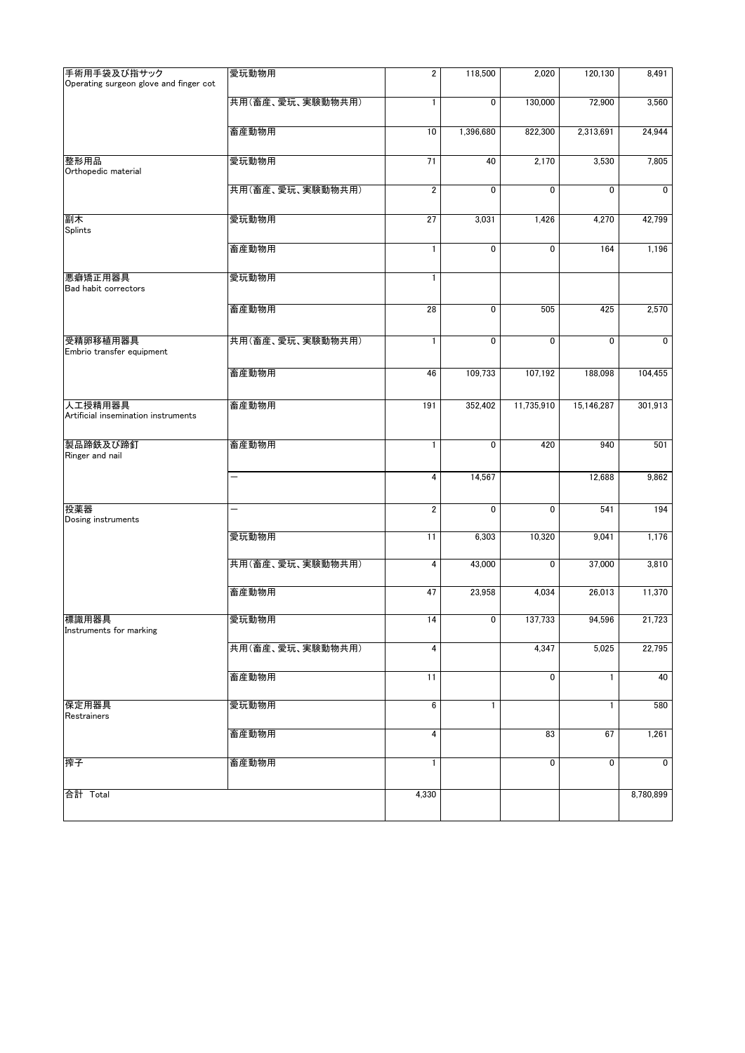| | | | | | | |
|---|---|---|---|---|---|---|
| 手術用手袋及び指サック<br>Operating surgeon glove and finger cot | 愛玩動物用 | 2 | 118,500 | 2,020 | 120,130 | 8,491 |
| | 共用(畜産、愛玩、実験動物共用) | 1 | 0 | 130,000 | 72,900 | 3,560 |
| | 畜産動物用 | 10 | 1,396,680 | 822,300 | 2,313,691 | 24,944 |
| 整形用品<br>Orthopedic material | 愛玩動物用 | 71 | 40 | 2,170 | 3,530 | 7,805 |
| | 共用(畜産、愛玩、実験動物共用) | 2 | 0 | 0 | 0 | 0 |
| 副木<br>Splints | 愛玩動物用 | 27 | 3,031 | 1,426 | 4,270 | 42,799 |
| | 畜産動物用 | 1 | 0 | 0 | 164 | 1,196 |
| 悪癖矯正用器具<br>Bad habit correctors | 愛玩動物用 | 1 | | | | |
| | 畜産動物用 | 28 | 0 | 505 | 425 | 2,570 |
| 受精卵移植用器具<br>Embrio transfer equipment | 共用(畜産、愛玩、実験動物共用) | 1 | 0 | 0 | 0 | 0 |
| | 畜産動物用 | 46 | 109,733 | 107,192 | 188,098 | 104,455 |
| 人工授精用器具<br>Artificial insemination instruments | 畜産動物用 | 191 | 352,402 | 11,735,910 | 15,146,287 | 301,913 |
| 製品蹄鉄及び蹄釘<br>Ringer and nail | 畜産動物用 | 1 | 0 | 420 | 940 | 501 |
| | ー | 4 | 14,567 | | 12,688 | 9,862 |
| 投薬器<br>Dosing instruments | ー | 2 | 0 | 0 | 541 | 194 |
| | 愛玩動物用 | 11 | 6,303 | 10,320 | 9,041 | 1,176 |
| | 共用(畜産、愛玩、実験動物共用) | 4 | 43,000 | 0 | 37,000 | 3,810 |
| | 畜産動物用 | 47 | 23,958 | 4,034 | 26,013 | 11,370 |
| 標識用器具<br>Instruments for marking | 愛玩動物用 | 14 | 0 | 137,733 | 94,596 | 21,723 |
| | 共用(畜産、愛玩、実験動物共用) | 4 | | 4,347 | 5,025 | 22,795 |
| | 畜産動物用 | 11 | | 0 | 1 | 40 |
| 保定用器具<br>Restrainers | 愛玩動物用 | 6 | 1 | | 1 | 580 |
| | 畜産動物用 | 4 | | 83 | 67 | 1,261 |
| 搾子 | 畜産動物用 | 1 | | 0 | 0 | 0 |
| 合計 Total | | 4,330 | | | | 8,780,899 |